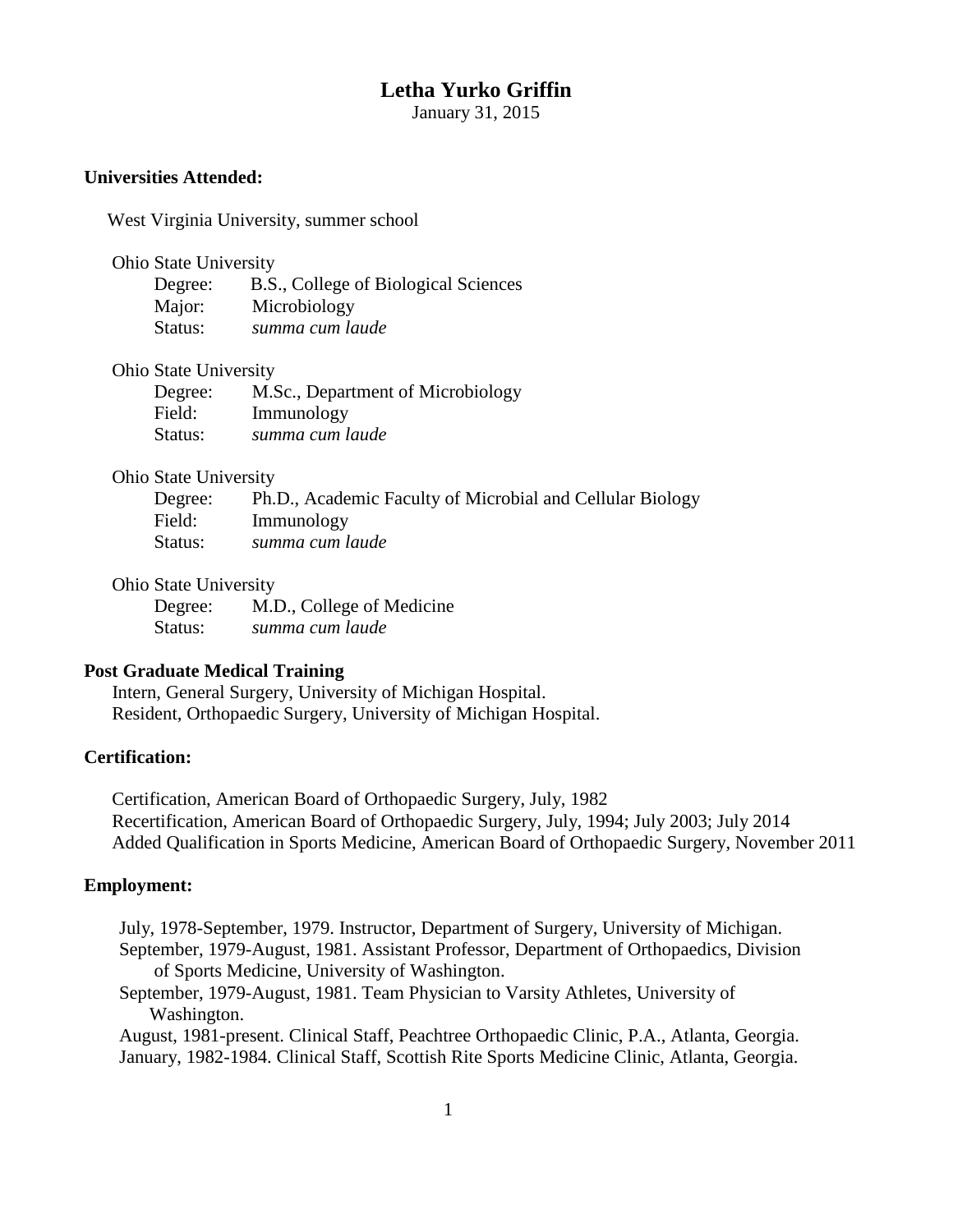# Letha Yurko Griffin

January 31, 2015

## Universities Attended:

West Virginia University, summer school

Ohio State University
- Degree: B.S., College of Biological Sciences
- Major: Microbiology
- Status: *summa cum laude*

Ohio State University
- Degree: M.Sc., Department of Microbiology
- Field: Immunology
- Status: *summa cum laude*

Ohio State University
- Degree: Ph.D., Academic Faculty of Microbial and Cellular Biology
- Field: Immunology
- Status: *summa cum laude*

Ohio State University
- Degree: M.D., College of Medicine
- Status: *summa cum laude*

## Post Graduate Medical Training

Intern, General Surgery, University of Michigan Hospital.
Resident, Orthopaedic Surgery, University of Michigan Hospital.

## Certification:

Certification, American Board of Orthopaedic Surgery, July, 1982
Recertification, American Board of Orthopaedic Surgery, July, 1994; July 2003; July 2014
Added Qualification in Sports Medicine, American Board of Orthopaedic Surgery, November 2011

## Employment:

July, 1978-September, 1979. Instructor, Department of Surgery, University of Michigan.
September, 1979-August, 1981. Assistant Professor, Department of Orthopaedics, Division of Sports Medicine, University of Washington.
September, 1979-August, 1981. Team Physician to Varsity Athletes, University of Washington.
August, 1981-present. Clinical Staff, Peachtree Orthopaedic Clinic, P.A., Atlanta, Georgia.
January, 1982-1984. Clinical Staff, Scottish Rite Sports Medicine Clinic, Atlanta, Georgia.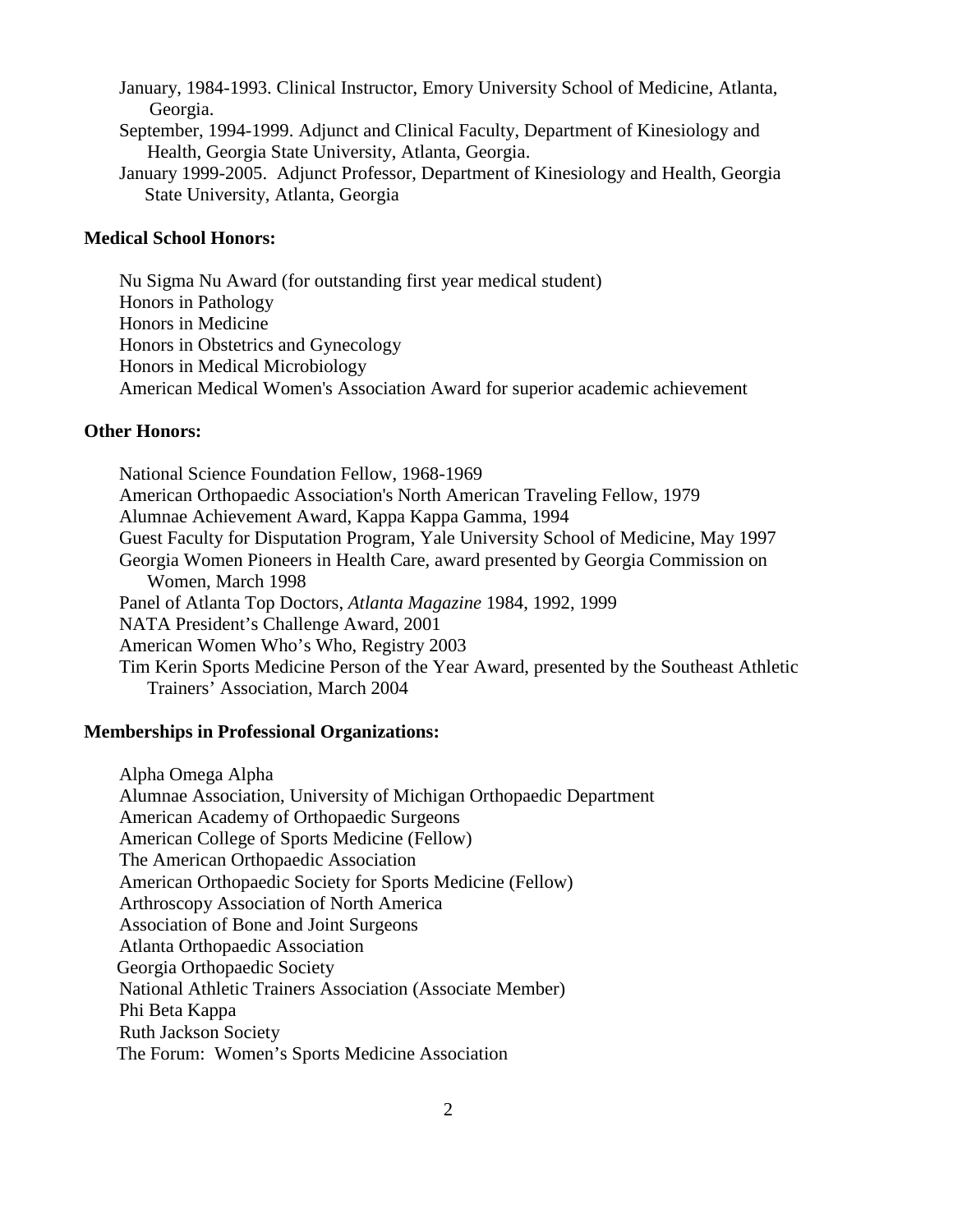January, 1984-1993. Clinical Instructor, Emory University School of Medicine, Atlanta, Georgia.

September, 1994-1999. Adjunct and Clinical Faculty, Department of Kinesiology and Health, Georgia State University, Atlanta, Georgia.

January 1999-2005. Adjunct Professor, Department of Kinesiology and Health, Georgia State University, Atlanta, Georgia

**Medical School Honors:**

Nu Sigma Nu Award (for outstanding first year medical student)
Honors in Pathology
Honors in Medicine
Honors in Obstetrics and Gynecology
Honors in Medical Microbiology
American Medical Women's Association Award for superior academic achievement

**Other Honors:**

National Science Foundation Fellow, 1968-1969
American Orthopaedic Association's North American Traveling Fellow, 1979
Alumnae Achievement Award, Kappa Kappa Gamma, 1994
Guest Faculty for Disputation Program, Yale University School of Medicine, May 1997
Georgia Women Pioneers in Health Care, award presented by Georgia Commission on Women, March 1998
Panel of Atlanta Top Doctors, *Atlanta Magazine* 1984, 1992, 1999
NATA President's Challenge Award, 2001
American Women Who's Who, Registry 2003
Tim Kerin Sports Medicine Person of the Year Award, presented by the Southeast Athletic Trainers' Association, March 2004

**Memberships in Professional Organizations:**

Alpha Omega Alpha
Alumnae Association, University of Michigan Orthopaedic Department
American Academy of Orthopaedic Surgeons
American College of Sports Medicine (Fellow)
The American Orthopaedic Association
American Orthopaedic Society for Sports Medicine (Fellow)
Arthroscopy Association of North America
Association of Bone and Joint Surgeons
Atlanta Orthopaedic Association
Georgia Orthopaedic Society
National Athletic Trainers Association (Associate Member)
Phi Beta Kappa
Ruth Jackson Society
The Forum: Women's Sports Medicine Association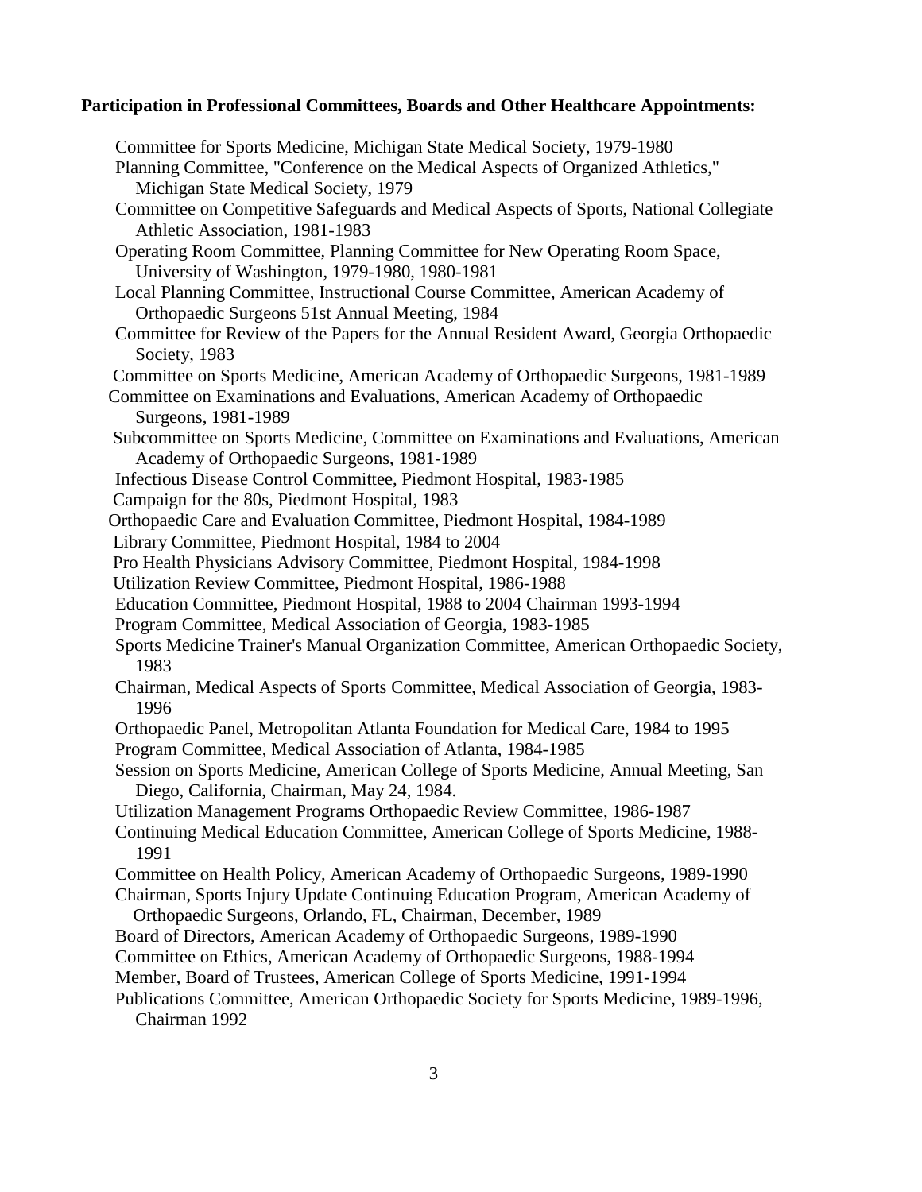**Participation in Professional Committees, Boards and Other Healthcare Appointments:**

Committee for Sports Medicine, Michigan State Medical Society, 1979-1980
Planning Committee, "Conference on the Medical Aspects of Organized Athletics," Michigan State Medical Society, 1979
Committee on Competitive Safeguards and Medical Aspects of Sports, National Collegiate Athletic Association, 1981-1983
Operating Room Committee, Planning Committee for New Operating Room Space, University of Washington, 1979-1980, 1980-1981
Local Planning Committee, Instructional Course Committee, American Academy of Orthopaedic Surgeons 51st Annual Meeting, 1984
Committee for Review of the Papers for the Annual Resident Award, Georgia Orthopaedic Society, 1983
Committee on Sports Medicine, American Academy of Orthopaedic Surgeons, 1981-1989
Committee on Examinations and Evaluations, American Academy of Orthopaedic Surgeons, 1981-1989
Subcommittee on Sports Medicine, Committee on Examinations and Evaluations, American Academy of Orthopaedic Surgeons, 1981-1989
Infectious Disease Control Committee, Piedmont Hospital, 1983-1985
Campaign for the 80s, Piedmont Hospital, 1983
Orthopaedic Care and Evaluation Committee, Piedmont Hospital, 1984-1989
Library Committee, Piedmont Hospital, 1984 to 2004
Pro Health Physicians Advisory Committee, Piedmont Hospital, 1984-1998
Utilization Review Committee, Piedmont Hospital, 1986-1988
Education Committee, Piedmont Hospital, 1988 to 2004 Chairman 1993-1994
Program Committee, Medical Association of Georgia, 1983-1985
Sports Medicine Trainer's Manual Organization Committee, American Orthopaedic Society, 1983
Chairman, Medical Aspects of Sports Committee, Medical Association of Georgia, 1983-1996
Orthopaedic Panel, Metropolitan Atlanta Foundation for Medical Care, 1984 to 1995
Program Committee, Medical Association of Atlanta, 1984-1985
Session on Sports Medicine, American College of Sports Medicine, Annual Meeting, San Diego, California, Chairman, May 24, 1984.
Utilization Management Programs Orthopaedic Review Committee, 1986-1987
Continuing Medical Education Committee, American College of Sports Medicine, 1988-1991
Committee on Health Policy, American Academy of Orthopaedic Surgeons, 1989-1990
Chairman, Sports Injury Update Continuing Education Program, American Academy of Orthopaedic Surgeons, Orlando, FL, Chairman, December, 1989
Board of Directors, American Academy of Orthopaedic Surgeons, 1989-1990
Committee on Ethics, American Academy of Orthopaedic Surgeons, 1988-1994
Member, Board of Trustees, American College of Sports Medicine, 1991-1994
Publications Committee, American Orthopaedic Society for Sports Medicine, 1989-1996, Chairman 1992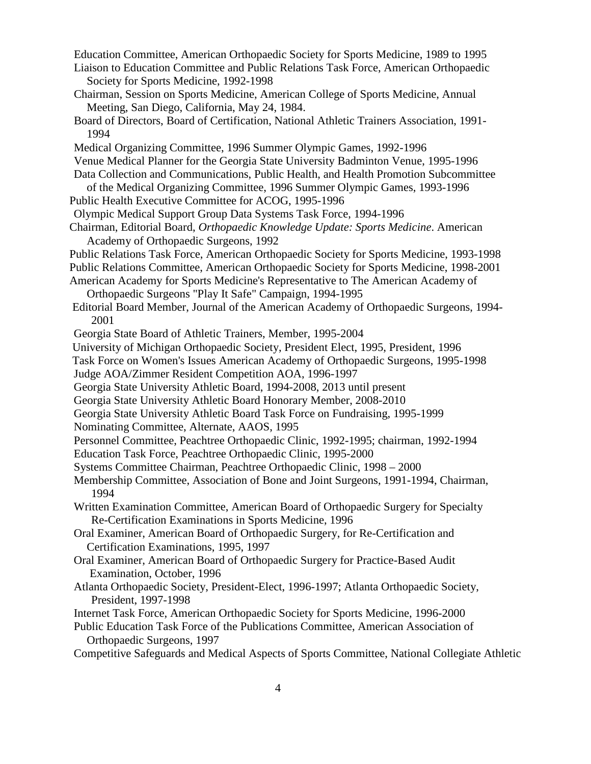Education Committee, American Orthopaedic Society for Sports Medicine, 1989 to 1995

Liaison to Education Committee and Public Relations Task Force, American Orthopaedic Society for Sports Medicine, 1992-1998

Chairman, Session on Sports Medicine, American College of Sports Medicine, Annual Meeting, San Diego, California, May 24, 1984.

Board of Directors, Board of Certification, National Athletic Trainers Association, 1991-1994

Medical Organizing Committee, 1996 Summer Olympic Games, 1992-1996

Venue Medical Planner for the Georgia State University Badminton Venue, 1995-1996

Data Collection and Communications, Public Health, and Health Promotion Subcommittee of the Medical Organizing Committee, 1996 Summer Olympic Games, 1993-1996

Public Health Executive Committee for ACOG, 1995-1996

Olympic Medical Support Group Data Systems Task Force, 1994-1996

Chairman, Editorial Board, *Orthopaedic Knowledge Update: Sports Medicine*. American Academy of Orthopaedic Surgeons, 1992

Public Relations Task Force, American Orthopaedic Society for Sports Medicine, 1993-1998

Public Relations Committee, American Orthopaedic Society for Sports Medicine, 1998-2001

American Academy for Sports Medicine's Representative to The American Academy of Orthopaedic Surgeons "Play It Safe" Campaign, 1994-1995

Editorial Board Member, Journal of the American Academy of Orthopaedic Surgeons, 1994-2001

Georgia State Board of Athletic Trainers, Member, 1995-2004

University of Michigan Orthopaedic Society, President Elect, 1995, President, 1996

Task Force on Women's Issues American Academy of Orthopaedic Surgeons, 1995-1998

Judge AOA/Zimmer Resident Competition AOA, 1996-1997

Georgia State University Athletic Board, 1994-2008, 2013 until present

Georgia State University Athletic Board Honorary Member, 2008-2010

Georgia State University Athletic Board Task Force on Fundraising, 1995-1999

Nominating Committee, Alternate, AAOS, 1995

Personnel Committee, Peachtree Orthopaedic Clinic, 1992-1995; chairman, 1992-1994

Education Task Force, Peachtree Orthopaedic Clinic, 1995-2000

Systems Committee Chairman, Peachtree Orthopaedic Clinic, 1998 – 2000

Membership Committee, Association of Bone and Joint Surgeons, 1991-1994, Chairman, 1994

Written Examination Committee, American Board of Orthopaedic Surgery for Specialty Re-Certification Examinations in Sports Medicine, 1996

Oral Examiner, American Board of Orthopaedic Surgery, for Re-Certification and Certification Examinations, 1995, 1997

Oral Examiner, American Board of Orthopaedic Surgery for Practice-Based Audit Examination, October, 1996

Atlanta Orthopaedic Society, President-Elect, 1996-1997; Atlanta Orthopaedic Society, President, 1997-1998

Internet Task Force, American Orthopaedic Society for Sports Medicine, 1996-2000

Public Education Task Force of the Publications Committee, American Association of Orthopaedic Surgeons, 1997

Competitive Safeguards and Medical Aspects of Sports Committee, National Collegiate Athletic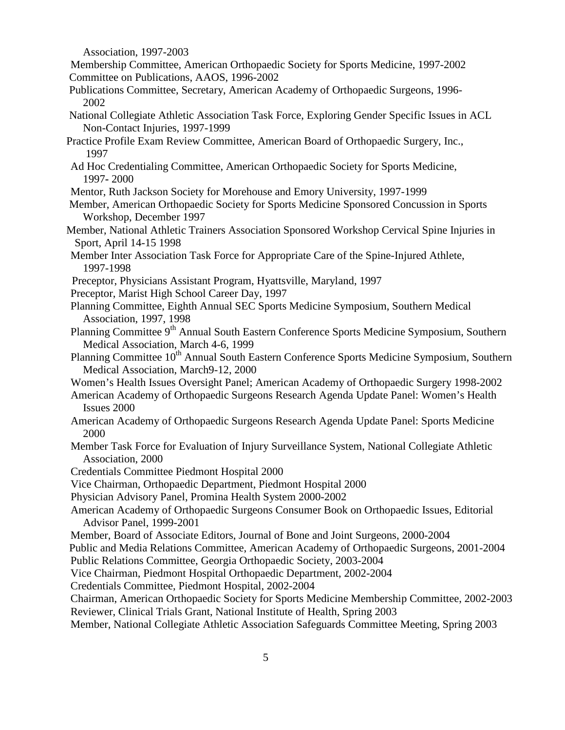Association, 1997-2003

Membership Committee, American Orthopaedic Society for Sports Medicine, 1997-2002

Committee on Publications, AAOS, 1996-2002

Publications Committee, Secretary, American Academy of Orthopaedic Surgeons, 1996-2002

National Collegiate Athletic Association Task Force, Exploring Gender Specific Issues in ACL Non-Contact Injuries, 1997-1999

Practice Profile Exam Review Committee, American Board of Orthopaedic Surgery, Inc., 1997

Ad Hoc Credentialing Committee, American Orthopaedic Society for Sports Medicine, 1997- 2000

Mentor, Ruth Jackson Society for Morehouse and Emory University, 1997-1999

Member, American Orthopaedic Society for Sports Medicine Sponsored Concussion in Sports Workshop, December 1997

Member, National Athletic Trainers Association Sponsored Workshop Cervical Spine Injuries in Sport, April 14-15 1998

Member Inter Association Task Force for Appropriate Care of the Spine-Injured Athlete, 1997-1998

Preceptor, Physicians Assistant Program, Hyattsville, Maryland, 1997

Preceptor, Marist High School Career Day, 1997

Planning Committee, Eighth Annual SEC Sports Medicine Symposium, Southern Medical Association, 1997, 1998

Planning Committee 9th Annual South Eastern Conference Sports Medicine Symposium, Southern Medical Association, March 4-6, 1999

Planning Committee 10th Annual South Eastern Conference Sports Medicine Symposium, Southern Medical Association, March9-12, 2000

Women's Health Issues Oversight Panel; American Academy of Orthopaedic Surgery 1998-2002

American Academy of Orthopaedic Surgeons Research Agenda Update Panel: Women's Health Issues 2000

American Academy of Orthopaedic Surgeons Research Agenda Update Panel: Sports Medicine 2000

Member Task Force for Evaluation of Injury Surveillance System, National Collegiate Athletic Association, 2000

Credentials Committee Piedmont Hospital 2000

Vice Chairman, Orthopaedic Department, Piedmont Hospital 2000

Physician Advisory Panel, Promina Health System 2000-2002

American Academy of Orthopaedic Surgeons Consumer Book on Orthopaedic Issues, Editorial Advisor Panel, 1999-2001

Member, Board of Associate Editors, Journal of Bone and Joint Surgeons, 2000-2004

Public and Media Relations Committee, American Academy of Orthopaedic Surgeons, 2001-2004

Public Relations Committee, Georgia Orthopaedic Society, 2003-2004

Vice Chairman, Piedmont Hospital Orthopaedic Department, 2002-2004

Credentials Committee, Piedmont Hospital, 2002-2004

Chairman, American Orthopaedic Society for Sports Medicine Membership Committee, 2002-2003

Reviewer, Clinical Trials Grant, National Institute of Health, Spring 2003

Member, National Collegiate Athletic Association Safeguards Committee Meeting, Spring 2003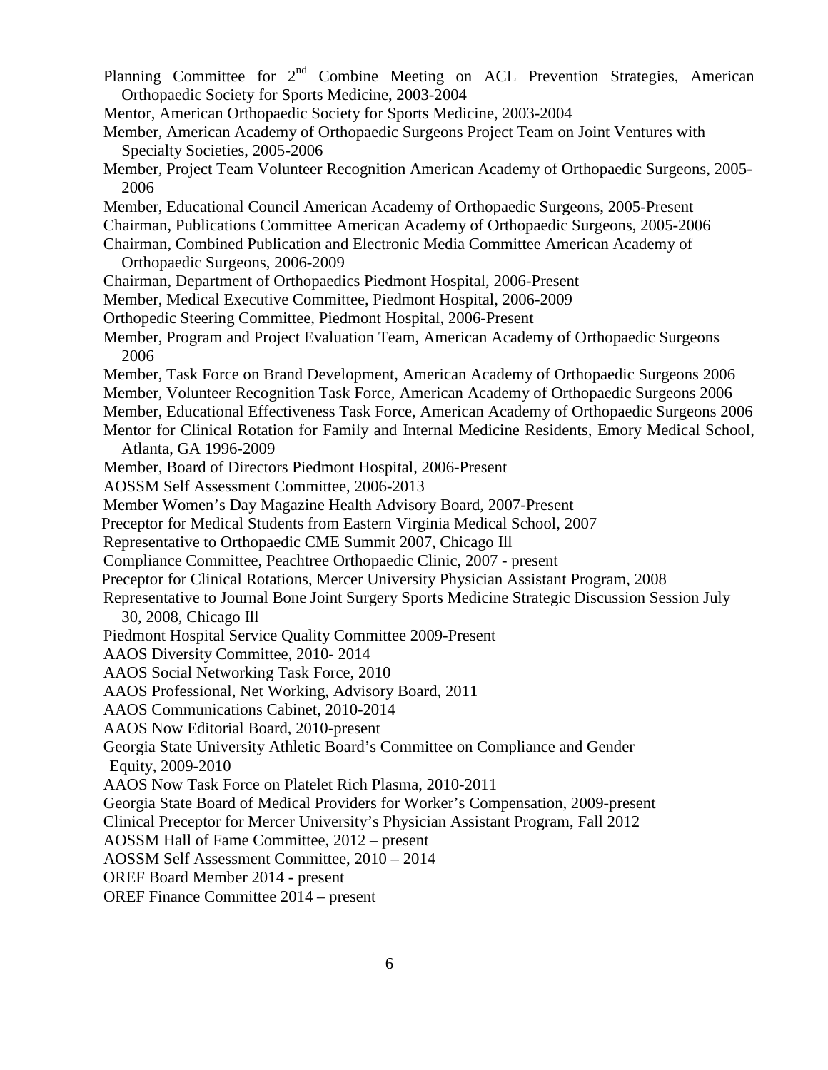Planning Committee for 2nd Combine Meeting on ACL Prevention Strategies, American Orthopaedic Society for Sports Medicine, 2003-2004

Mentor, American Orthopaedic Society for Sports Medicine, 2003-2004

Member, American Academy of Orthopaedic Surgeons Project Team on Joint Ventures with Specialty Societies, 2005-2006

Member, Project Team Volunteer Recognition American Academy of Orthopaedic Surgeons, 2005-2006

Member, Educational Council American Academy of Orthopaedic Surgeons, 2005-Present

Chairman, Publications Committee American Academy of Orthopaedic Surgeons, 2005-2006

Chairman, Combined Publication and Electronic Media Committee American Academy of Orthopaedic Surgeons, 2006-2009

Chairman, Department of Orthopaedics Piedmont Hospital, 2006-Present

Member, Medical Executive Committee, Piedmont Hospital, 2006-2009

Orthopedic Steering Committee, Piedmont Hospital, 2006-Present

Member, Program and Project Evaluation Team, American Academy of Orthopaedic Surgeons 2006

Member, Task Force on Brand Development, American Academy of Orthopaedic Surgeons 2006

Member, Volunteer Recognition Task Force, American Academy of Orthopaedic Surgeons 2006

Member, Educational Effectiveness Task Force, American Academy of Orthopaedic Surgeons 2006

Mentor for Clinical Rotation for Family and Internal Medicine Residents, Emory Medical School, Atlanta, GA 1996-2009

Member, Board of Directors Piedmont Hospital, 2006-Present

AOSSM Self Assessment Committee, 2006-2013

Member Women's Day Magazine Health Advisory Board, 2007-Present

Preceptor for Medical Students from Eastern Virginia Medical School, 2007

Representative to Orthopaedic CME Summit 2007, Chicago Ill

Compliance Committee, Peachtree Orthopaedic Clinic, 2007 - present

Preceptor for Clinical Rotations, Mercer University Physician Assistant Program, 2008

Representative to Journal Bone Joint Surgery Sports Medicine Strategic Discussion Session July 30, 2008, Chicago Ill

Piedmont Hospital Service Quality Committee 2009-Present

AAOS Diversity Committee, 2010- 2014

AAOS Social Networking Task Force, 2010

AAOS Professional, Net Working, Advisory Board, 2011

AAOS Communications Cabinet, 2010-2014

AAOS Now Editorial Board, 2010-present

Georgia State University Athletic Board's Committee on Compliance and Gender Equity, 2009-2010

AAOS Now Task Force on Platelet Rich Plasma, 2010-2011

Georgia State Board of Medical Providers for Worker's Compensation, 2009-present

Clinical Preceptor for Mercer University's Physician Assistant Program, Fall 2012

AOSSM Hall of Fame Committee, 2012 – present

AOSSM Self Assessment Committee, 2010 – 2014

OREF Board Member 2014 - present

OREF Finance Committee 2014 – present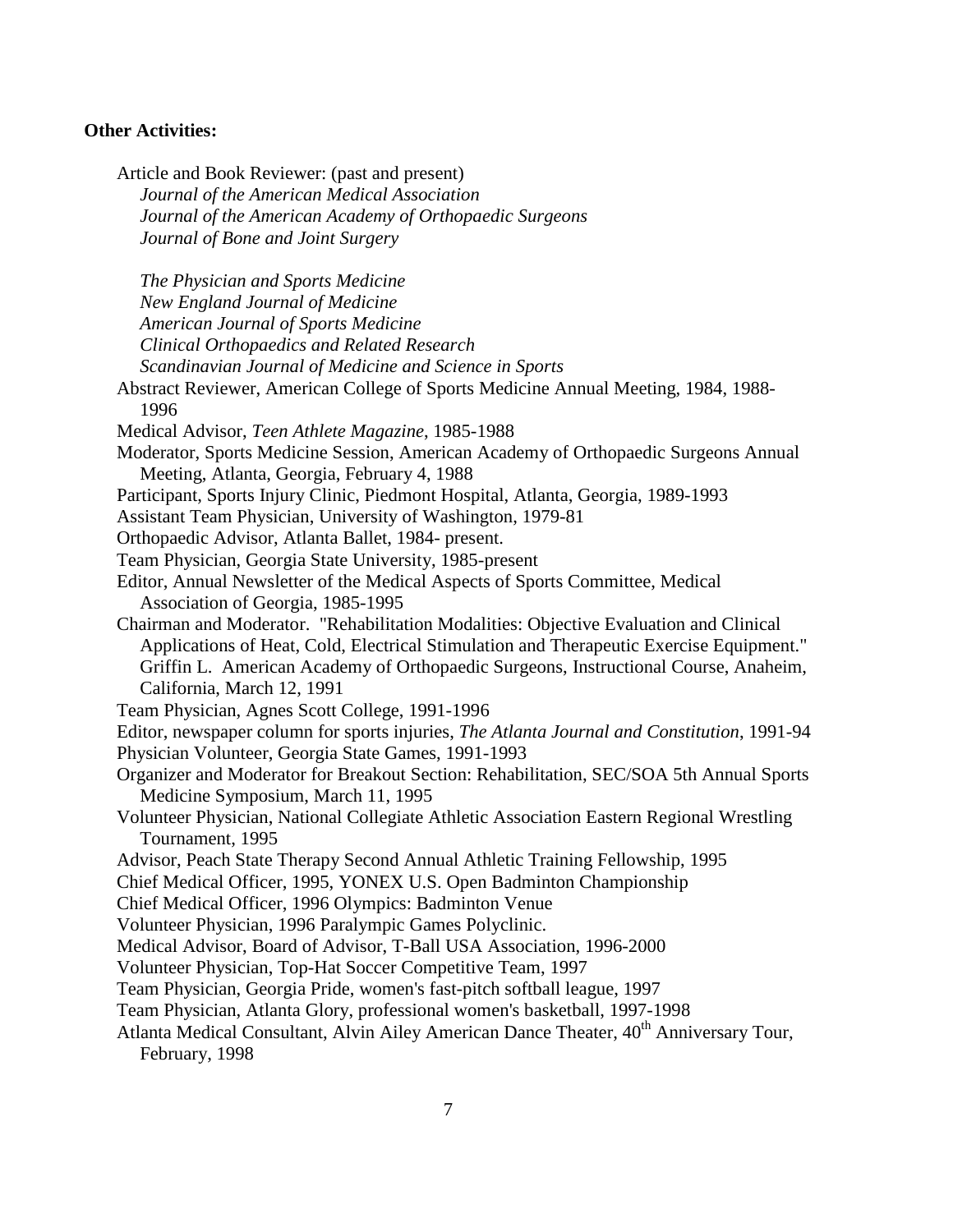**Other Activities:**

Article and Book Reviewer: (past and present)
*Journal of the American Medical Association*
*Journal of the American Academy of Orthopaedic Surgeons*
*Journal of Bone and Joint Surgery*

*The Physician and Sports Medicine*
*New England Journal of Medicine*
*American Journal of Sports Medicine*
*Clinical Orthopaedics and Related Research*
*Scandinavian Journal of Medicine and Science in Sports*

Abstract Reviewer, American College of Sports Medicine Annual Meeting, 1984, 1988-1996

Medical Advisor, *Teen Athlete Magazine*, 1985-1988

Moderator, Sports Medicine Session, American Academy of Orthopaedic Surgeons Annual Meeting, Atlanta, Georgia, February 4, 1988

Participant, Sports Injury Clinic, Piedmont Hospital, Atlanta, Georgia, 1989-1993

Assistant Team Physician, University of Washington, 1979-81

Orthopaedic Advisor, Atlanta Ballet, 1984- present.

Team Physician, Georgia State University, 1985-present

Editor, Annual Newsletter of the Medical Aspects of Sports Committee, Medical Association of Georgia, 1985-1995

Chairman and Moderator. "Rehabilitation Modalities: Objective Evaluation and Clinical Applications of Heat, Cold, Electrical Stimulation and Therapeutic Exercise Equipment." Griffin L. American Academy of Orthopaedic Surgeons, Instructional Course, Anaheim, California, March 12, 1991

Team Physician, Agnes Scott College, 1991-1996

Editor, newspaper column for sports injuries, *The Atlanta Journal and Constitution*, 1991-94

Physician Volunteer, Georgia State Games, 1991-1993

Organizer and Moderator for Breakout Section: Rehabilitation, SEC/SOA 5th Annual Sports Medicine Symposium, March 11, 1995

Volunteer Physician, National Collegiate Athletic Association Eastern Regional Wrestling Tournament, 1995

Advisor, Peach State Therapy Second Annual Athletic Training Fellowship, 1995

Chief Medical Officer, 1995, YONEX U.S. Open Badminton Championship

Chief Medical Officer, 1996 Olympics: Badminton Venue

Volunteer Physician, 1996 Paralympic Games Polyclinic.

Medical Advisor, Board of Advisor, T-Ball USA Association, 1996-2000

Volunteer Physician, Top-Hat Soccer Competitive Team, 1997

Team Physician, Georgia Pride, women's fast-pitch softball league, 1997

Team Physician, Atlanta Glory, professional women's basketball, 1997-1998

Atlanta Medical Consultant, Alvin Ailey American Dance Theater, 40th Anniversary Tour, February, 1998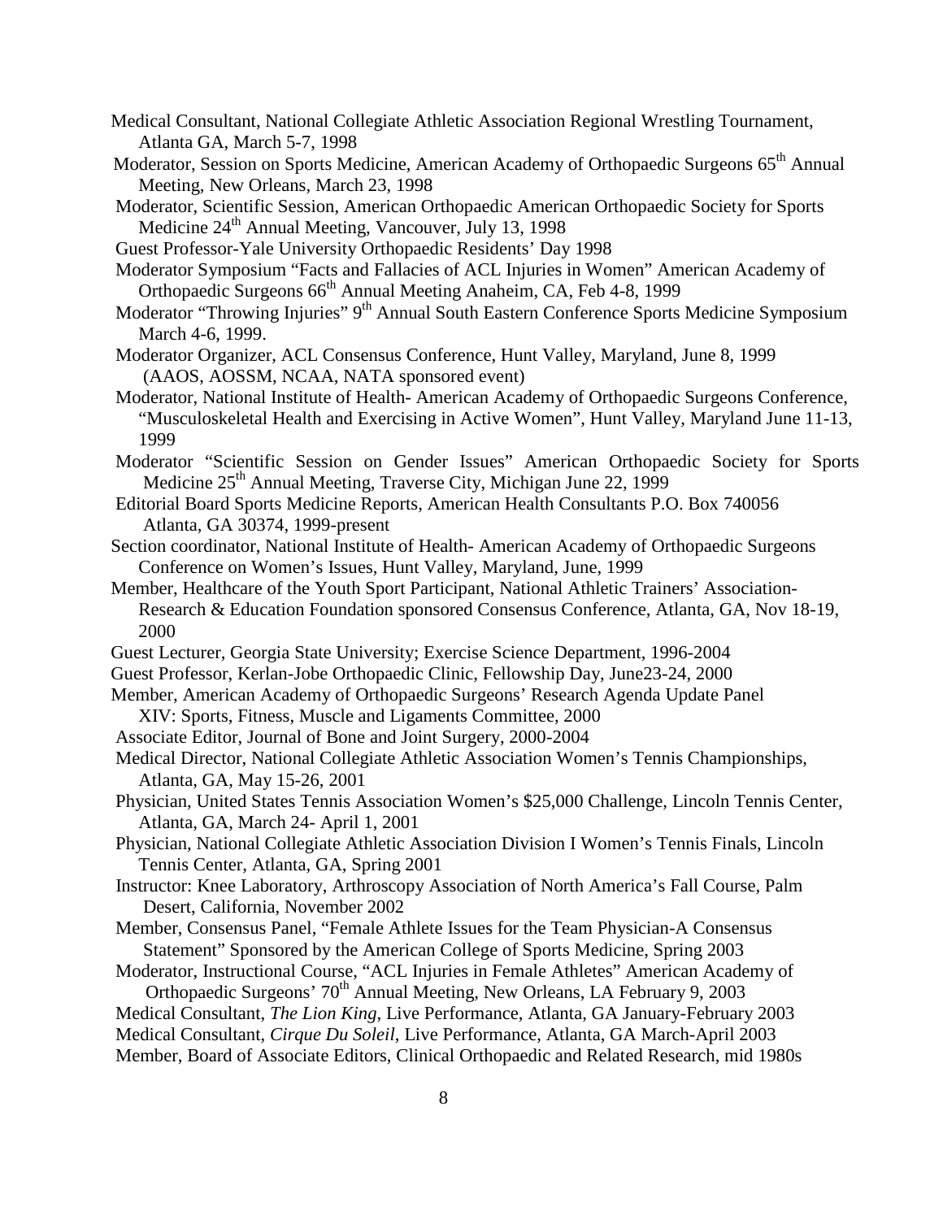Medical Consultant, National Collegiate Athletic Association Regional Wrestling Tournament, Atlanta GA, March 5-7, 1998

Moderator, Session on Sports Medicine, American Academy of Orthopaedic Surgeons 65th Annual Meeting, New Orleans, March 23, 1998

Moderator, Scientific Session, American Orthopaedic American Orthopaedic Society for Sports Medicine 24th Annual Meeting, Vancouver, July 13, 1998

Guest Professor-Yale University Orthopaedic Residents' Day 1998

Moderator Symposium "Facts and Fallacies of ACL Injuries in Women" American Academy of Orthopaedic Surgeons 66th Annual Meeting Anaheim, CA, Feb 4-8, 1999

Moderator "Throwing Injuries" 9th Annual South Eastern Conference Sports Medicine Symposium March 4-6, 1999.

Moderator Organizer, ACL Consensus Conference, Hunt Valley, Maryland, June 8, 1999 (AAOS, AOSSM, NCAA, NATA sponsored event)

Moderator, National Institute of Health- American Academy of Orthopaedic Surgeons Conference, "Musculoskeletal Health and Exercising in Active Women", Hunt Valley, Maryland June 11-13, 1999

Moderator "Scientific Session on Gender Issues" American Orthopaedic Society for Sports Medicine 25th Annual Meeting, Traverse City, Michigan June 22, 1999

Editorial Board Sports Medicine Reports, American Health Consultants P.O. Box 740056 Atlanta, GA 30374, 1999-present

Section coordinator, National Institute of Health- American Academy of Orthopaedic Surgeons Conference on Women's Issues, Hunt Valley, Maryland, June, 1999

Member, Healthcare of the Youth Sport Participant, National Athletic Trainers' Association-Research & Education Foundation sponsored Consensus Conference, Atlanta, GA, Nov 18-19, 2000

Guest Lecturer, Georgia State University; Exercise Science Department, 1996-2004

Guest Professor, Kerlan-Jobe Orthopaedic Clinic, Fellowship Day, June23-24, 2000

Member, American Academy of Orthopaedic Surgeons' Research Agenda Update Panel XIV: Sports, Fitness, Muscle and Ligaments Committee, 2000

Associate Editor, Journal of Bone and Joint Surgery, 2000-2004

Medical Director, National Collegiate Athletic Association Women's Tennis Championships, Atlanta, GA, May 15-26, 2001

Physician, United States Tennis Association Women's $25,000 Challenge, Lincoln Tennis Center, Atlanta, GA, March 24- April 1, 2001

Physician, National Collegiate Athletic Association Division I Women's Tennis Finals, Lincoln Tennis Center, Atlanta, GA, Spring 2001

Instructor: Knee Laboratory, Arthroscopy Association of North America's Fall Course, Palm Desert, California, November 2002

Member, Consensus Panel, "Female Athlete Issues for the Team Physician-A Consensus Statement" Sponsored by the American College of Sports Medicine, Spring 2003

Moderator, Instructional Course, "ACL Injuries in Female Athletes" American Academy of Orthopaedic Surgeons' 70th Annual Meeting, New Orleans, LA February 9, 2003

Medical Consultant, *The Lion King*, Live Performance, Atlanta, GA January-February 2003

Medical Consultant, *Cirque Du Soleil*, Live Performance, Atlanta, GA March-April 2003

Member, Board of Associate Editors, Clinical Orthopaedic and Related Research, mid 1980s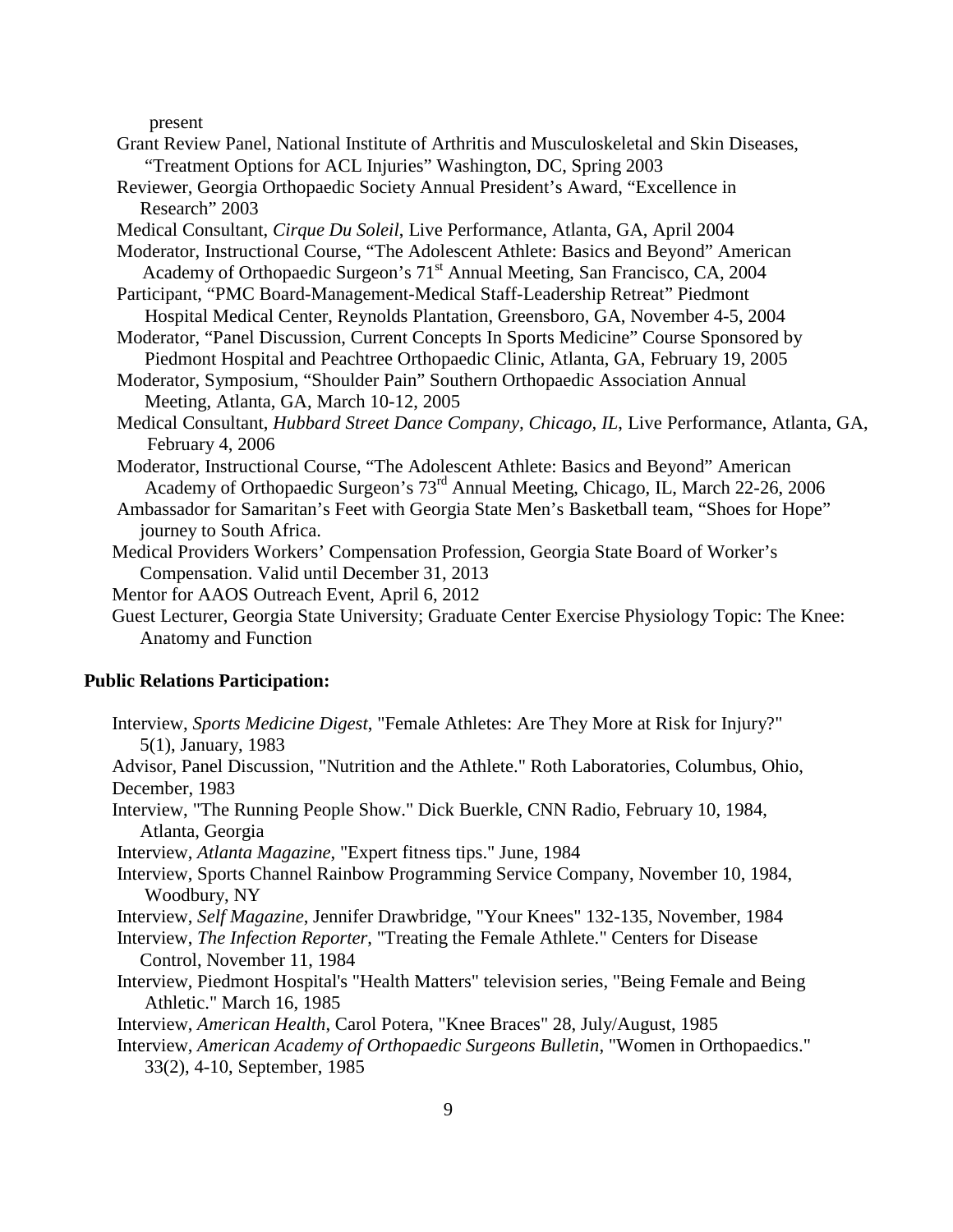present

Grant Review Panel, National Institute of Arthritis and Musculoskeletal and Skin Diseases, "Treatment Options for ACL Injuries" Washington, DC, Spring 2003

Reviewer, Georgia Orthopaedic Society Annual President's Award, "Excellence in Research" 2003

Medical Consultant, *Cirque Du Soleil*, Live Performance, Atlanta, GA, April 2004

Moderator, Instructional Course, "The Adolescent Athlete: Basics and Beyond" American Academy of Orthopaedic Surgeon's 71st Annual Meeting, San Francisco, CA, 2004

Participant, "PMC Board-Management-Medical Staff-Leadership Retreat" Piedmont Hospital Medical Center, Reynolds Plantation, Greensboro, GA, November 4-5, 2004

Moderator, "Panel Discussion, Current Concepts In Sports Medicine" Course Sponsored by Piedmont Hospital and Peachtree Orthopaedic Clinic, Atlanta, GA, February 19, 2005

Moderator, Symposium, "Shoulder Pain" Southern Orthopaedic Association Annual Meeting, Atlanta, GA, March 10-12, 2005

Medical Consultant, *Hubbard Street Dance Company, Chicago, IL*, Live Performance, Atlanta, GA, February 4, 2006

Moderator, Instructional Course, "The Adolescent Athlete: Basics and Beyond" American Academy of Orthopaedic Surgeon's 73rd Annual Meeting, Chicago, IL, March 22-26, 2006

Ambassador for Samaritan's Feet with Georgia State Men's Basketball team, "Shoes for Hope" journey to South Africa.

Medical Providers Workers' Compensation Profession, Georgia State Board of Worker's Compensation. Valid until December 31, 2013

Mentor for AAOS Outreach Event, April 6, 2012

Guest Lecturer, Georgia State University; Graduate Center Exercise Physiology Topic: The Knee: Anatomy and Function

**Public Relations Participation:**

Interview, *Sports Medicine Digest*, "Female Athletes: Are They More at Risk for Injury?" 5(1), January, 1983

Advisor, Panel Discussion, "Nutrition and the Athlete." Roth Laboratories, Columbus, Ohio, December, 1983

Interview, "The Running People Show." Dick Buerkle, CNN Radio, February 10, 1984, Atlanta, Georgia

Interview, *Atlanta Magazine*, "Expert fitness tips." June, 1984

Interview, Sports Channel Rainbow Programming Service Company, November 10, 1984, Woodbury, NY

Interview, *Self Magazine*, Jennifer Drawbridge, "Your Knees" 132-135, November, 1984

Interview, *The Infection Reporter*, "Treating the Female Athlete." Centers for Disease Control, November 11, 1984

Interview, Piedmont Hospital's "Health Matters" television series, "Being Female and Being Athletic." March 16, 1985

Interview, *American Health*, Carol Potera, "Knee Braces" 28, July/August, 1985

Interview, *American Academy of Orthopaedic Surgeons Bulletin*, "Women in Orthopaedics." 33(2), 4-10, September, 1985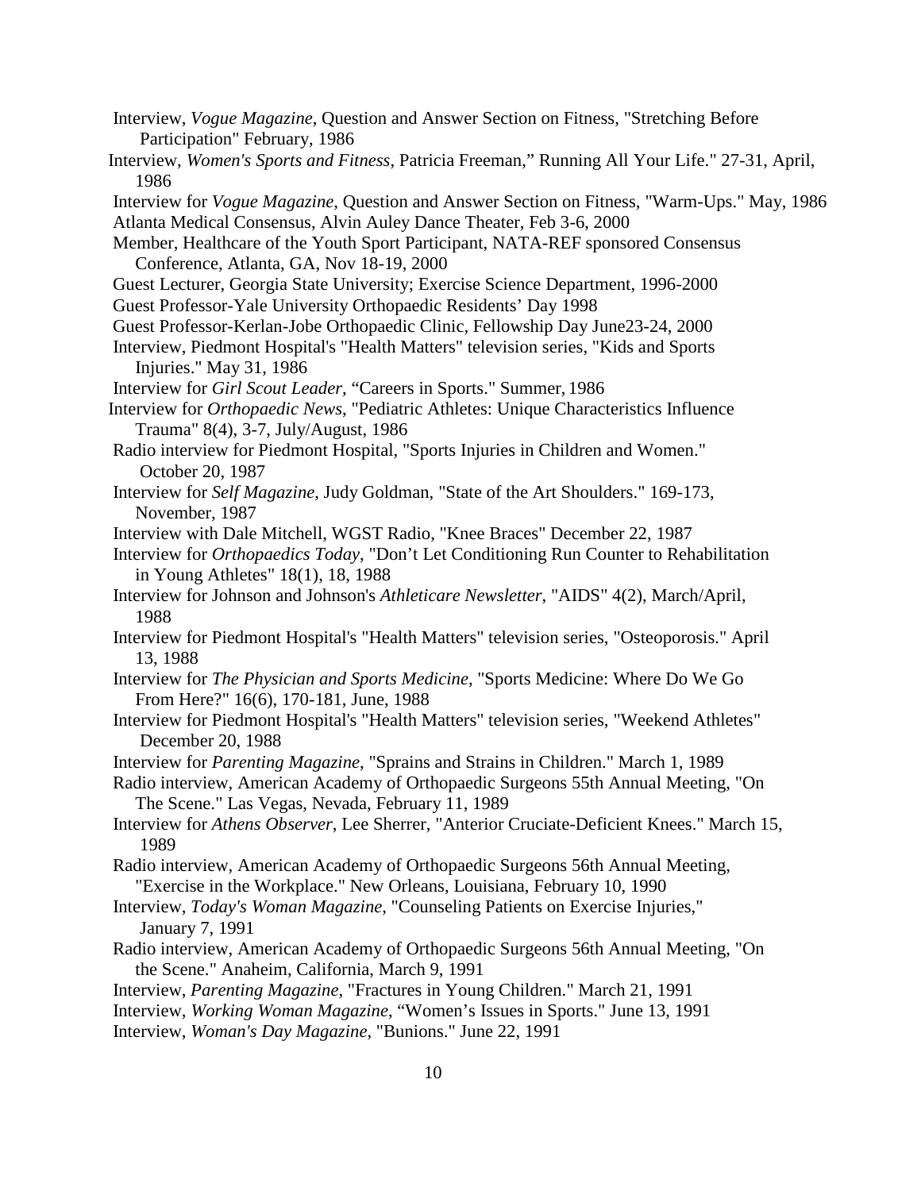Interview, *Vogue Magazine*, Question and Answer Section on Fitness, "Stretching Before Participation" February, 1986

Interview, *Women's Sports and Fitness*, Patricia Freeman," Running All Your Life." 27-31, April, 1986

Interview for *Vogue Magazine*, Question and Answer Section on Fitness, "Warm-Ups." May, 1986

Atlanta Medical Consensus, Alvin Auley Dance Theater, Feb 3-6, 2000

Member, Healthcare of the Youth Sport Participant, NATA-REF sponsored Consensus Conference, Atlanta, GA, Nov 18-19, 2000

Guest Lecturer, Georgia State University; Exercise Science Department, 1996-2000

Guest Professor-Yale University Orthopaedic Residents' Day 1998

Guest Professor-Kerlan-Jobe Orthopaedic Clinic, Fellowship Day June23-24, 2000

Interview, Piedmont Hospital's "Health Matters" television series, "Kids and Sports Injuries." May 31, 1986

Interview for *Girl Scout Leader*, "Careers in Sports." Summer, 1986

Interview for *Orthopaedic News*, "Pediatric Athletes: Unique Characteristics Influence Trauma" 8(4), 3-7, July/August, 1986

Radio interview for Piedmont Hospital, "Sports Injuries in Children and Women." October 20, 1987

Interview for *Self Magazine*, Judy Goldman, "State of the Art Shoulders." 169-173, November, 1987

Interview with Dale Mitchell, WGST Radio, "Knee Braces" December 22, 1987

Interview for *Orthopaedics Today*, "Don't Let Conditioning Run Counter to Rehabilitation in Young Athletes" 18(1), 18, 1988

Interview for Johnson and Johnson's *Athleticare Newsletter*, "AIDS" 4(2), March/April, 1988

Interview for Piedmont Hospital's "Health Matters" television series, "Osteoporosis." April 13, 1988

Interview for *The Physician and Sports Medicine*, "Sports Medicine: Where Do We Go From Here?" 16(6), 170-181, June, 1988

Interview for Piedmont Hospital's "Health Matters" television series, "Weekend Athletes" December 20, 1988

Interview for *Parenting Magazine*, "Sprains and Strains in Children." March 1, 1989

Radio interview, American Academy of Orthopaedic Surgeons 55th Annual Meeting, "On The Scene." Las Vegas, Nevada, February 11, 1989

Interview for *Athens Observer*, Lee Sherrer, "Anterior Cruciate-Deficient Knees." March 15, 1989

Radio interview, American Academy of Orthopaedic Surgeons 56th Annual Meeting, "Exercise in the Workplace." New Orleans, Louisiana, February 10, 1990

Interview, *Today's Woman Magazine*, "Counseling Patients on Exercise Injuries," January 7, 1991

Radio interview, American Academy of Orthopaedic Surgeons 56th Annual Meeting, "On the Scene." Anaheim, California, March 9, 1991

Interview, *Parenting Magazine*, "Fractures in Young Children." March 21, 1991

Interview, *Working Woman Magazine*, "Women's Issues in Sports." June 13, 1991

Interview, *Woman's Day Magazine*, "Bunions." June 22, 1991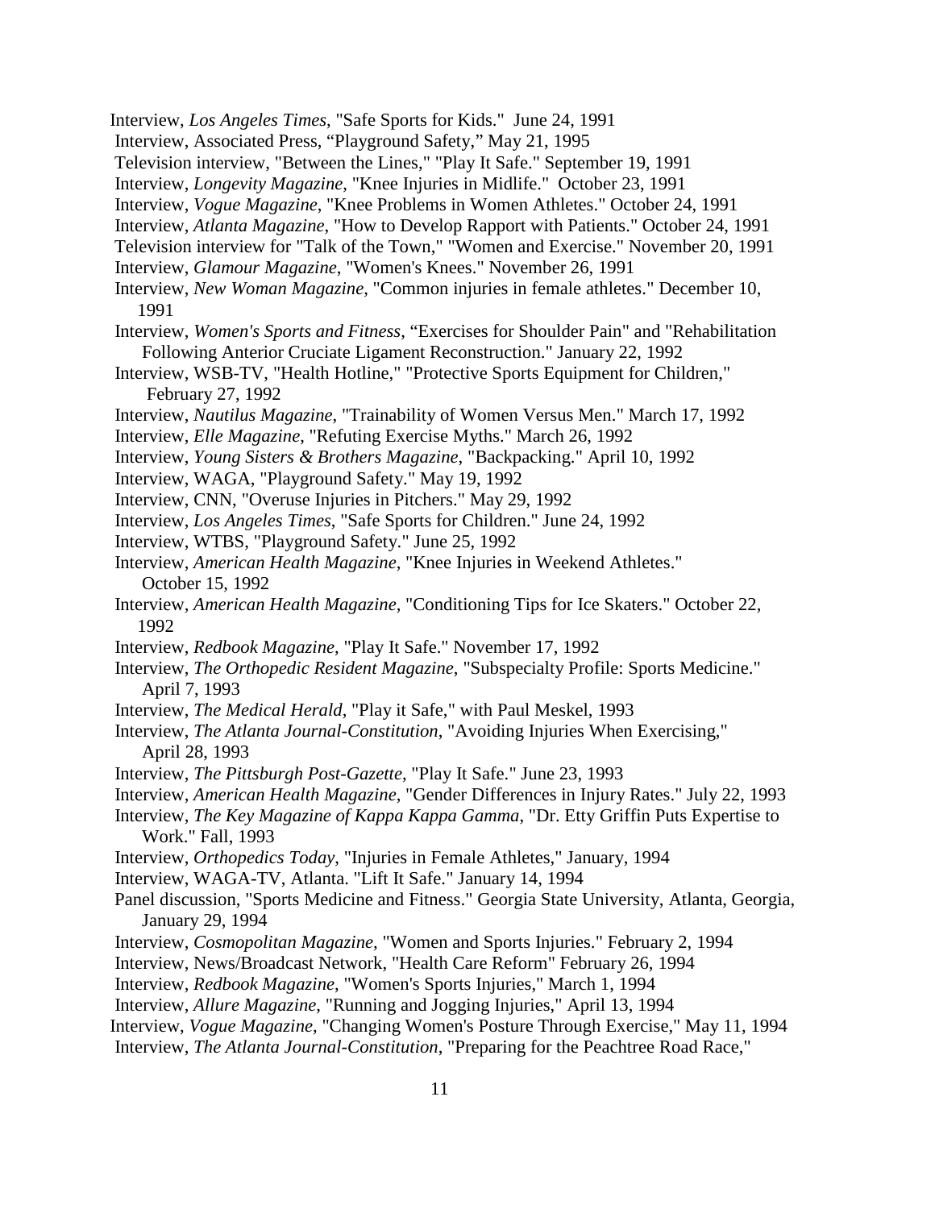Interview, *Los Angeles Times*, "Safe Sports for Kids." June 24, 1991
Interview, Associated Press, "Playground Safety," May 21, 1995
Television interview, "Between the Lines," "Play It Safe." September 19, 1991
Interview, *Longevity Magazine*, "Knee Injuries in Midlife." October 23, 1991
Interview, *Vogue Magazine*, "Knee Problems in Women Athletes." October 24, 1991
Interview, *Atlanta Magazine*, "How to Develop Rapport with Patients." October 24, 1991
Television interview for "Talk of the Town," "Women and Exercise." November 20, 1991
Interview, *Glamour Magazine*, "Women's Knees." November 26, 1991
Interview, *New Woman Magazine*, "Common injuries in female athletes." December 10, 1991
Interview, *Women's Sports and Fitness*, "Exercises for Shoulder Pain" and "Rehabilitation Following Anterior Cruciate Ligament Reconstruction." January 22, 1992
Interview, WSB-TV, "Health Hotline," "Protective Sports Equipment for Children," February 27, 1992
Interview, *Nautilus Magazine*, "Trainability of Women Versus Men." March 17, 1992
Interview, *Elle Magazine*, "Refuting Exercise Myths." March 26, 1992
Interview, *Young Sisters & Brothers Magazine*, "Backpacking." April 10, 1992
Interview, WAGA, "Playground Safety." May 19, 1992
Interview, CNN, "Overuse Injuries in Pitchers." May 29, 1992
Interview, *Los Angeles Times*, "Safe Sports for Children." June 24, 1992
Interview, WTBS, "Playground Safety." June 25, 1992
Interview, *American Health Magazine*, "Knee Injuries in Weekend Athletes." October 15, 1992
Interview, *American Health Magazine*, "Conditioning Tips for Ice Skaters." October 22, 1992
Interview, *Redbook Magazine*, "Play It Safe." November 17, 1992
Interview, *The Orthopedic Resident Magazine*, "Subspecialty Profile: Sports Medicine." April 7, 1993
Interview, *The Medical Herald*, "Play it Safe," with Paul Meskel, 1993
Interview, *The Atlanta Journal-Constitution*, "Avoiding Injuries When Exercising," April 28, 1993
Interview, *The Pittsburgh Post-Gazette*, "Play It Safe." June 23, 1993
Interview, *American Health Magazine*, "Gender Differences in Injury Rates." July 22, 1993
Interview, *The Key Magazine of Kappa Kappa Gamma*, "Dr. Etty Griffin Puts Expertise to Work." Fall, 1993
Interview, *Orthopedics Today*, "Injuries in Female Athletes," January, 1994
Interview, WAGA-TV, Atlanta. "Lift It Safe." January 14, 1994
Panel discussion, "Sports Medicine and Fitness." Georgia State University, Atlanta, Georgia, January 29, 1994
Interview, *Cosmopolitan Magazine*, "Women and Sports Injuries." February 2, 1994
Interview, News/Broadcast Network, "Health Care Reform" February 26, 1994
Interview, *Redbook Magazine*, "Women's Sports Injuries," March 1, 1994
Interview, *Allure Magazine*, "Running and Jogging Injuries," April 13, 1994
Interview, *Vogue Magazine*, "Changing Women's Posture Through Exercise," May 11, 1994
Interview, *The Atlanta Journal-Constitution*, "Preparing for the Peachtree Road Race,"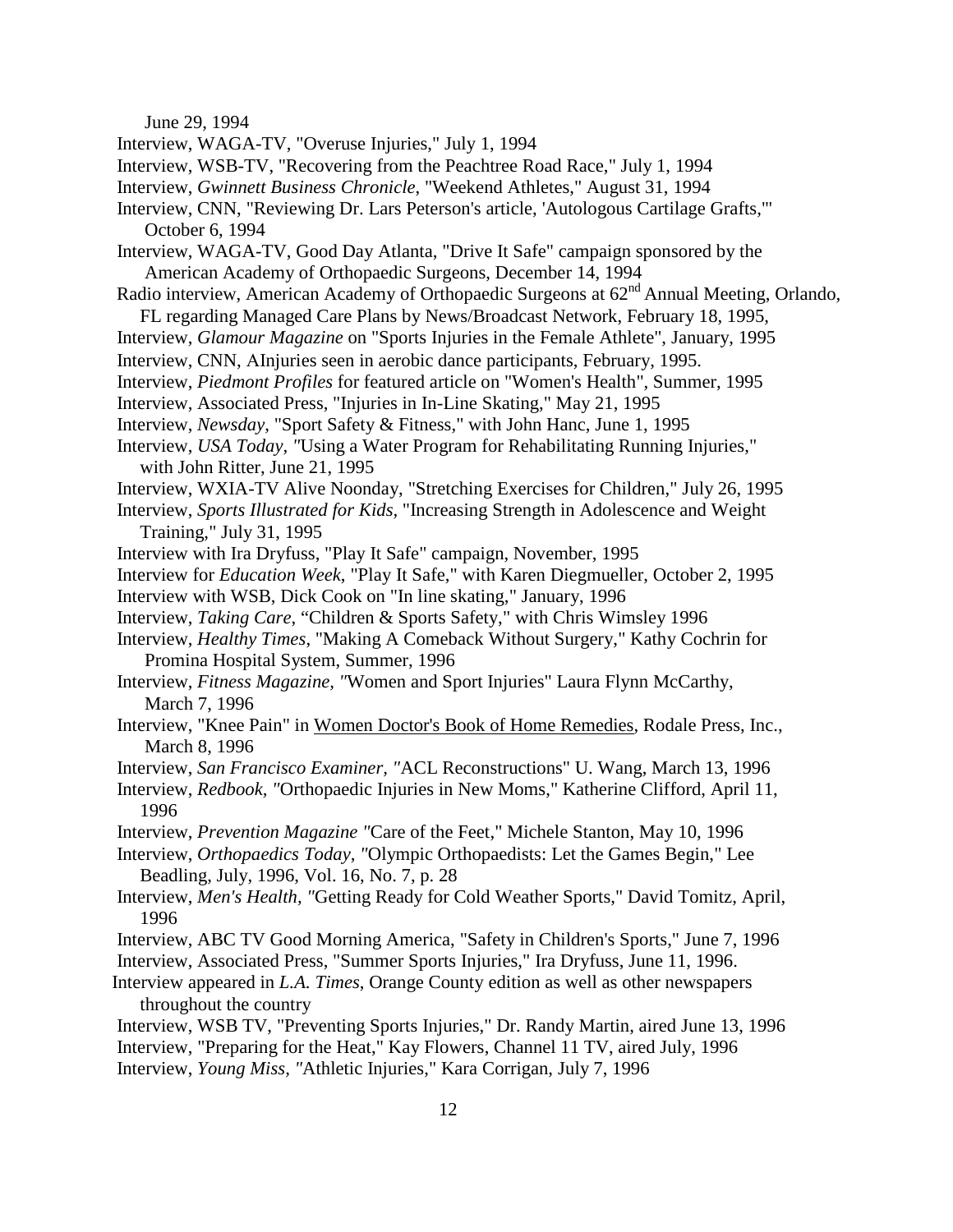June 29, 1994

Interview, WAGA-TV, "Overuse Injuries," July 1, 1994

Interview, WSB-TV, "Recovering from the Peachtree Road Race," July 1, 1994

Interview, *Gwinnett Business Chronicle*, "Weekend Athletes," August 31, 1994

Interview, CNN, "Reviewing Dr. Lars Peterson's article, 'Autologous Cartilage Grafts,'" October 6, 1994

Interview, WAGA-TV, Good Day Atlanta, "Drive It Safe" campaign sponsored by the American Academy of Orthopaedic Surgeons, December 14, 1994

Radio interview, American Academy of Orthopaedic Surgeons at 62nd Annual Meeting, Orlando, FL regarding Managed Care Plans by News/Broadcast Network, February 18, 1995,

Interview, *Glamour Magazine* on "Sports Injuries in the Female Athlete", January, 1995

Interview, CNN, AInjuries seen in aerobic dance participants, February, 1995.

Interview, *Piedmont Profiles* for featured article on "Women's Health", Summer, 1995

Interview, Associated Press, "Injuries in In-Line Skating," May 21, 1995

Interview, *Newsday*, "Sport Safety & Fitness," with John Hanc, June 1, 1995

Interview, *USA Today, "*Using a Water Program for Rehabilitating Running Injuries," with John Ritter, June 21, 1995

Interview, WXIA-TV Alive Noonday, "Stretching Exercises for Children," July 26, 1995

Interview, *Sports Illustrated for Kids*, "Increasing Strength in Adolescence and Weight Training," July 31, 1995

Interview with Ira Dryfuss, "Play It Safe" campaign, November, 1995

Interview for *Education Week*, "Play It Safe," with Karen Diegmueller, October 2, 1995

Interview with WSB, Dick Cook on "In line skating," January, 1996

Interview, *Taking Care*, "Children & Sports Safety," with Chris Wimsley 1996

Interview, *Healthy Times*, "Making A Comeback Without Surgery," Kathy Cochrin for Promina Hospital System, Summer, 1996

Interview, *Fitness Magazine, "*Women and Sport Injuries" Laura Flynn McCarthy, March 7, 1996

Interview, "Knee Pain" in Women Doctor's Book of Home Remedies, Rodale Press, Inc., March 8, 1996

Interview, *San Francisco Examiner, "*ACL Reconstructions" U. Wang, March 13, 1996

Interview, *Redbook, "*Orthopaedic Injuries in New Moms," Katherine Clifford, April 11, 1996

Interview, *Prevention Magazine "*Care of the Feet," Michele Stanton, May 10, 1996

Interview, *Orthopaedics Today, "*Olympic Orthopaedists: Let the Games Begin," Lee Beadling, July, 1996, Vol. 16, No. 7, p. 28

Interview, *Men's Health, "*Getting Ready for Cold Weather Sports," David Tomitz, April, 1996

Interview, ABC TV Good Morning America, "Safety in Children's Sports," June 7, 1996

Interview, Associated Press, "Summer Sports Injuries," Ira Dryfuss, June 11, 1996.

Interview appeared in *L.A. Times*, Orange County edition as well as other newspapers throughout the country

Interview, WSB TV, "Preventing Sports Injuries," Dr. Randy Martin, aired June 13, 1996

Interview, "Preparing for the Heat," Kay Flowers, Channel 11 TV, aired July, 1996

Interview, *Young Miss, "*Athletic Injuries," Kara Corrigan, July 7, 1996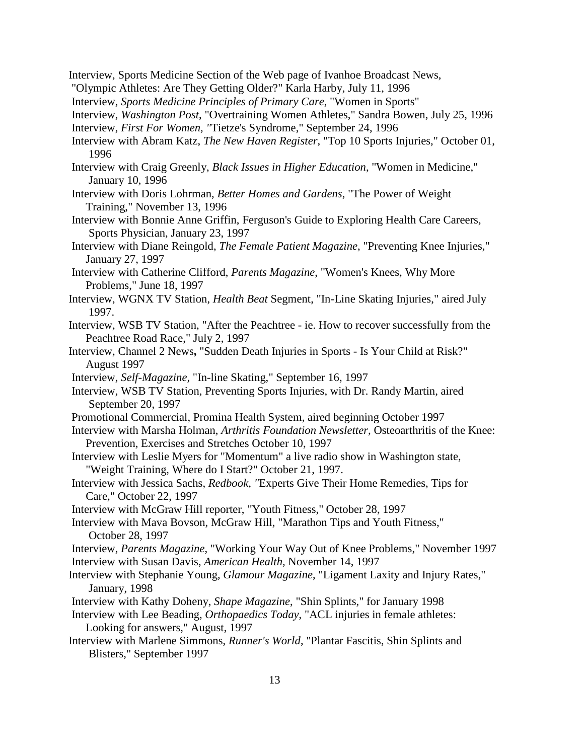Interview, Sports Medicine Section of the Web page of Ivanhoe Broadcast News, "Olympic Athletes: Are They Getting Older?" Karla Harby, July 11, 1996

Interview, *Sports Medicine Principles of Primary Care*, "Women in Sports"

Interview, *Washington Post*, "Overtraining Women Athletes," Sandra Bowen, July 25, 1996

Interview, *First For Women, "*Tietze's Syndrome," September 24, 1996

Interview with Abram Katz, *The New Haven Register*, "Top 10 Sports Injuries," October 01, 1996

Interview with Craig Greenly, *Black Issues in Higher Education*, "Women in Medicine," January 10, 1996

Interview with Doris Lohrman, *Better Homes and Gardens*, "The Power of Weight Training," November 13, 1996

Interview with Bonnie Anne Griffin, Ferguson's Guide to Exploring Health Care Careers, Sports Physician, January 23, 1997

Interview with Diane Reingold, *The Female Patient Magazine*, "Preventing Knee Injuries," January 27, 1997

Interview with Catherine Clifford, *Parents Magazine*, "Women's Knees, Why More Problems," June 18, 1997

Interview, WGNX TV Station, *Health Beat* Segment, "In-Line Skating Injuries," aired July 1997.

Interview, WSB TV Station, "After the Peachtree - ie. How to recover successfully from the Peachtree Road Race," July 2, 1997

Interview, Channel 2 News**,** "Sudden Death Injuries in Sports - Is Your Child at Risk?" August 1997

Interview, *Self-Magazine,* "In-line Skating," September 16, 1997

Interview, WSB TV Station, Preventing Sports Injuries, with Dr. Randy Martin, aired September 20, 1997

Promotional Commercial, Promina Health System, aired beginning October 1997

Interview with Marsha Holman, *Arthritis Foundation Newsletter,* Osteoarthritis of the Knee: Prevention, Exercises and Stretches October 10, 1997

Interview with Leslie Myers for "Momentum" a live radio show in Washington state, "Weight Training, Where do I Start?" October 21, 1997.

Interview with Jessica Sachs, *Redbook, "*Experts Give Their Home Remedies, Tips for Care," October 22, 1997

Interview with McGraw Hill reporter, "Youth Fitness," October 28, 1997

Interview with Mava Bovson, McGraw Hill, "Marathon Tips and Youth Fitness," October 28, 1997

Interview, *Parents Magazine*, "Working Your Way Out of Knee Problems," November 1997

Interview with Susan Davis, *American Health,* November 14, 1997

Interview with Stephanie Young, *Glamour Magazine*, "Ligament Laxity and Injury Rates," January, 1998

Interview with Kathy Doheny, *Shape Magazine*, "Shin Splints," for January 1998

Interview with Lee Beading, *Orthopaedics Today*, "ACL injuries in female athletes: Looking for answers," August, 1997

Interview with Marlene Simmons, *Runner's World*, "Plantar Fascitis, Shin Splints and Blisters," September 1997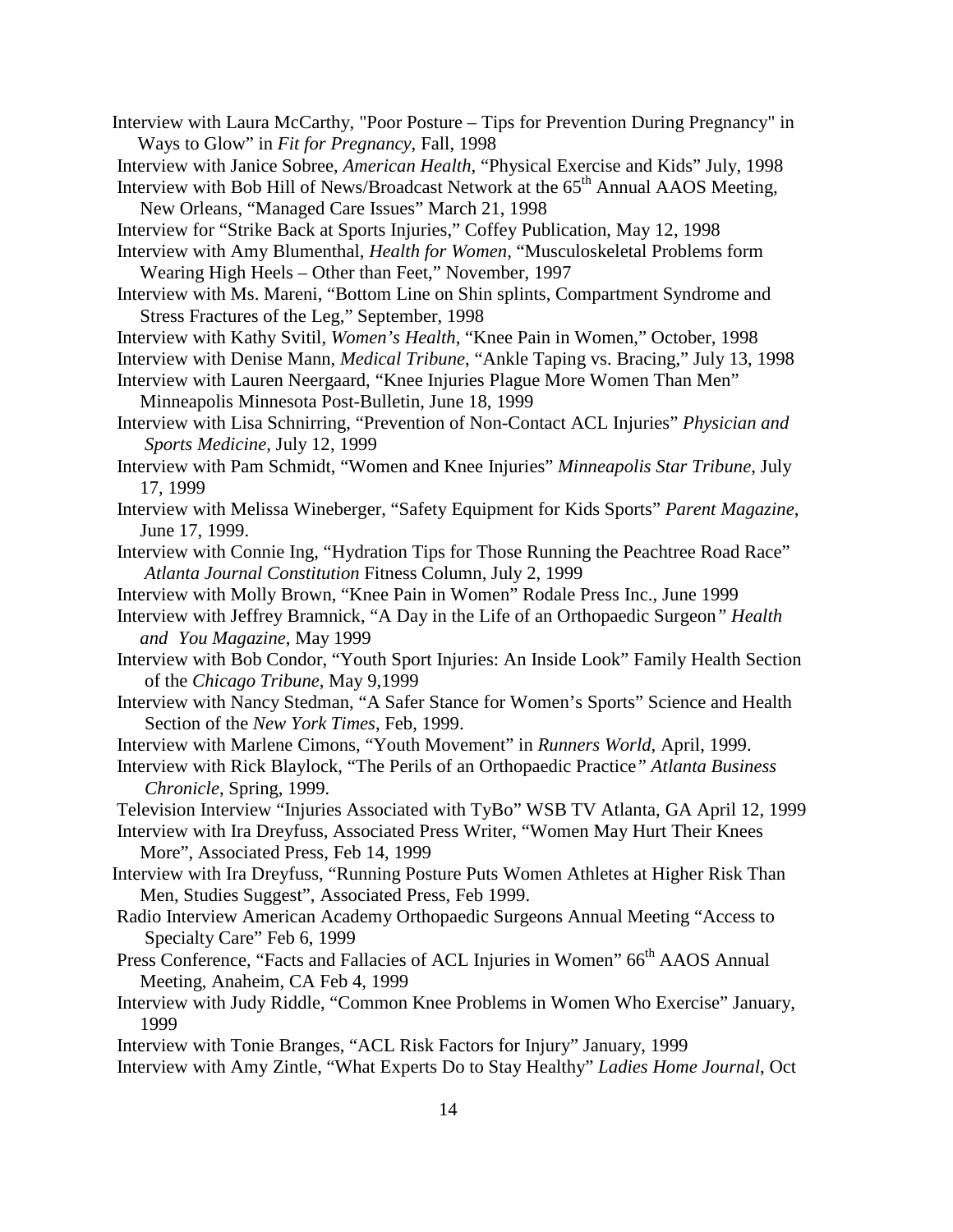Interview with Laura McCarthy, "Poor Posture – Tips for Prevention During Pregnancy" in Ways to Glow" in *Fit for Pregnancy*, Fall, 1998

Interview with Janice Sobree, *American Health*, "Physical Exercise and Kids" July, 1998

Interview with Bob Hill of News/Broadcast Network at the 65th Annual AAOS Meeting, New Orleans, "Managed Care Issues" March 21, 1998

Interview for "Strike Back at Sports Injuries," Coffey Publication, May 12, 1998

Interview with Amy Blumenthal, *Health for Women*, "Musculoskeletal Problems form Wearing High Heels – Other than Feet," November, 1997

Interview with Ms. Mareni, "Bottom Line on Shin splints, Compartment Syndrome and Stress Fractures of the Leg," September, 1998

Interview with Kathy Svitil, *Women's Health*, "Knee Pain in Women," October, 1998

Interview with Denise Mann, *Medical Tribune*, "Ankle Taping vs. Bracing," July 13, 1998

Interview with Lauren Neergaard, "Knee Injuries Plague More Women Than Men" Minneapolis Minnesota Post-Bulletin, June 18, 1999

Interview with Lisa Schnirring, "Prevention of Non-Contact ACL Injuries" *Physician and Sports Medicine*, July 12, 1999

Interview with Pam Schmidt, "Women and Knee Injuries" *Minneapolis Star Tribune*, July 17, 1999

Interview with Melissa Wineberger, "Safety Equipment for Kids Sports" *Parent Magazine*, June 17, 1999.

Interview with Connie Ing, "Hydration Tips for Those Running the Peachtree Road Race" *Atlanta Journal Constitution* Fitness Column, July 2, 1999

Interview with Molly Brown, "Knee Pain in Women" Rodale Press Inc., June 1999

Interview with Jeffrey Bramnick, "A Day in the Life of an Orthopaedic Surgeon" *Health and You Magazine*, May 1999

Interview with Bob Condor, "Youth Sport Injuries: An Inside Look" Family Health Section of the *Chicago Tribune*, May 9,1999

Interview with Nancy Stedman, "A Safer Stance for Women's Sports" Science and Health Section of the *New York Times*, Feb, 1999.

Interview with Marlene Cimons, "Youth Movement" in *Runners World*, April, 1999.

Interview with Rick Blaylock, "The Perils of an Orthopaedic Practice" *Atlanta Business Chronicle*, Spring, 1999.

Television Interview "Injuries Associated with TyBo" WSB TV Atlanta, GA April 12, 1999

Interview with Ira Dreyfuss, Associated Press Writer, "Women May Hurt Their Knees More", Associated Press, Feb 14, 1999

Interview with Ira Dreyfuss, "Running Posture Puts Women Athletes at Higher Risk Than Men, Studies Suggest", Associated Press, Feb 1999.

Radio Interview American Academy Orthopaedic Surgeons Annual Meeting "Access to Specialty Care" Feb 6, 1999

Press Conference, "Facts and Fallacies of ACL Injuries in Women" 66th AAOS Annual Meeting, Anaheim, CA Feb 4, 1999

Interview with Judy Riddle, "Common Knee Problems in Women Who Exercise" January, 1999

Interview with Tonie Branges, "ACL Risk Factors for Injury" January, 1999

Interview with Amy Zintle, "What Experts Do to Stay Healthy" *Ladies Home Journal*, Oct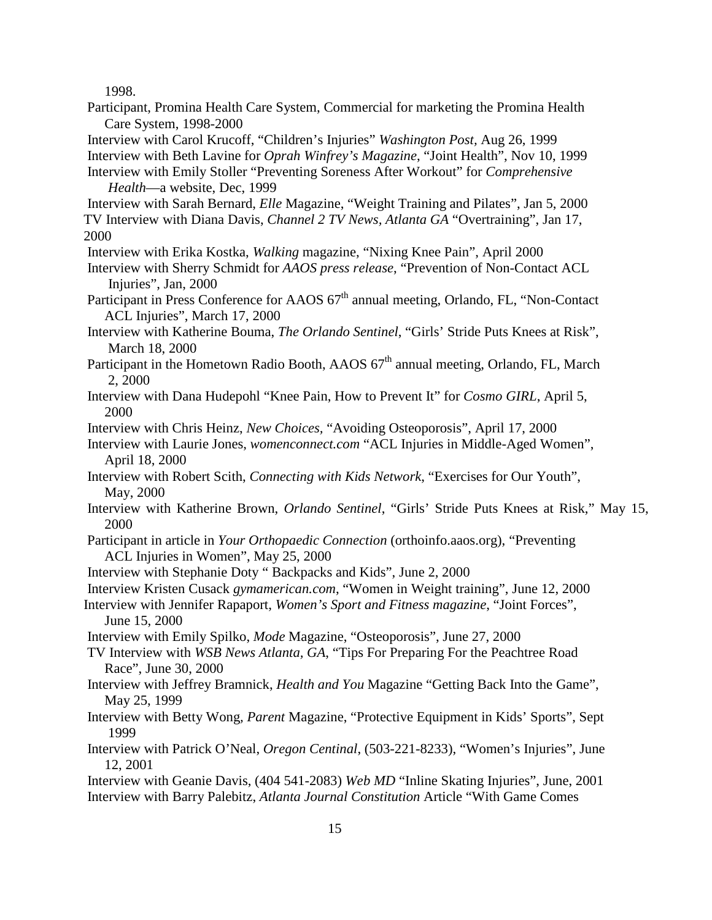1998.

Participant, Promina Health Care System, Commercial for marketing the Promina Health Care System, 1998-2000

Interview with Carol Krucoff, "Children's Injuries" *Washington Post*, Aug 26, 1999

Interview with Beth Lavine for *Oprah Winfrey's Magazine*, "Joint Health", Nov 10, 1999

Interview with Emily Stoller "Preventing Soreness After Workout" for *Comprehensive Health*—a website, Dec, 1999

Interview with Sarah Bernard, *Elle* Magazine, "Weight Training and Pilates", Jan 5, 2000

TV Interview with Diana Davis, *Channel 2 TV News, Atlanta GA* "Overtraining", Jan 17, 2000

Interview with Erika Kostka, *Walking* magazine, "Nixing Knee Pain", April 2000

Interview with Sherry Schmidt for *AAOS press release*, "Prevention of Non-Contact ACL Injuries", Jan, 2000

Participant in Press Conference for AAOS 67th annual meeting, Orlando, FL, "Non-Contact ACL Injuries", March 17, 2000

Interview with Katherine Bouma, *The Orlando Sentinel*, "Girls' Stride Puts Knees at Risk", March 18, 2000

Participant in the Hometown Radio Booth, AAOS 67th annual meeting, Orlando, FL, March 2, 2000

Interview with Dana Hudepohl "Knee Pain, How to Prevent It" for *Cosmo GIRL*, April 5, 2000

Interview with Chris Heinz, *New Choices*, "Avoiding Osteoporosis", April 17, 2000

Interview with Laurie Jones, *womenconnect.com* "ACL Injuries in Middle-Aged Women", April 18, 2000

Interview with Robert Scith, *Connecting with Kids Network*, "Exercises for Our Youth", May, 2000

Interview with Katherine Brown, *Orlando Sentinel*, "Girls' Stride Puts Knees at Risk," May 15, 2000

Participant in article in *Your Orthopaedic Connection* (orthoinfo.aaos.org), "Preventing ACL Injuries in Women", May 25, 2000

Interview with Stephanie Doty " Backpacks and Kids", June 2, 2000

Interview Kristen Cusack *gymamerican.com*, "Women in Weight training", June 12, 2000

Interview with Jennifer Rapaport, *Women's Sport and Fitness magazine*, "Joint Forces", June 15, 2000

Interview with Emily Spilko, *Mode* Magazine, "Osteoporosis", June 27, 2000

TV Interview with *WSB News Atlanta, GA*, "Tips For Preparing For the Peachtree Road Race", June 30, 2000

Interview with Jeffrey Bramnick, *Health and You* Magazine "Getting Back Into the Game", May 25, 1999

Interview with Betty Wong, *Parent* Magazine, "Protective Equipment in Kids' Sports", Sept 1999

Interview with Patrick O'Neal, *Oregon Centinal*, (503-221-8233), "Women's Injuries", June 12, 2001

Interview with Geanie Davis, (404 541-2083) *Web MD* "Inline Skating Injuries", June, 2001

Interview with Barry Palebitz, *Atlanta Journal Constitution* Article "With Game Comes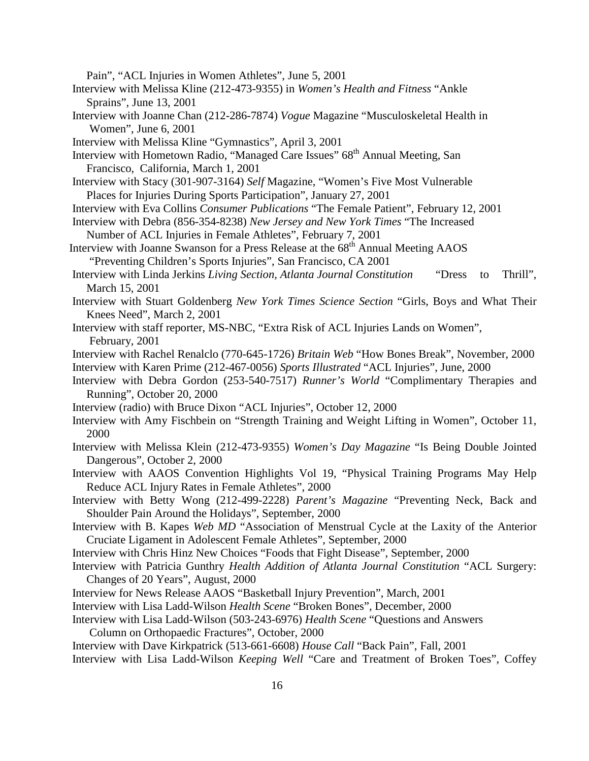Pain", "ACL Injuries in Women Athletes", June 5, 2001

Interview with Melissa Kline (212-473-9355) in *Women's Health and Fitness* "Ankle Sprains", June 13, 2001

Interview with Joanne Chan (212-286-7874) *Vogue* Magazine "Musculoskeletal Health in Women", June 6, 2001

Interview with Melissa Kline "Gymnastics", April 3, 2001

Interview with Hometown Radio, "Managed Care Issues" 68th Annual Meeting, San Francisco, California, March 1, 2001

Interview with Stacy (301-907-3164) *Self* Magazine, "Women's Five Most Vulnerable Places for Injuries During Sports Participation", January 27, 2001

Interview with Eva Collins *Consumer Publications* "The Female Patient", February 12, 2001

Interview with Debra (856-354-8238) *New Jersey and New York Times* "The Increased Number of ACL Injuries in Female Athletes", February 7, 2001

Interview with Joanne Swanson for a Press Release at the 68th Annual Meeting AAOS "Preventing Children's Sports Injuries", San Francisco, CA 2001

Interview with Linda Jerkins *Living Section, Atlanta Journal Constitution* "Dress to Thrill", March 15, 2001

Interview with Stuart Goldenberg *New York Times Science Section* "Girls, Boys and What Their Knees Need", March 2, 2001

Interview with staff reporter, MS-NBC, "Extra Risk of ACL Injuries Lands on Women", February, 2001

Interview with Rachel Renalclo (770-645-1726) *Britain Web* "How Bones Break", November, 2000

Interview with Karen Prime (212-467-0056) *Sports Illustrated* "ACL Injuries", June, 2000

Interview with Debra Gordon (253-540-7517) *Runner's World* "Complimentary Therapies and Running", October 20, 2000

Interview (radio) with Bruce Dixon "ACL Injuries", October 12, 2000

Interview with Amy Fischbein on "Strength Training and Weight Lifting in Women", October 11, 2000

Interview with Melissa Klein (212-473-9355) *Women's Day Magazine* "Is Being Double Jointed Dangerous", October 2, 2000

Interview with AAOS Convention Highlights Vol 19, "Physical Training Programs May Help Reduce ACL Injury Rates in Female Athletes", 2000

Interview with Betty Wong (212-499-2228) *Parent's Magazine* "Preventing Neck, Back and Shoulder Pain Around the Holidays", September, 2000

Interview with B. Kapes *Web MD* "Association of Menstrual Cycle at the Laxity of the Anterior Cruciate Ligament in Adolescent Female Athletes", September, 2000

Interview with Chris Hinz New Choices "Foods that Fight Disease", September, 2000

Interview with Patricia Gunthry *Health Addition of Atlanta Journal Constitution* "ACL Surgery: Changes of 20 Years", August, 2000

Interview for News Release AAOS "Basketball Injury Prevention", March, 2001

Interview with Lisa Ladd-Wilson *Health Scene* "Broken Bones", December, 2000

Interview with Lisa Ladd-Wilson (503-243-6976) *Health Scene* "Questions and Answers Column on Orthopaedic Fractures", October, 2000

Interview with Dave Kirkpatrick (513-661-6608) *House Call* "Back Pain", Fall, 2001

Interview with Lisa Ladd-Wilson *Keeping Well* "Care and Treatment of Broken Toes", Coffey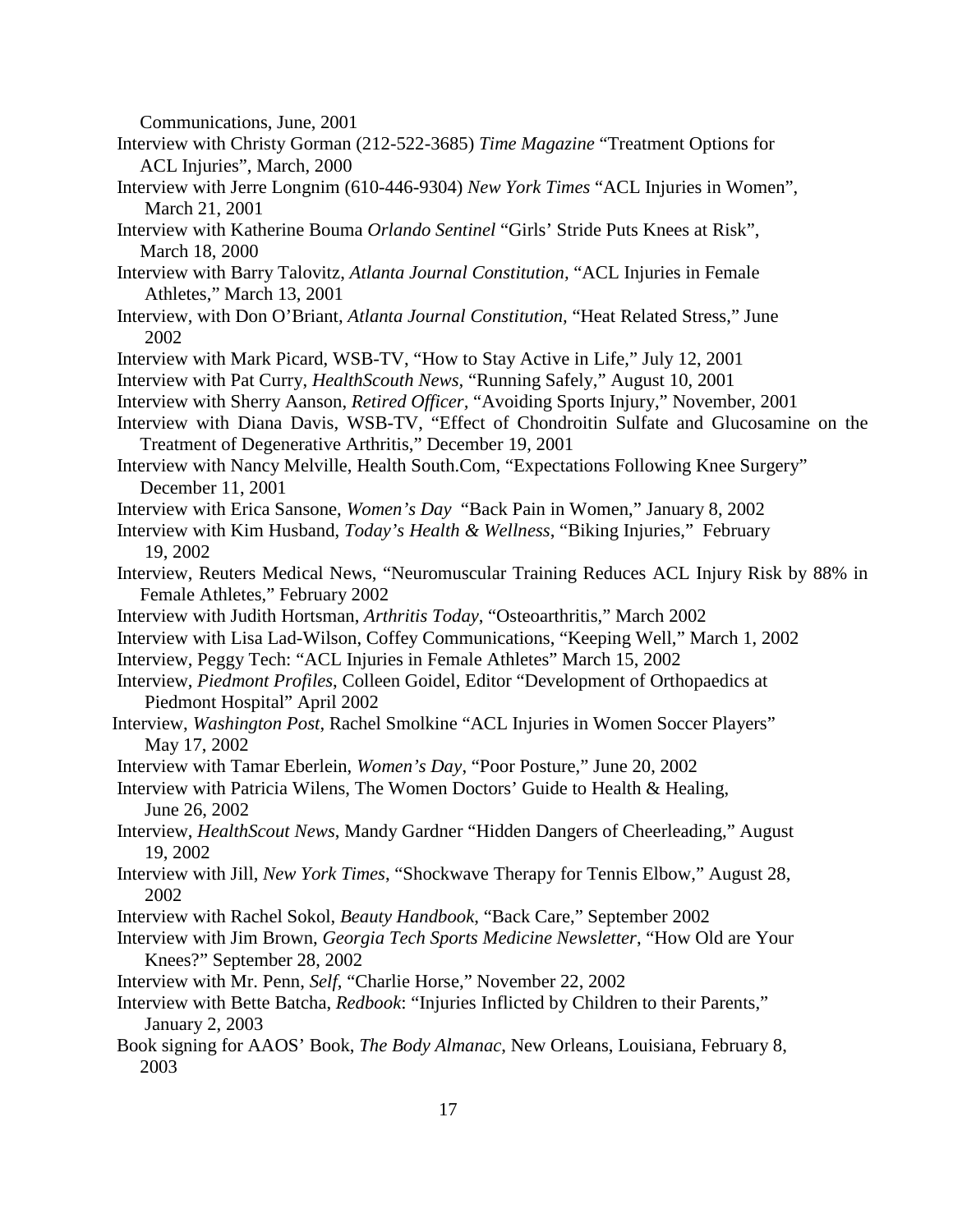Communications, June, 2001

Interview with Christy Gorman (212-522-3685) *Time Magazine* "Treatment Options for ACL Injuries", March, 2000

Interview with Jerre Longnim (610-446-9304) *New York Times* "ACL Injuries in Women", March 21, 2001

Interview with Katherine Bouma *Orlando Sentinel* "Girls' Stride Puts Knees at Risk", March 18, 2000

Interview with Barry Talovitz, *Atlanta Journal Constitution*, "ACL Injuries in Female Athletes," March 13, 2001

Interview, with Don O'Briant, *Atlanta Journal Constitution*, "Heat Related Stress," June 2002

Interview with Mark Picard, WSB-TV, "How to Stay Active in Life," July 12, 2001

Interview with Pat Curry, *HealthScouth News*, "Running Safely," August 10, 2001

Interview with Sherry Aanson, *Retired Officer*, "Avoiding Sports Injury," November, 2001

Interview with Diana Davis, WSB-TV, "Effect of Chondroitin Sulfate and Glucosamine on the Treatment of Degenerative Arthritis," December 19, 2001

Interview with Nancy Melville, Health South.Com, "Expectations Following Knee Surgery" December 11, 2001

Interview with Erica Sansone, *Women's Day* "Back Pain in Women," January 8, 2002

Interview with Kim Husband, *Today's Health & Wellness*, "Biking Injuries," February 19, 2002

Interview, Reuters Medical News, "Neuromuscular Training Reduces ACL Injury Risk by 88% in Female Athletes," February 2002

Interview with Judith Hortsman, *Arthritis Today*, "Osteoarthritis," March 2002

Interview with Lisa Lad-Wilson, Coffey Communications, "Keeping Well," March 1, 2002

Interview, Peggy Tech: "ACL Injuries in Female Athletes" March 15, 2002

Interview, *Piedmont Profiles*, Colleen Goidel, Editor "Development of Orthopaedics at Piedmont Hospital" April 2002

Interview, *Washington Post*, Rachel Smolkine "ACL Injuries in Women Soccer Players" May 17, 2002

Interview with Tamar Eberlein, *Women's Day*, "Poor Posture," June 20, 2002

Interview with Patricia Wilens, The Women Doctors' Guide to Health & Healing, June 26, 2002

Interview, *HealthScout News*, Mandy Gardner "Hidden Dangers of Cheerleading," August 19, 2002

Interview with Jill, *New York Times*, "Shockwave Therapy for Tennis Elbow," August 28, 2002

Interview with Rachel Sokol, *Beauty Handbook*, "Back Care," September 2002

Interview with Jim Brown, *Georgia Tech Sports Medicine Newsletter*, "How Old are Your Knees?" September 28, 2002

Interview with Mr. Penn, *Self*, "Charlie Horse," November 22, 2002

Interview with Bette Batcha, *Redbook*: "Injuries Inflicted by Children to their Parents," January 2, 2003

Book signing for AAOS' Book, *The Body Almanac*, New Orleans, Louisiana, February 8, 2003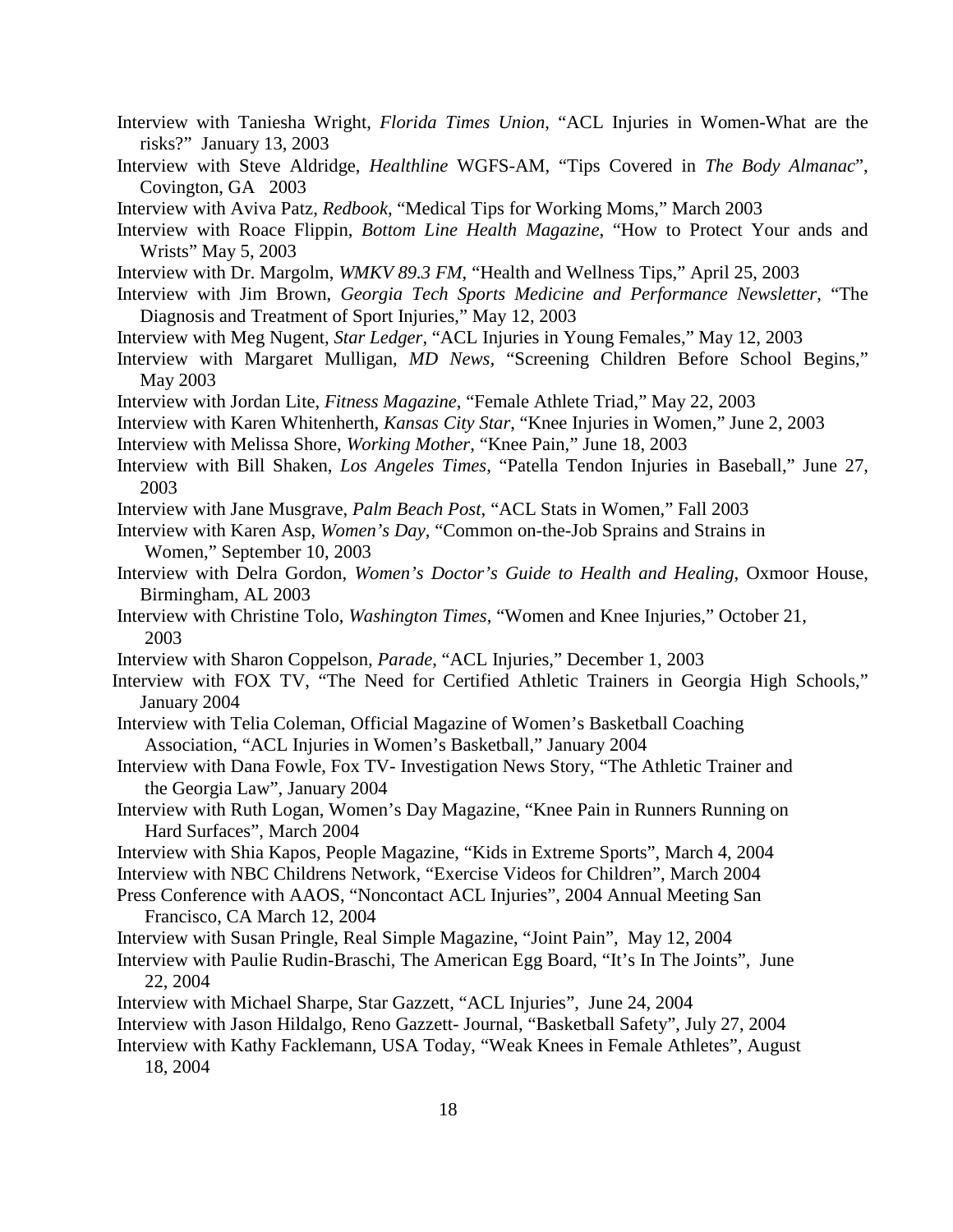Interview with Taniesha Wright, *Florida Times Union*, "ACL Injuries in Women-What are the risks?" January 13, 2003

Interview with Steve Aldridge, *Healthline* WGFS-AM, "Tips Covered in *The Body Almanac*", Covington, GA 2003

Interview with Aviva Patz, *Redbook*, "Medical Tips for Working Moms," March 2003

Interview with Roace Flippin, *Bottom Line Health Magazine*, "How to Protect Your ands and Wrists" May 5, 2003

Interview with Dr. Margolm, *WMKV 89.3 FM*, "Health and Wellness Tips," April 25, 2003

Interview with Jim Brown, *Georgia Tech Sports Medicine and Performance Newsletter*, "The Diagnosis and Treatment of Sport Injuries," May 12, 2003

Interview with Meg Nugent, *Star Ledger*, "ACL Injuries in Young Females," May 12, 2003

Interview with Margaret Mulligan, *MD News*, "Screening Children Before School Begins," May 2003

Interview with Jordan Lite, *Fitness Magazine*, "Female Athlete Triad," May 22, 2003

Interview with Karen Whitenherth, *Kansas City Star*, "Knee Injuries in Women," June 2, 2003

Interview with Melissa Shore, *Working Mother*, "Knee Pain," June 18, 2003

Interview with Bill Shaken, *Los Angeles Times*, "Patella Tendon Injuries in Baseball," June 27, 2003

Interview with Jane Musgrave, *Palm Beach Post*, "ACL Stats in Women," Fall 2003

Interview with Karen Asp, *Women's Day*, "Common on-the-Job Sprains and Strains in Women," September 10, 2003

Interview with Delra Gordon, *Women's Doctor's Guide to Health and Healing*, Oxmoor House, Birmingham, AL 2003

Interview with Christine Tolo, *Washington Times*, "Women and Knee Injuries," October 21, 2003

Interview with Sharon Coppelson, *Parade*, "ACL Injuries," December 1, 2003

Interview with FOX TV, "The Need for Certified Athletic Trainers in Georgia High Schools," January 2004

Interview with Telia Coleman, Official Magazine of Women's Basketball Coaching Association, "ACL Injuries in Women's Basketball," January 2004

Interview with Dana Fowle, Fox TV- Investigation News Story, "The Athletic Trainer and the Georgia Law", January 2004

Interview with Ruth Logan, Women's Day Magazine, "Knee Pain in Runners Running on Hard Surfaces", March 2004

Interview with Shia Kapos, People Magazine, "Kids in Extreme Sports", March 4, 2004

Interview with NBC Childrens Network, "Exercise Videos for Children", March 2004

Press Conference with AAOS, "Noncontact ACL Injuries", 2004 Annual Meeting San Francisco, CA March 12, 2004

Interview with Susan Pringle, Real Simple Magazine, "Joint Pain", May 12, 2004

Interview with Paulie Rudin-Braschi, The American Egg Board, "It's In The Joints", June 22, 2004

Interview with Michael Sharpe, Star Gazzett, "ACL Injuries", June 24, 2004

Interview with Jason Hildalgo, Reno Gazzett- Journal, "Basketball Safety", July 27, 2004

Interview with Kathy Facklemann, USA Today, "Weak Knees in Female Athletes", August 18, 2004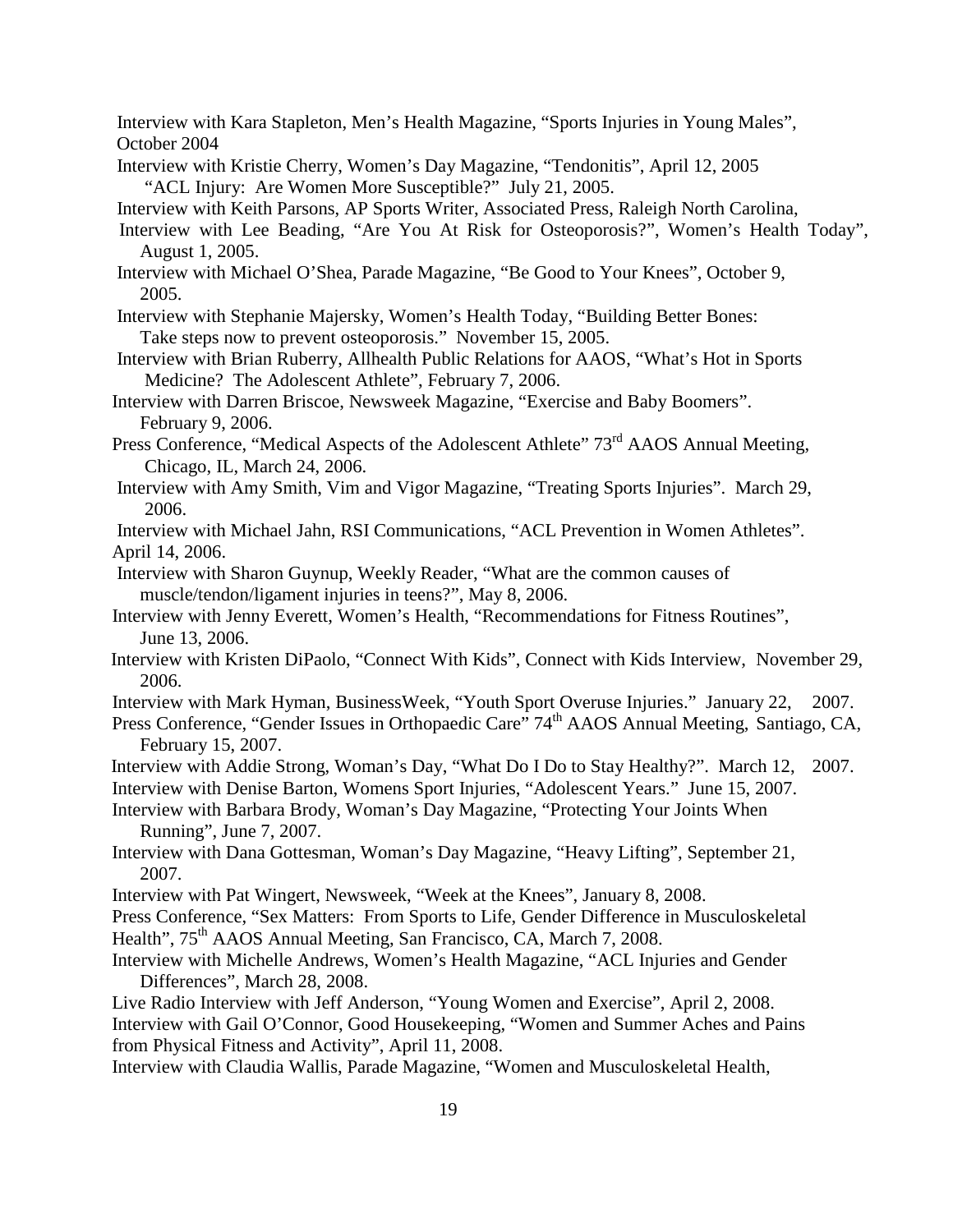Interview with Kara Stapleton, Men's Health Magazine, "Sports Injuries in Young Males", October 2004

Interview with Kristie Cherry, Women's Day Magazine, "Tendonitis", April 12, 2005
"ACL Injury: Are Women More Susceptible?" July 21, 2005.

Interview with Keith Parsons, AP Sports Writer, Associated Press, Raleigh North Carolina,

Interview with Lee Beading, "Are You At Risk for Osteoporosis?", Women's Health Today", August 1, 2005.

Interview with Michael O'Shea, Parade Magazine, "Be Good to Your Knees", October 9, 2005.

Interview with Stephanie Majersky, Women's Health Today, "Building Better Bones: Take steps now to prevent osteoporosis." November 15, 2005.

Interview with Brian Ruberry, Allhealth Public Relations for AAOS, "What's Hot in Sports Medicine? The Adolescent Athlete", February 7, 2006.

Interview with Darren Briscoe, Newsweek Magazine, "Exercise and Baby Boomers". February 9, 2006.

Press Conference, "Medical Aspects of the Adolescent Athlete" 73rd AAOS Annual Meeting, Chicago, IL, March 24, 2006.

Interview with Amy Smith, Vim and Vigor Magazine, "Treating Sports Injuries". March 29, 2006.

Interview with Michael Jahn, RSI Communications, "ACL Prevention in Women Athletes". April 14, 2006.

Interview with Sharon Guynup, Weekly Reader, "What are the common causes of muscle/tendon/ligament injuries in teens?", May 8, 2006.

Interview with Jenny Everett, Women's Health, "Recommendations for Fitness Routines", June 13, 2006.

Interview with Kristen DiPaolo, "Connect With Kids", Connect with Kids Interview, November 29, 2006.

Interview with Mark Hyman, BusinessWeek, "Youth Sport Overuse Injuries." January 22, 2007.

Press Conference, "Gender Issues in Orthopaedic Care" 74th AAOS Annual Meeting, Santiago, CA, February 15, 2007.

Interview with Addie Strong, Woman's Day, "What Do I Do to Stay Healthy?". March 12, 2007.

Interview with Denise Barton, Womens Sport Injuries, "Adolescent Years." June 15, 2007.

Interview with Barbara Brody, Woman's Day Magazine, "Protecting Your Joints When Running", June 7, 2007.

Interview with Dana Gottesman, Woman's Day Magazine, "Heavy Lifting", September 21, 2007.

Interview with Pat Wingert, Newsweek, "Week at the Knees", January 8, 2008.

Press Conference, "Sex Matters: From Sports to Life, Gender Difference in Musculoskeletal Health", 75th AAOS Annual Meeting, San Francisco, CA, March 7, 2008.

Interview with Michelle Andrews, Women's Health Magazine, "ACL Injuries and Gender Differences", March 28, 2008.

Live Radio Interview with Jeff Anderson, "Young Women and Exercise", April 2, 2008.

Interview with Gail O'Connor, Good Housekeeping, "Women and Summer Aches and Pains from Physical Fitness and Activity", April 11, 2008.

Interview with Claudia Wallis, Parade Magazine, "Women and Musculoskeletal Health,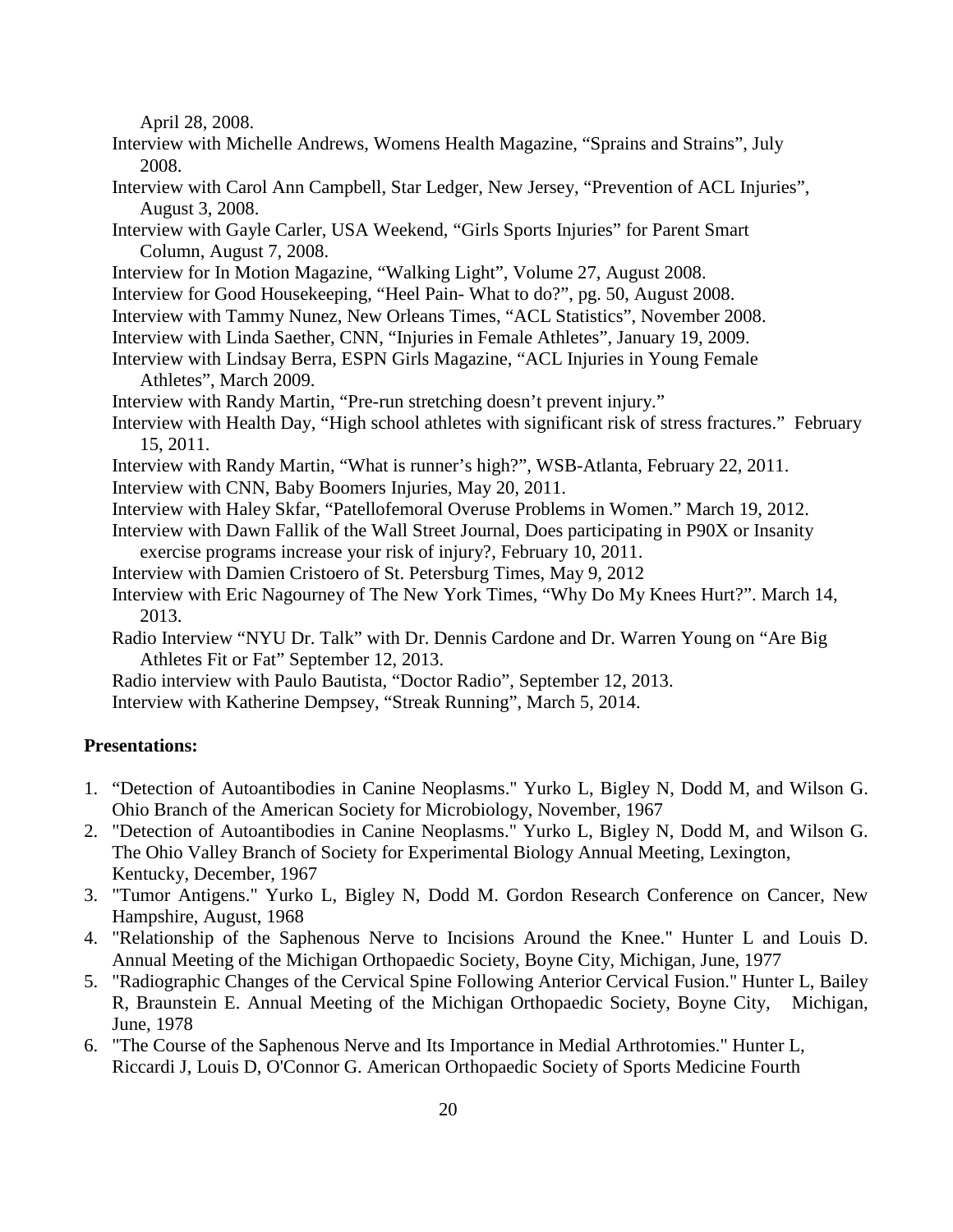April 28, 2008.

Interview with Michelle Andrews, Womens Health Magazine, "Sprains and Strains", July 2008.

Interview with Carol Ann Campbell, Star Ledger, New Jersey, "Prevention of ACL Injuries", August 3, 2008.

Interview with Gayle Carler, USA Weekend, "Girls Sports Injuries" for Parent Smart Column, August 7, 2008.

Interview for In Motion Magazine, "Walking Light", Volume 27, August 2008.

Interview for Good Housekeeping, "Heel Pain- What to do?", pg. 50, August 2008.

Interview with Tammy Nunez, New Orleans Times, "ACL Statistics", November 2008.

Interview with Linda Saether, CNN, "Injuries in Female Athletes", January 19, 2009.

Interview with Lindsay Berra, ESPN Girls Magazine, "ACL Injuries in Young Female Athletes", March 2009.

Interview with Randy Martin, "Pre-run stretching doesn't prevent injury."

Interview with Health Day, "High school athletes with significant risk of stress fractures." February 15, 2011.

Interview with Randy Martin, "What is runner's high?", WSB-Atlanta, February 22, 2011.

Interview with CNN, Baby Boomers Injuries, May 20, 2011.

Interview with Haley Skfar, "Patellofemoral Overuse Problems in Women." March 19, 2012.

Interview with Dawn Fallik of the Wall Street Journal, Does participating in P90X or Insanity exercise programs increase your risk of injury?, February 10, 2011.

Interview with Damien Cristoero of St. Petersburg Times, May 9, 2012

Interview with Eric Nagourney of The New York Times, "Why Do My Knees Hurt?". March 14, 2013.

Radio Interview "NYU Dr. Talk" with Dr. Dennis Cardone and Dr. Warren Young on "Are Big Athletes Fit or Fat" September 12, 2013.

Radio interview with Paulo Bautista, "Doctor Radio", September 12, 2013.

Interview with Katherine Dempsey, "Streak Running", March 5, 2014.

**Presentations:**

1. "Detection of Autoantibodies in Canine Neoplasms." Yurko L, Bigley N, Dodd M, and Wilson G. Ohio Branch of the American Society for Microbiology, November, 1967
2. "Detection of Autoantibodies in Canine Neoplasms." Yurko L, Bigley N, Dodd M, and Wilson G. The Ohio Valley Branch of Society for Experimental Biology Annual Meeting, Lexington, Kentucky, December, 1967
3. "Tumor Antigens." Yurko L, Bigley N, Dodd M. Gordon Research Conference on Cancer, New Hampshire, August, 1968
4. "Relationship of the Saphenous Nerve to Incisions Around the Knee." Hunter L and Louis D. Annual Meeting of the Michigan Orthopaedic Society, Boyne City, Michigan, June, 1977
5. "Radiographic Changes of the Cervical Spine Following Anterior Cervical Fusion." Hunter L, Bailey R, Braunstein E. Annual Meeting of the Michigan Orthopaedic Society, Boyne City, Michigan, June, 1978
6. "The Course of the Saphenous Nerve and Its Importance in Medial Arthrotomies." Hunter L, Riccardi J, Louis D, O'Connor G. American Orthopaedic Society of Sports Medicine Fourth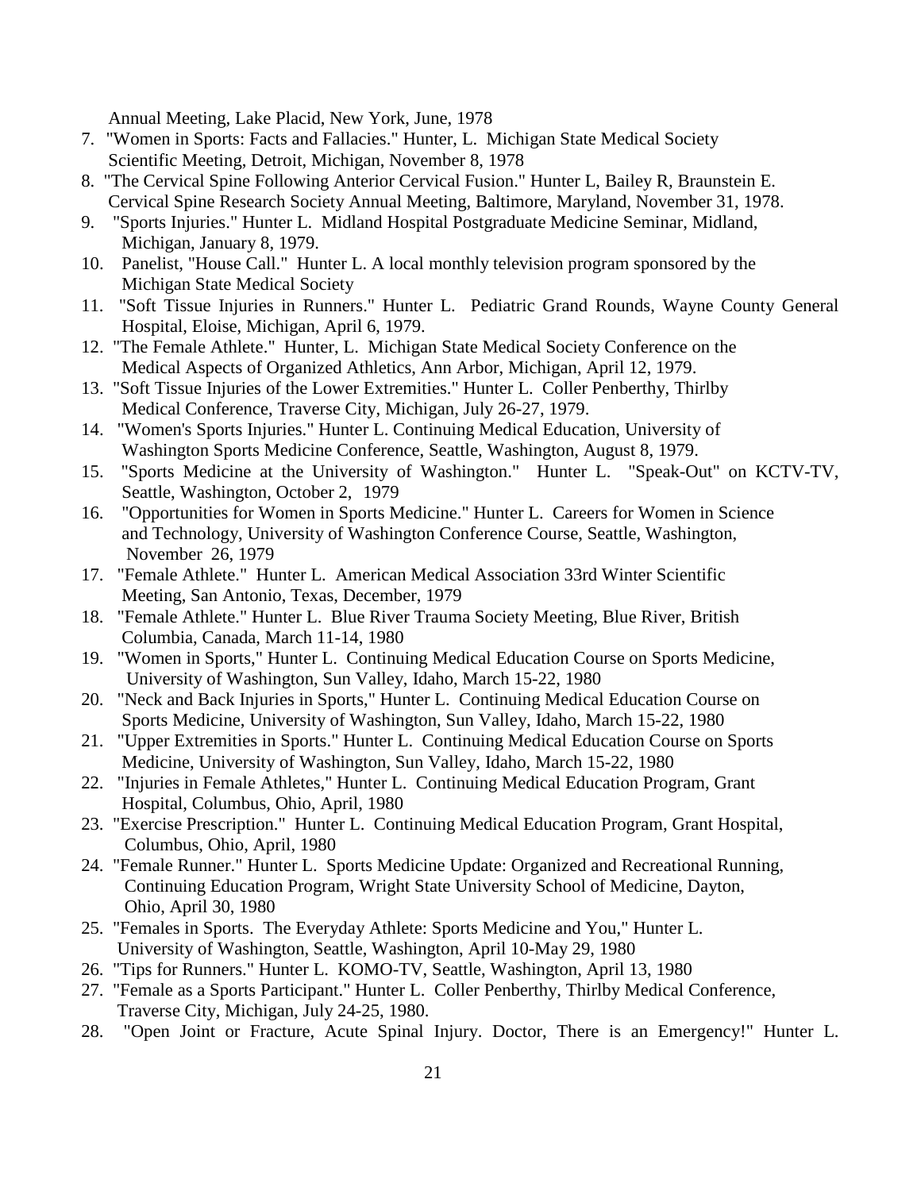Annual Meeting, Lake Placid, New York, June, 1978

7. "Women in Sports: Facts and Fallacies." Hunter, L. Michigan State Medical Society Scientific Meeting, Detroit, Michigan, November 8, 1978
8. "The Cervical Spine Following Anterior Cervical Fusion." Hunter L, Bailey R, Braunstein E. Cervical Spine Research Society Annual Meeting, Baltimore, Maryland, November 31, 1978.
9. "Sports Injuries." Hunter L. Midland Hospital Postgraduate Medicine Seminar, Midland, Michigan, January 8, 1979.
10. Panelist, "House Call." Hunter L. A local monthly television program sponsored by the Michigan State Medical Society
11. "Soft Tissue Injuries in Runners." Hunter L. Pediatric Grand Rounds, Wayne County General Hospital, Eloise, Michigan, April 6, 1979.
12. "The Female Athlete." Hunter, L. Michigan State Medical Society Conference on the Medical Aspects of Organized Athletics, Ann Arbor, Michigan, April 12, 1979.
13. "Soft Tissue Injuries of the Lower Extremities." Hunter L. Coller Penberthy, Thirlby Medical Conference, Traverse City, Michigan, July 26-27, 1979.
14. "Women's Sports Injuries." Hunter L. Continuing Medical Education, University of Washington Sports Medicine Conference, Seattle, Washington, August 8, 1979.
15. "Sports Medicine at the University of Washington." Hunter L. "Speak-Out" on KCTV-TV, Seattle, Washington, October 2, 1979
16. "Opportunities for Women in Sports Medicine." Hunter L. Careers for Women in Science and Technology, University of Washington Conference Course, Seattle, Washington, November 26, 1979
17. "Female Athlete." Hunter L. American Medical Association 33rd Winter Scientific Meeting, San Antonio, Texas, December, 1979
18. "Female Athlete." Hunter L. Blue River Trauma Society Meeting, Blue River, British Columbia, Canada, March 11-14, 1980
19. "Women in Sports," Hunter L. Continuing Medical Education Course on Sports Medicine, University of Washington, Sun Valley, Idaho, March 15-22, 1980
20. "Neck and Back Injuries in Sports," Hunter L. Continuing Medical Education Course on Sports Medicine, University of Washington, Sun Valley, Idaho, March 15-22, 1980
21. "Upper Extremities in Sports." Hunter L. Continuing Medical Education Course on Sports Medicine, University of Washington, Sun Valley, Idaho, March 15-22, 1980
22. "Injuries in Female Athletes," Hunter L. Continuing Medical Education Program, Grant Hospital, Columbus, Ohio, April, 1980
23. "Exercise Prescription." Hunter L. Continuing Medical Education Program, Grant Hospital, Columbus, Ohio, April, 1980
24. "Female Runner." Hunter L. Sports Medicine Update: Organized and Recreational Running, Continuing Education Program, Wright State University School of Medicine, Dayton, Ohio, April 30, 1980
25. "Females in Sports. The Everyday Athlete: Sports Medicine and You," Hunter L. University of Washington, Seattle, Washington, April 10-May 29, 1980
26. "Tips for Runners." Hunter L. KOMO-TV, Seattle, Washington, April 13, 1980
27. "Female as a Sports Participant." Hunter L. Coller Penberthy, Thirlby Medical Conference, Traverse City, Michigan, July 24-25, 1980.
28. "Open Joint or Fracture, Acute Spinal Injury. Doctor, There is an Emergency!" Hunter L.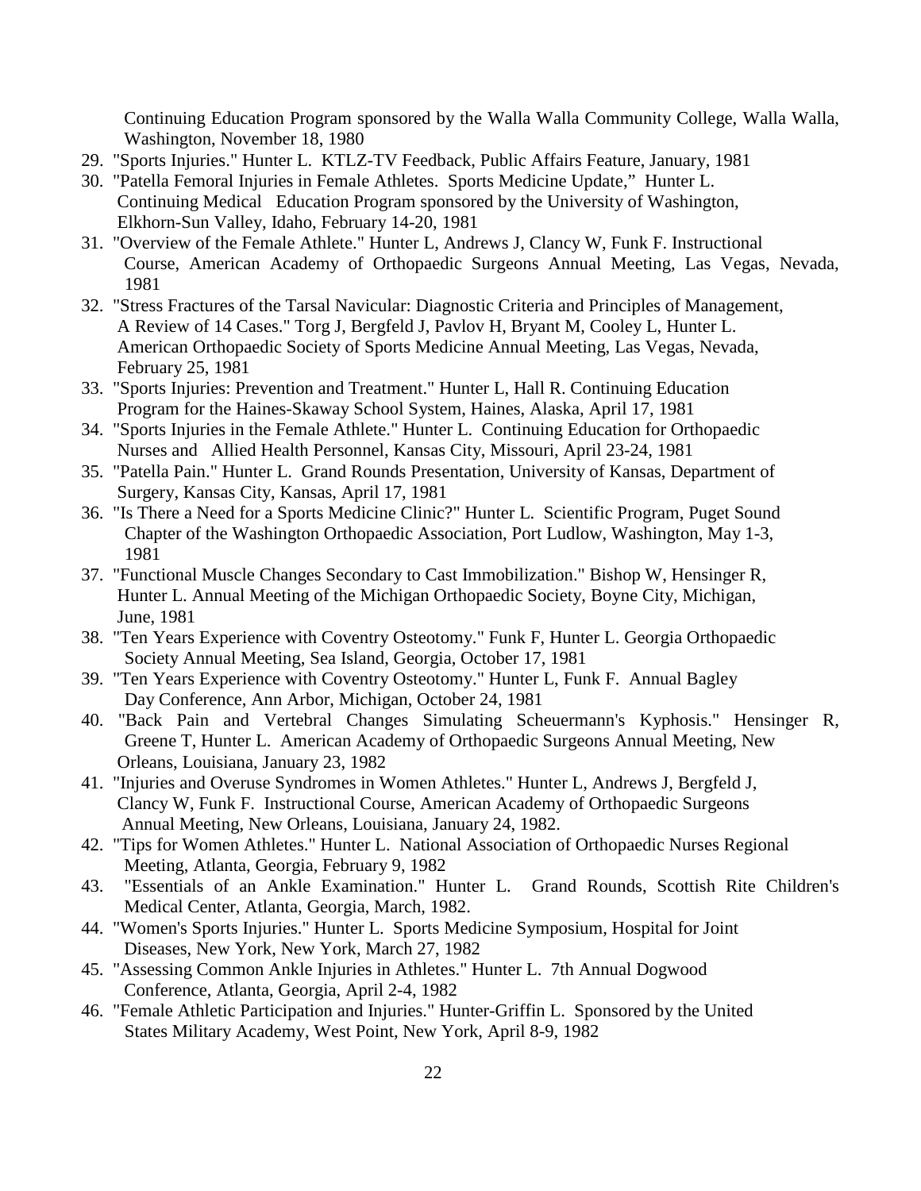Continuing Education Program sponsored by the Walla Walla Community College, Walla Walla, Washington, November 18, 1980

29. "Sports Injuries." Hunter L. KTLZ-TV Feedback, Public Affairs Feature, January, 1981
30. "Patella Femoral Injuries in Female Athletes. Sports Medicine Update," Hunter L. Continuing Medical Education Program sponsored by the University of Washington, Elkhorn-Sun Valley, Idaho, February 14-20, 1981
31. "Overview of the Female Athlete." Hunter L, Andrews J, Clancy W, Funk F. Instructional Course, American Academy of Orthopaedic Surgeons Annual Meeting, Las Vegas, Nevada, 1981
32. "Stress Fractures of the Tarsal Navicular: Diagnostic Criteria and Principles of Management, A Review of 14 Cases." Torg J, Bergfeld J, Pavlov H, Bryant M, Cooley L, Hunter L. American Orthopaedic Society of Sports Medicine Annual Meeting, Las Vegas, Nevada, February 25, 1981
33. "Sports Injuries: Prevention and Treatment." Hunter L, Hall R. Continuing Education Program for the Haines-Skaway School System, Haines, Alaska, April 17, 1981
34. "Sports Injuries in the Female Athlete." Hunter L. Continuing Education for Orthopaedic Nurses and Allied Health Personnel, Kansas City, Missouri, April 23-24, 1981
35. "Patella Pain." Hunter L. Grand Rounds Presentation, University of Kansas, Department of Surgery, Kansas City, Kansas, April 17, 1981
36. "Is There a Need for a Sports Medicine Clinic?" Hunter L. Scientific Program, Puget Sound Chapter of the Washington Orthopaedic Association, Port Ludlow, Washington, May 1-3, 1981
37. "Functional Muscle Changes Secondary to Cast Immobilization." Bishop W, Hensinger R, Hunter L. Annual Meeting of the Michigan Orthopaedic Society, Boyne City, Michigan, June, 1981
38. "Ten Years Experience with Coventry Osteotomy." Funk F, Hunter L. Georgia Orthopaedic Society Annual Meeting, Sea Island, Georgia, October 17, 1981
39. "Ten Years Experience with Coventry Osteotomy." Hunter L, Funk F. Annual Bagley Day Conference, Ann Arbor, Michigan, October 24, 1981
40. "Back Pain and Vertebral Changes Simulating Scheuermann's Kyphosis." Hensinger R, Greene T, Hunter L. American Academy of Orthopaedic Surgeons Annual Meeting, New Orleans, Louisiana, January 23, 1982
41. "Injuries and Overuse Syndromes in Women Athletes." Hunter L, Andrews J, Bergfeld J, Clancy W, Funk F. Instructional Course, American Academy of Orthopaedic Surgeons Annual Meeting, New Orleans, Louisiana, January 24, 1982.
42. "Tips for Women Athletes." Hunter L. National Association of Orthopaedic Nurses Regional Meeting, Atlanta, Georgia, February 9, 1982
43. "Essentials of an Ankle Examination." Hunter L. Grand Rounds, Scottish Rite Children's Medical Center, Atlanta, Georgia, March, 1982.
44. "Women's Sports Injuries." Hunter L. Sports Medicine Symposium, Hospital for Joint Diseases, New York, New York, March 27, 1982
45. "Assessing Common Ankle Injuries in Athletes." Hunter L. 7th Annual Dogwood Conference, Atlanta, Georgia, April 2-4, 1982
46. "Female Athletic Participation and Injuries." Hunter-Griffin L. Sponsored by the United States Military Academy, West Point, New York, April 8-9, 1982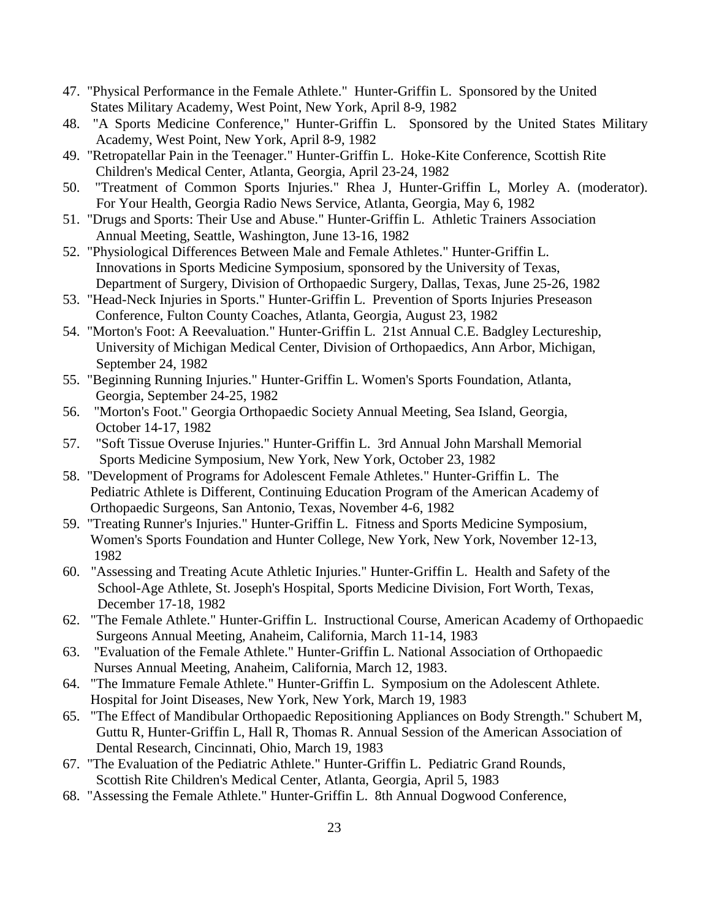47. "Physical Performance in the Female Athlete." Hunter-Griffin L. Sponsored by the United States Military Academy, West Point, New York, April 8-9, 1982
48. "A Sports Medicine Conference," Hunter-Griffin L. Sponsored by the United States Military Academy, West Point, New York, April 8-9, 1982
49. "Retropatellar Pain in the Teenager." Hunter-Griffin L. Hoke-Kite Conference, Scottish Rite Children's Medical Center, Atlanta, Georgia, April 23-24, 1982
50. "Treatment of Common Sports Injuries." Rhea J, Hunter-Griffin L, Morley A. (moderator). For Your Health, Georgia Radio News Service, Atlanta, Georgia, May 6, 1982
51. "Drugs and Sports: Their Use and Abuse." Hunter-Griffin L. Athletic Trainers Association Annual Meeting, Seattle, Washington, June 13-16, 1982
52. "Physiological Differences Between Male and Female Athletes." Hunter-Griffin L. Innovations in Sports Medicine Symposium, sponsored by the University of Texas, Department of Surgery, Division of Orthopaedic Surgery, Dallas, Texas, June 25-26, 1982
53. "Head-Neck Injuries in Sports." Hunter-Griffin L. Prevention of Sports Injuries Preseason Conference, Fulton County Coaches, Atlanta, Georgia, August 23, 1982
54. "Morton's Foot: A Reevaluation." Hunter-Griffin L. 21st Annual C.E. Badgley Lectureship, University of Michigan Medical Center, Division of Orthopaedics, Ann Arbor, Michigan, September 24, 1982
55. "Beginning Running Injuries." Hunter-Griffin L. Women's Sports Foundation, Atlanta, Georgia, September 24-25, 1982
56. "Morton's Foot." Georgia Orthopaedic Society Annual Meeting, Sea Island, Georgia, October 14-17, 1982
57. "Soft Tissue Overuse Injuries." Hunter-Griffin L. 3rd Annual John Marshall Memorial Sports Medicine Symposium, New York, New York, October 23, 1982
58. "Development of Programs for Adolescent Female Athletes." Hunter-Griffin L. The Pediatric Athlete is Different, Continuing Education Program of the American Academy of Orthopaedic Surgeons, San Antonio, Texas, November 4-6, 1982
59. "Treating Runner's Injuries." Hunter-Griffin L. Fitness and Sports Medicine Symposium, Women's Sports Foundation and Hunter College, New York, New York, November 12-13, 1982
60. "Assessing and Treating Acute Athletic Injuries." Hunter-Griffin L. Health and Safety of the School-Age Athlete, St. Joseph's Hospital, Sports Medicine Division, Fort Worth, Texas, December 17-18, 1982
62. "The Female Athlete." Hunter-Griffin L. Instructional Course, American Academy of Orthopaedic Surgeons Annual Meeting, Anaheim, California, March 11-14, 1983
63. "Evaluation of the Female Athlete." Hunter-Griffin L. National Association of Orthopaedic Nurses Annual Meeting, Anaheim, California, March 12, 1983.
64. "The Immature Female Athlete." Hunter-Griffin L. Symposium on the Adolescent Athlete. Hospital for Joint Diseases, New York, New York, March 19, 1983
65. "The Effect of Mandibular Orthopaedic Repositioning Appliances on Body Strength." Schubert M, Guttu R, Hunter-Griffin L, Hall R, Thomas R. Annual Session of the American Association of Dental Research, Cincinnati, Ohio, March 19, 1983
67. "The Evaluation of the Pediatric Athlete." Hunter-Griffin L. Pediatric Grand Rounds, Scottish Rite Children's Medical Center, Atlanta, Georgia, April 5, 1983
68. "Assessing the Female Athlete." Hunter-Griffin L. 8th Annual Dogwood Conference,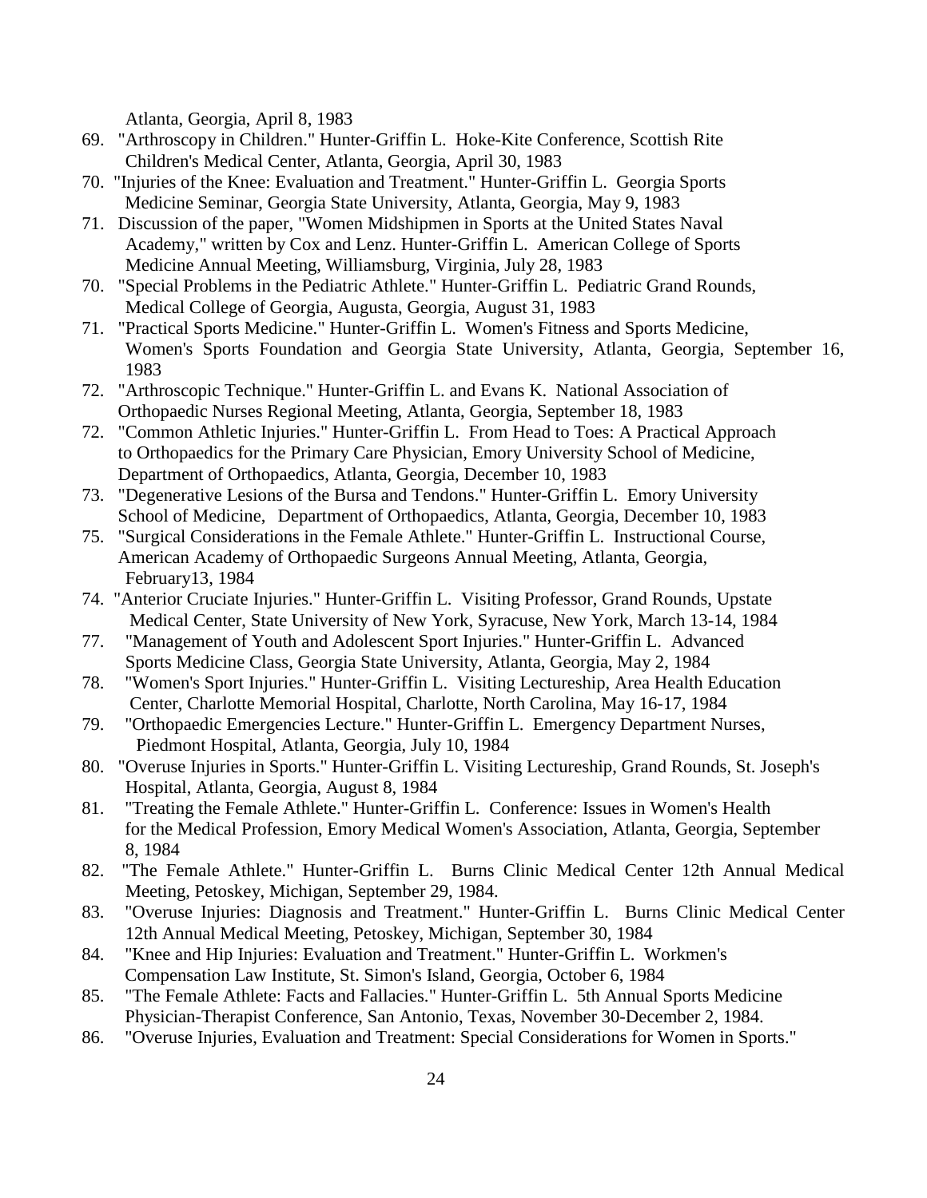Atlanta, Georgia, April 8, 1983

69. "Arthroscopy in Children." Hunter-Griffin L. Hoke-Kite Conference, Scottish Rite Children's Medical Center, Atlanta, Georgia, April 30, 1983
70. "Injuries of the Knee: Evaluation and Treatment." Hunter-Griffin L. Georgia Sports Medicine Seminar, Georgia State University, Atlanta, Georgia, May 9, 1983
71. Discussion of the paper, "Women Midshipmen in Sports at the United States Naval Academy," written by Cox and Lenz. Hunter-Griffin L. American College of Sports Medicine Annual Meeting, Williamsburg, Virginia, July 28, 1983
70. "Special Problems in the Pediatric Athlete." Hunter-Griffin L. Pediatric Grand Rounds, Medical College of Georgia, Augusta, Georgia, August 31, 1983
71. "Practical Sports Medicine." Hunter-Griffin L. Women's Fitness and Sports Medicine, Women's Sports Foundation and Georgia State University, Atlanta, Georgia, September 16, 1983
72. "Arthroscopic Technique." Hunter-Griffin L. and Evans K. National Association of Orthopaedic Nurses Regional Meeting, Atlanta, Georgia, September 18, 1983
72. "Common Athletic Injuries." Hunter-Griffin L. From Head to Toes: A Practical Approach to Orthopaedics for the Primary Care Physician, Emory University School of Medicine, Department of Orthopaedics, Atlanta, Georgia, December 10, 1983
73. "Degenerative Lesions of the Bursa and Tendons." Hunter-Griffin L. Emory University School of Medicine, Department of Orthopaedics, Atlanta, Georgia, December 10, 1983
75. "Surgical Considerations in the Female Athlete." Hunter-Griffin L. Instructional Course, American Academy of Orthopaedic Surgeons Annual Meeting, Atlanta, Georgia, February13, 1984
74. "Anterior Cruciate Injuries." Hunter-Griffin L. Visiting Professor, Grand Rounds, Upstate Medical Center, State University of New York, Syracuse, New York, March 13-14, 1984
77. "Management of Youth and Adolescent Sport Injuries." Hunter-Griffin L. Advanced Sports Medicine Class, Georgia State University, Atlanta, Georgia, May 2, 1984
78. "Women's Sport Injuries." Hunter-Griffin L. Visiting Lectureship, Area Health Education Center, Charlotte Memorial Hospital, Charlotte, North Carolina, May 16-17, 1984
79. "Orthopaedic Emergencies Lecture." Hunter-Griffin L. Emergency Department Nurses, Piedmont Hospital, Atlanta, Georgia, July 10, 1984
80. "Overuse Injuries in Sports." Hunter-Griffin L. Visiting Lectureship, Grand Rounds, St. Joseph's Hospital, Atlanta, Georgia, August 8, 1984
81. "Treating the Female Athlete." Hunter-Griffin L. Conference: Issues in Women's Health for the Medical Profession, Emory Medical Women's Association, Atlanta, Georgia, September 8, 1984
82. "The Female Athlete." Hunter-Griffin L. Burns Clinic Medical Center 12th Annual Medical Meeting, Petoskey, Michigan, September 29, 1984.
83. "Overuse Injuries: Diagnosis and Treatment." Hunter-Griffin L. Burns Clinic Medical Center 12th Annual Medical Meeting, Petoskey, Michigan, September 30, 1984
84. "Knee and Hip Injuries: Evaluation and Treatment." Hunter-Griffin L. Workmen's Compensation Law Institute, St. Simon's Island, Georgia, October 6, 1984
85. "The Female Athlete: Facts and Fallacies." Hunter-Griffin L. 5th Annual Sports Medicine Physician-Therapist Conference, San Antonio, Texas, November 30-December 2, 1984.
86. "Overuse Injuries, Evaluation and Treatment: Special Considerations for Women in Sports."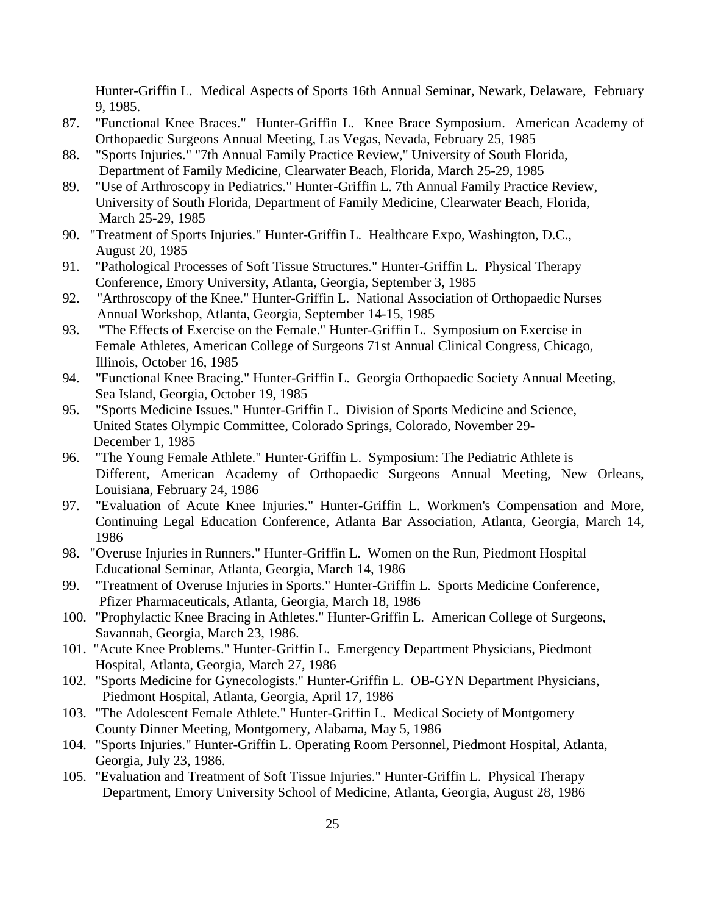Hunter-Griffin L. Medical Aspects of Sports 16th Annual Seminar, Newark, Delaware, February 9, 1985.

87. "Functional Knee Braces." Hunter-Griffin L. Knee Brace Symposium. American Academy of Orthopaedic Surgeons Annual Meeting, Las Vegas, Nevada, February 25, 1985
88. "Sports Injuries." "7th Annual Family Practice Review," University of South Florida, Department of Family Medicine, Clearwater Beach, Florida, March 25-29, 1985
89. "Use of Arthroscopy in Pediatrics." Hunter-Griffin L. 7th Annual Family Practice Review, University of South Florida, Department of Family Medicine, Clearwater Beach, Florida, March 25-29, 1985
90. "Treatment of Sports Injuries." Hunter-Griffin L. Healthcare Expo, Washington, D.C., August 20, 1985
91. "Pathological Processes of Soft Tissue Structures." Hunter-Griffin L. Physical Therapy Conference, Emory University, Atlanta, Georgia, September 3, 1985
92. "Arthroscopy of the Knee." Hunter-Griffin L. National Association of Orthopaedic Nurses Annual Workshop, Atlanta, Georgia, September 14-15, 1985
93. "The Effects of Exercise on the Female." Hunter-Griffin L. Symposium on Exercise in Female Athletes, American College of Surgeons 71st Annual Clinical Congress, Chicago, Illinois, October 16, 1985
94. "Functional Knee Bracing." Hunter-Griffin L. Georgia Orthopaedic Society Annual Meeting, Sea Island, Georgia, October 19, 1985
95. "Sports Medicine Issues." Hunter-Griffin L. Division of Sports Medicine and Science, United States Olympic Committee, Colorado Springs, Colorado, November 29-December 1, 1985
96. "The Young Female Athlete." Hunter-Griffin L. Symposium: The Pediatric Athlete is Different, American Academy of Orthopaedic Surgeons Annual Meeting, New Orleans, Louisiana, February 24, 1986
97. "Evaluation of Acute Knee Injuries." Hunter-Griffin L. Workmen's Compensation and More, Continuing Legal Education Conference, Atlanta Bar Association, Atlanta, Georgia, March 14, 1986
98. "Overuse Injuries in Runners." Hunter-Griffin L. Women on the Run, Piedmont Hospital Educational Seminar, Atlanta, Georgia, March 14, 1986
99. "Treatment of Overuse Injuries in Sports." Hunter-Griffin L. Sports Medicine Conference, Pfizer Pharmaceuticals, Atlanta, Georgia, March 18, 1986
100. "Prophylactic Knee Bracing in Athletes." Hunter-Griffin L. American College of Surgeons, Savannah, Georgia, March 23, 1986.
101. "Acute Knee Problems." Hunter-Griffin L. Emergency Department Physicians, Piedmont Hospital, Atlanta, Georgia, March 27, 1986
102. "Sports Medicine for Gynecologists." Hunter-Griffin L. OB-GYN Department Physicians, Piedmont Hospital, Atlanta, Georgia, April 17, 1986
103. "The Adolescent Female Athlete." Hunter-Griffin L. Medical Society of Montgomery County Dinner Meeting, Montgomery, Alabama, May 5, 1986
104. "Sports Injuries." Hunter-Griffin L. Operating Room Personnel, Piedmont Hospital, Atlanta, Georgia, July 23, 1986.
105. "Evaluation and Treatment of Soft Tissue Injuries." Hunter-Griffin L. Physical Therapy Department, Emory University School of Medicine, Atlanta, Georgia, August 28, 1986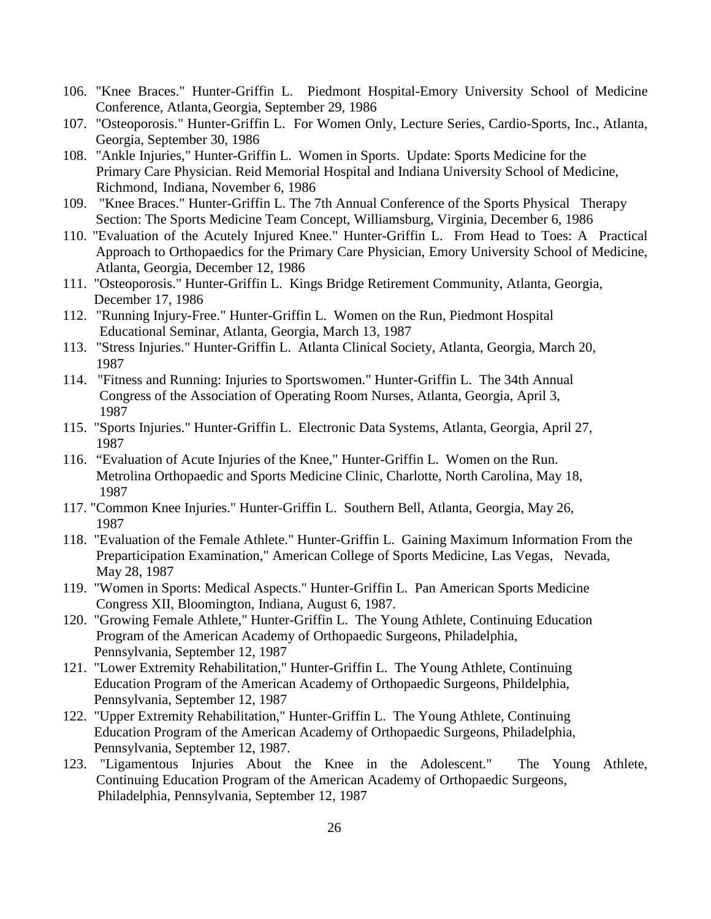106. "Knee Braces." Hunter-Griffin L. Piedmont Hospital-Emory University School of Medicine Conference, Atlanta, Georgia, September 29, 1986
107. "Osteoporosis." Hunter-Griffin L. For Women Only, Lecture Series, Cardio-Sports, Inc., Atlanta, Georgia, September 30, 1986
108. "Ankle Injuries," Hunter-Griffin L. Women in Sports. Update: Sports Medicine for the Primary Care Physician. Reid Memorial Hospital and Indiana University School of Medicine, Richmond, Indiana, November 6, 1986
109. "Knee Braces." Hunter-Griffin L. The 7th Annual Conference of the Sports Physical Therapy Section: The Sports Medicine Team Concept, Williamsburg, Virginia, December 6, 1986
110. "Evaluation of the Acutely Injured Knee." Hunter-Griffin L. From Head to Toes: A Practical Approach to Orthopaedics for the Primary Care Physician, Emory University School of Medicine, Atlanta, Georgia, December 12, 1986
111. "Osteoporosis." Hunter-Griffin L. Kings Bridge Retirement Community, Atlanta, Georgia, December 17, 1986
112. "Running Injury-Free." Hunter-Griffin L. Women on the Run, Piedmont Hospital Educational Seminar, Atlanta, Georgia, March 13, 1987
113. "Stress Injuries." Hunter-Griffin L. Atlanta Clinical Society, Atlanta, Georgia, March 20, 1987
114. "Fitness and Running: Injuries to Sportswomen." Hunter-Griffin L. The 34th Annual Congress of the Association of Operating Room Nurses, Atlanta, Georgia, April 3, 1987
115. "Sports Injuries." Hunter-Griffin L. Electronic Data Systems, Atlanta, Georgia, April 27, 1987
116. "Evaluation of Acute Injuries of the Knee," Hunter-Griffin L. Women on the Run. Metrolina Orthopaedic and Sports Medicine Clinic, Charlotte, North Carolina, May 18, 1987
117. "Common Knee Injuries." Hunter-Griffin L. Southern Bell, Atlanta, Georgia, May 26, 1987
118. "Evaluation of the Female Athlete." Hunter-Griffin L. Gaining Maximum Information From the Preparticipation Examination," American College of Sports Medicine, Las Vegas, Nevada, May 28, 1987
119. "Women in Sports: Medical Aspects." Hunter-Griffin L. Pan American Sports Medicine Congress XII, Bloomington, Indiana, August 6, 1987.
120. "Growing Female Athlete," Hunter-Griffin L. The Young Athlete, Continuing Education Program of the American Academy of Orthopaedic Surgeons, Philadelphia, Pennsylvania, September 12, 1987
121. "Lower Extremity Rehabilitation," Hunter-Griffin L. The Young Athlete, Continuing Education Program of the American Academy of Orthopaedic Surgeons, Phildelphia, Pennsylvania, September 12, 1987
122. "Upper Extremity Rehabilitation," Hunter-Griffin L. The Young Athlete, Continuing Education Program of the American Academy of Orthopaedic Surgeons, Philadelphia, Pennsylvania, September 12, 1987.
123. "Ligamentous Injuries About the Knee in the Adolescent." The Young Athlete, Continuing Education Program of the American Academy of Orthopaedic Surgeons, Philadelphia, Pennsylvania, September 12, 1987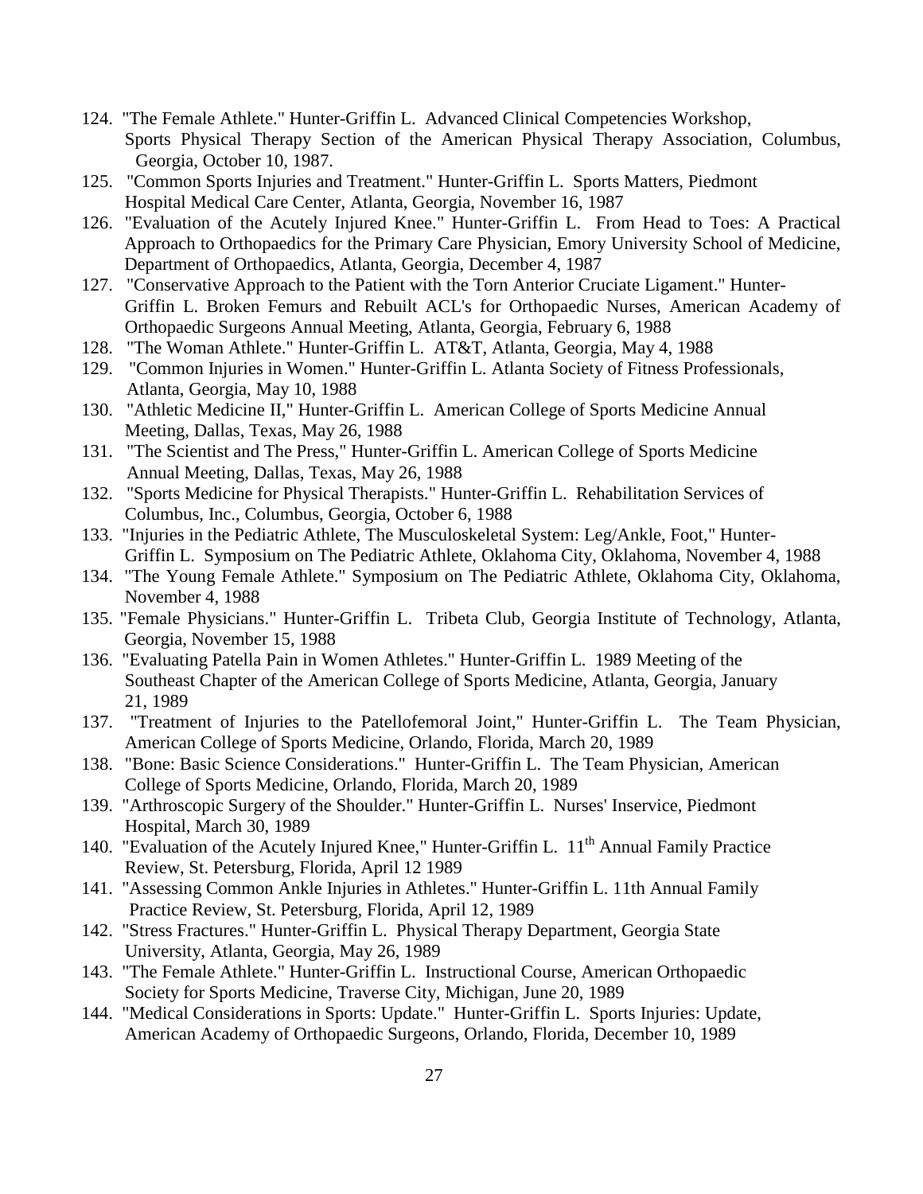124. "The Female Athlete." Hunter-Griffin L. Advanced Clinical Competencies Workshop, Sports Physical Therapy Section of the American Physical Therapy Association, Columbus, Georgia, October 10, 1987.
125. "Common Sports Injuries and Treatment." Hunter-Griffin L. Sports Matters, Piedmont Hospital Medical Care Center, Atlanta, Georgia, November 16, 1987
126. "Evaluation of the Acutely Injured Knee." Hunter-Griffin L. From Head to Toes: A Practical Approach to Orthopaedics for the Primary Care Physician, Emory University School of Medicine, Department of Orthopaedics, Atlanta, Georgia, December 4, 1987
127. "Conservative Approach to the Patient with the Torn Anterior Cruciate Ligament." Hunter-Griffin L. Broken Femurs and Rebuilt ACL's for Orthopaedic Nurses, American Academy of Orthopaedic Surgeons Annual Meeting, Atlanta, Georgia, February 6, 1988
128. "The Woman Athlete." Hunter-Griffin L. AT&T, Atlanta, Georgia, May 4, 1988
129. "Common Injuries in Women." Hunter-Griffin L. Atlanta Society of Fitness Professionals, Atlanta, Georgia, May 10, 1988
130. "Athletic Medicine II," Hunter-Griffin L. American College of Sports Medicine Annual Meeting, Dallas, Texas, May 26, 1988
131. "The Scientist and The Press," Hunter-Griffin L. American College of Sports Medicine Annual Meeting, Dallas, Texas, May 26, 1988
132. "Sports Medicine for Physical Therapists." Hunter-Griffin L. Rehabilitation Services of Columbus, Inc., Columbus, Georgia, October 6, 1988
133. "Injuries in the Pediatric Athlete, The Musculoskeletal System: Leg/Ankle, Foot," Hunter-Griffin L. Symposium on The Pediatric Athlete, Oklahoma City, Oklahoma, November 4, 1988
134. "The Young Female Athlete." Symposium on The Pediatric Athlete, Oklahoma City, Oklahoma, November 4, 1988
135. "Female Physicians." Hunter-Griffin L. Tribeta Club, Georgia Institute of Technology, Atlanta, Georgia, November 15, 1988
136. "Evaluating Patella Pain in Women Athletes." Hunter-Griffin L. 1989 Meeting of the Southeast Chapter of the American College of Sports Medicine, Atlanta, Georgia, January 21, 1989
137. "Treatment of Injuries to the Patellofemoral Joint," Hunter-Griffin L. The Team Physician, American College of Sports Medicine, Orlando, Florida, March 20, 1989
138. "Bone: Basic Science Considerations." Hunter-Griffin L. The Team Physician, American College of Sports Medicine, Orlando, Florida, March 20, 1989
139. "Arthroscopic Surgery of the Shoulder." Hunter-Griffin L. Nurses' Inservice, Piedmont Hospital, March 30, 1989
140. "Evaluation of the Acutely Injured Knee," Hunter-Griffin L. 11th Annual Family Practice Review, St. Petersburg, Florida, April 12 1989
141. "Assessing Common Ankle Injuries in Athletes." Hunter-Griffin L. 11th Annual Family Practice Review, St. Petersburg, Florida, April 12, 1989
142. "Stress Fractures." Hunter-Griffin L. Physical Therapy Department, Georgia State University, Atlanta, Georgia, May 26, 1989
143. "The Female Athlete." Hunter-Griffin L. Instructional Course, American Orthopaedic Society for Sports Medicine, Traverse City, Michigan, June 20, 1989
144. "Medical Considerations in Sports: Update." Hunter-Griffin L. Sports Injuries: Update, American Academy of Orthopaedic Surgeons, Orlando, Florida, December 10, 1989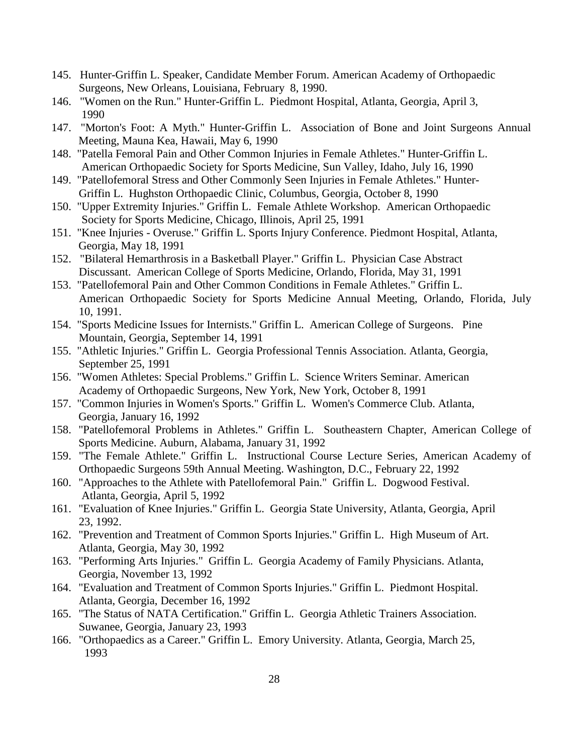145. Hunter-Griffin L. Speaker, Candidate Member Forum. American Academy of Orthopaedic Surgeons, New Orleans, Louisiana, February 8, 1990.
146. "Women on the Run." Hunter-Griffin L. Piedmont Hospital, Atlanta, Georgia, April 3, 1990
147. "Morton's Foot: A Myth." Hunter-Griffin L. Association of Bone and Joint Surgeons Annual Meeting, Mauna Kea, Hawaii, May 6, 1990
148. "Patella Femoral Pain and Other Common Injuries in Female Athletes." Hunter-Griffin L. American Orthopaedic Society for Sports Medicine, Sun Valley, Idaho, July 16, 1990
149. "Patellofemoral Stress and Other Commonly Seen Injuries in Female Athletes." Hunter-Griffin L. Hughston Orthopaedic Clinic, Columbus, Georgia, October 8, 1990
150. "Upper Extremity Injuries." Griffin L. Female Athlete Workshop. American Orthopaedic Society for Sports Medicine, Chicago, Illinois, April 25, 1991
151. "Knee Injuries - Overuse." Griffin L. Sports Injury Conference. Piedmont Hospital, Atlanta, Georgia, May 18, 1991
152. "Bilateral Hemarthrosis in a Basketball Player." Griffin L. Physician Case Abstract Discussant. American College of Sports Medicine, Orlando, Florida, May 31, 1991
153. "Patellofemoral Pain and Other Common Conditions in Female Athletes." Griffin L. American Orthopaedic Society for Sports Medicine Annual Meeting, Orlando, Florida, July 10, 1991.
154. "Sports Medicine Issues for Internists." Griffin L. American College of Surgeons. Pine Mountain, Georgia, September 14, 1991
155. "Athletic Injuries." Griffin L. Georgia Professional Tennis Association. Atlanta, Georgia, September 25, 1991
156. "Women Athletes: Special Problems." Griffin L. Science Writers Seminar. American Academy of Orthopaedic Surgeons, New York, New York, October 8, 1991
157. "Common Injuries in Women's Sports." Griffin L. Women's Commerce Club. Atlanta, Georgia, January 16, 1992
158. "Patellofemoral Problems in Athletes." Griffin L. Southeastern Chapter, American College of Sports Medicine. Auburn, Alabama, January 31, 1992
159. "The Female Athlete." Griffin L. Instructional Course Lecture Series, American Academy of Orthopaedic Surgeons 59th Annual Meeting. Washington, D.C., February 22, 1992
160. "Approaches to the Athlete with Patellofemoral Pain." Griffin L. Dogwood Festival. Atlanta, Georgia, April 5, 1992
161. "Evaluation of Knee Injuries." Griffin L. Georgia State University, Atlanta, Georgia, April 23, 1992.
162. "Prevention and Treatment of Common Sports Injuries." Griffin L. High Museum of Art. Atlanta, Georgia, May 30, 1992
163. "Performing Arts Injuries." Griffin L. Georgia Academy of Family Physicians. Atlanta, Georgia, November 13, 1992
164. "Evaluation and Treatment of Common Sports Injuries." Griffin L. Piedmont Hospital. Atlanta, Georgia, December 16, 1992
165. "The Status of NATA Certification." Griffin L. Georgia Athletic Trainers Association. Suwanee, Georgia, January 23, 1993
166. "Orthopaedics as a Career." Griffin L. Emory University. Atlanta, Georgia, March 25, 1993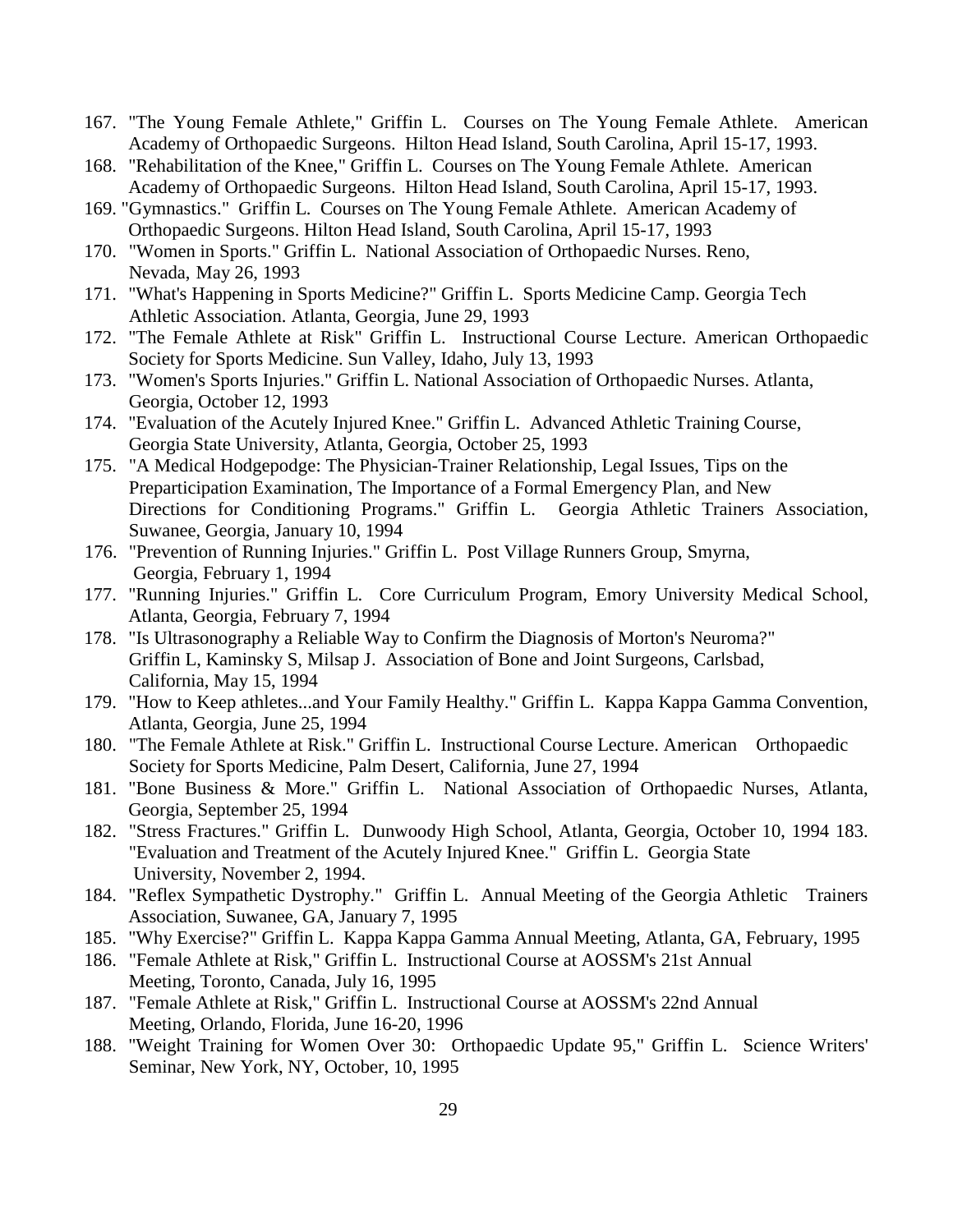167. "The Young Female Athlete," Griffin L. Courses on The Young Female Athlete. American Academy of Orthopaedic Surgeons. Hilton Head Island, South Carolina, April 15-17, 1993.
168. "Rehabilitation of the Knee," Griffin L. Courses on The Young Female Athlete. American Academy of Orthopaedic Surgeons. Hilton Head Island, South Carolina, April 15-17, 1993.
169. "Gymnastics." Griffin L. Courses on The Young Female Athlete. American Academy of Orthopaedic Surgeons. Hilton Head Island, South Carolina, April 15-17, 1993
170. "Women in Sports." Griffin L. National Association of Orthopaedic Nurses. Reno, Nevada, May 26, 1993
171. "What's Happening in Sports Medicine?" Griffin L. Sports Medicine Camp. Georgia Tech Athletic Association. Atlanta, Georgia, June 29, 1993
172. "The Female Athlete at Risk" Griffin L. Instructional Course Lecture. American Orthopaedic Society for Sports Medicine. Sun Valley, Idaho, July 13, 1993
173. "Women's Sports Injuries." Griffin L. National Association of Orthopaedic Nurses. Atlanta, Georgia, October 12, 1993
174. "Evaluation of the Acutely Injured Knee." Griffin L. Advanced Athletic Training Course, Georgia State University, Atlanta, Georgia, October 25, 1993
175. "A Medical Hodgepodge: The Physician-Trainer Relationship, Legal Issues, Tips on the Preparticipation Examination, The Importance of a Formal Emergency Plan, and New Directions for Conditioning Programs." Griffin L. Georgia Athletic Trainers Association, Suwanee, Georgia, January 10, 1994
176. "Prevention of Running Injuries." Griffin L. Post Village Runners Group, Smyrna, Georgia, February 1, 1994
177. "Running Injuries." Griffin L. Core Curriculum Program, Emory University Medical School, Atlanta, Georgia, February 7, 1994
178. "Is Ultrasonography a Reliable Way to Confirm the Diagnosis of Morton's Neuroma?" Griffin L, Kaminsky S, Milsap J. Association of Bone and Joint Surgeons, Carlsbad, California, May 15, 1994
179. "How to Keep athletes...and Your Family Healthy." Griffin L. Kappa Kappa Gamma Convention, Atlanta, Georgia, June 25, 1994
180. "The Female Athlete at Risk." Griffin L. Instructional Course Lecture. American Orthopaedic Society for Sports Medicine, Palm Desert, California, June 27, 1994
181. "Bone Business & More." Griffin L. National Association of Orthopaedic Nurses, Atlanta, Georgia, September 25, 1994
182. "Stress Fractures." Griffin L. Dunwoody High School, Atlanta, Georgia, October 10, 1994
183. "Evaluation and Treatment of the Acutely Injured Knee." Griffin L. Georgia State University, November 2, 1994.
184. "Reflex Sympathetic Dystrophy." Griffin L. Annual Meeting of the Georgia Athletic Trainers Association, Suwanee, GA, January 7, 1995
185. "Why Exercise?" Griffin L. Kappa Kappa Gamma Annual Meeting, Atlanta, GA, February, 1995
186. "Female Athlete at Risk," Griffin L. Instructional Course at AOSSM's 21st Annual Meeting, Toronto, Canada, July 16, 1995
187. "Female Athlete at Risk," Griffin L. Instructional Course at AOSSM's 22nd Annual Meeting, Orlando, Florida, June 16-20, 1996
188. "Weight Training for Women Over 30: Orthopaedic Update 95," Griffin L. Science Writers' Seminar, New York, NY, October, 10, 1995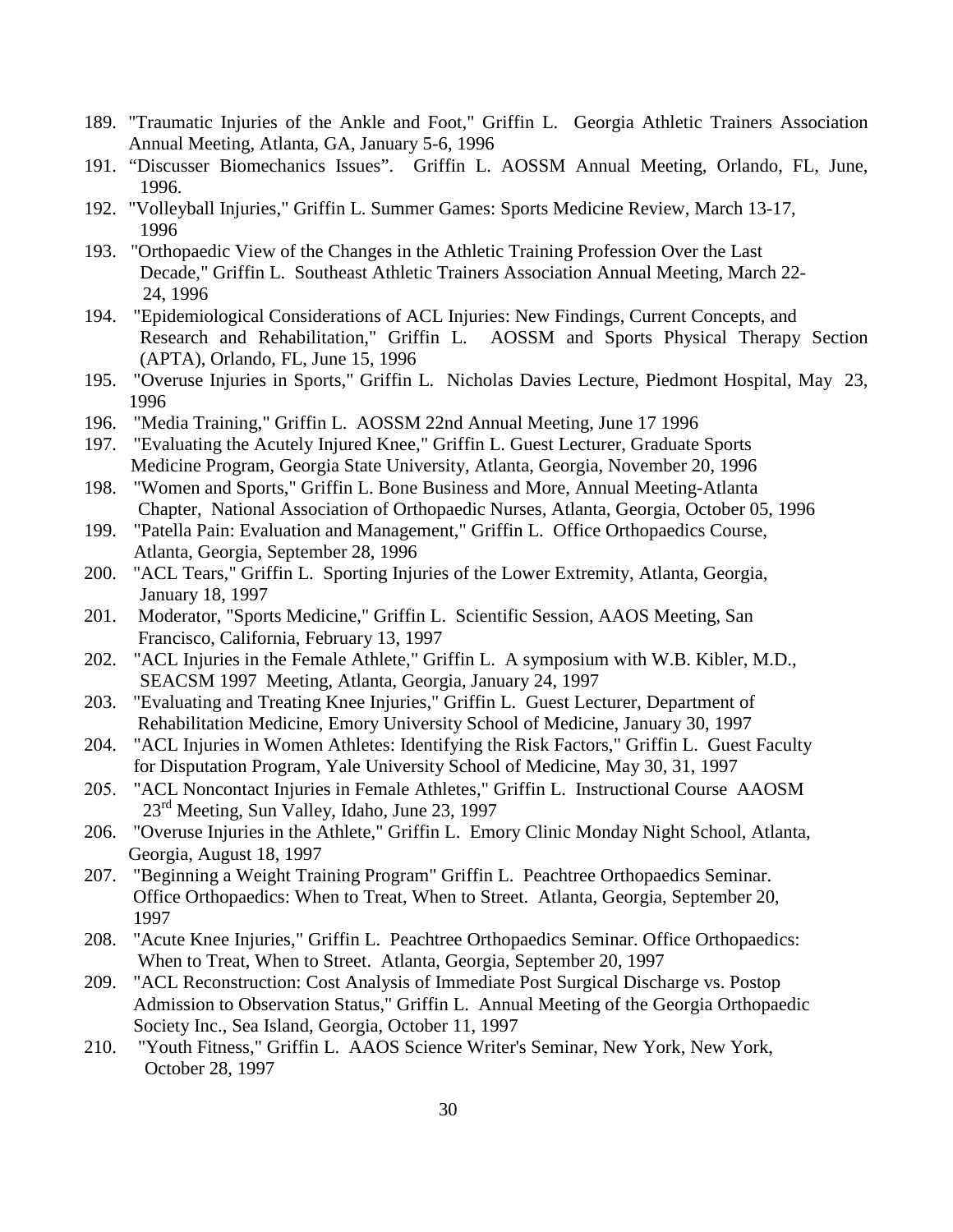189. "Traumatic Injuries of the Ankle and Foot," Griffin L. Georgia Athletic Trainers Association Annual Meeting, Atlanta, GA, January 5-6, 1996
191. "Discusser Biomechanics Issues". Griffin L. AOSSM Annual Meeting, Orlando, FL, June, 1996.
192. "Volleyball Injuries," Griffin L. Summer Games: Sports Medicine Review, March 13-17, 1996
193. "Orthopaedic View of the Changes in the Athletic Training Profession Over the Last Decade," Griffin L. Southeast Athletic Trainers Association Annual Meeting, March 22-24, 1996
194. "Epidemiological Considerations of ACL Injuries: New Findings, Current Concepts, and Research and Rehabilitation," Griffin L. AOSSM and Sports Physical Therapy Section (APTA), Orlando, FL, June 15, 1996
195. "Overuse Injuries in Sports," Griffin L. Nicholas Davies Lecture, Piedmont Hospital, May 23, 1996
196. "Media Training," Griffin L. AOSSM 22nd Annual Meeting, June 17 1996
197. "Evaluating the Acutely Injured Knee," Griffin L. Guest Lecturer, Graduate Sports Medicine Program, Georgia State University, Atlanta, Georgia, November 20, 1996
198. "Women and Sports," Griffin L. Bone Business and More, Annual Meeting-Atlanta Chapter, National Association of Orthopaedic Nurses, Atlanta, Georgia, October 05, 1996
199. "Patella Pain: Evaluation and Management," Griffin L. Office Orthopaedics Course, Atlanta, Georgia, September 28, 1996
200. "ACL Tears," Griffin L. Sporting Injuries of the Lower Extremity, Atlanta, Georgia, January 18, 1997
201. Moderator, "Sports Medicine," Griffin L. Scientific Session, AAOS Meeting, San Francisco, California, February 13, 1997
202. "ACL Injuries in the Female Athlete," Griffin L. A symposium with W.B. Kibler, M.D., SEACSM 1997 Meeting, Atlanta, Georgia, January 24, 1997
203. "Evaluating and Treating Knee Injuries," Griffin L. Guest Lecturer, Department of Rehabilitation Medicine, Emory University School of Medicine, January 30, 1997
204. "ACL Injuries in Women Athletes: Identifying the Risk Factors," Griffin L. Guest Faculty for Disputation Program, Yale University School of Medicine, May 30, 31, 1997
205. "ACL Noncontact Injuries in Female Athletes," Griffin L. Instructional Course AAOSM 23rd Meeting, Sun Valley, Idaho, June 23, 1997
206. "Overuse Injuries in the Athlete," Griffin L. Emory Clinic Monday Night School, Atlanta, Georgia, August 18, 1997
207. "Beginning a Weight Training Program" Griffin L. Peachtree Orthopaedics Seminar. Office Orthopaedics: When to Treat, When to Street. Atlanta, Georgia, September 20, 1997
208. "Acute Knee Injuries," Griffin L. Peachtree Orthopaedics Seminar. Office Orthopaedics: When to Treat, When to Street. Atlanta, Georgia, September 20, 1997
209. "ACL Reconstruction: Cost Analysis of Immediate Post Surgical Discharge vs. Postop Admission to Observation Status," Griffin L. Annual Meeting of the Georgia Orthopaedic Society Inc., Sea Island, Georgia, October 11, 1997
210. "Youth Fitness," Griffin L. AAOS Science Writer's Seminar, New York, New York, October 28, 1997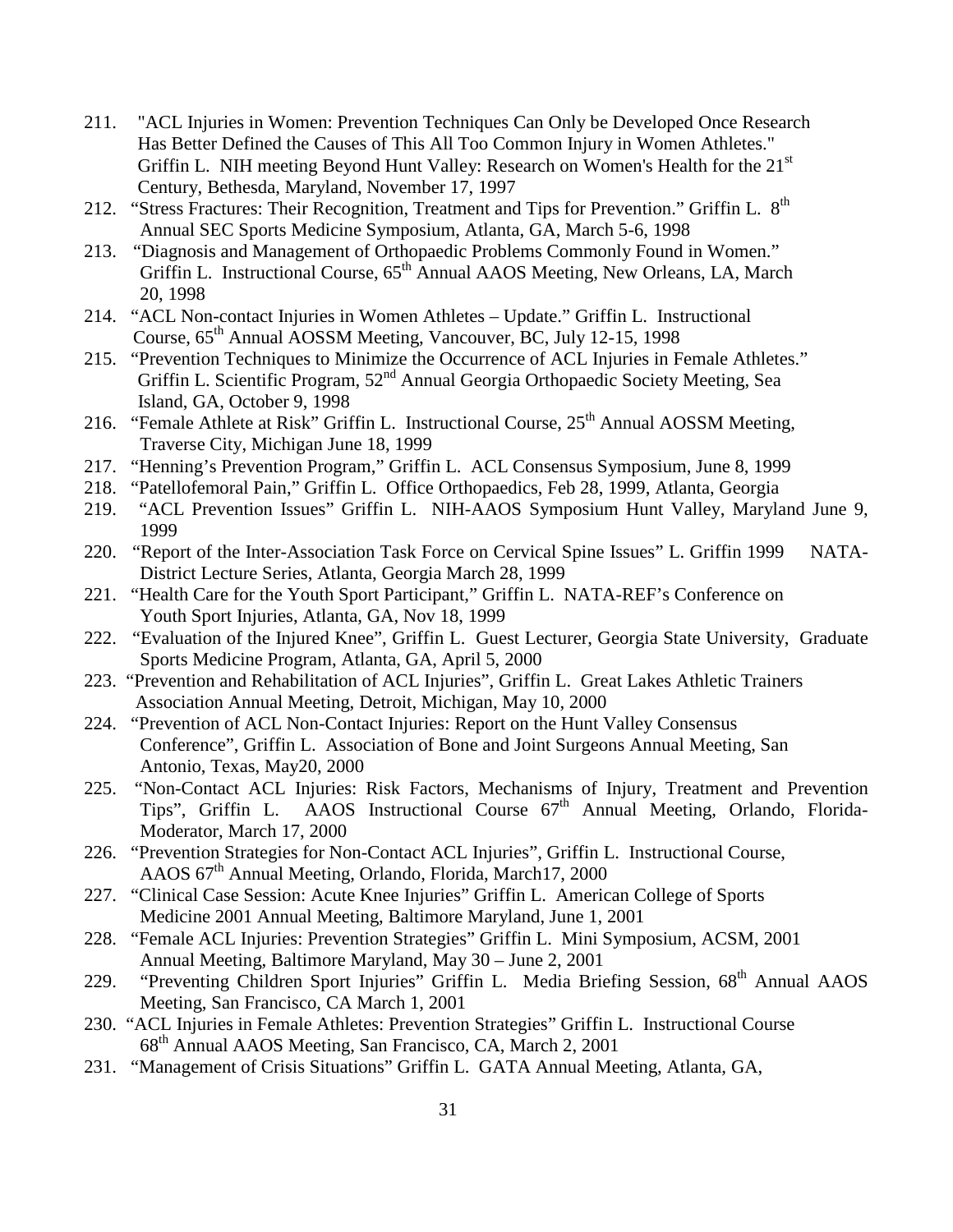211. "ACL Injuries in Women: Prevention Techniques Can Only be Developed Once Research Has Better Defined the Causes of This All Too Common Injury in Women Athletes." Griffin L. NIH meeting Beyond Hunt Valley: Research on Women's Health for the 21st Century, Bethesda, Maryland, November 17, 1997
212. "Stress Fractures: Their Recognition, Treatment and Tips for Prevention." Griffin L. 8th Annual SEC Sports Medicine Symposium, Atlanta, GA, March 5-6, 1998
213. "Diagnosis and Management of Orthopaedic Problems Commonly Found in Women." Griffin L. Instructional Course, 65th Annual AAOS Meeting, New Orleans, LA, March 20, 1998
214. "ACL Non-contact Injuries in Women Athletes – Update." Griffin L. Instructional Course, 65th Annual AOSSM Meeting, Vancouver, BC, July 12-15, 1998
215. "Prevention Techniques to Minimize the Occurrence of ACL Injuries in Female Athletes." Griffin L. Scientific Program, 52nd Annual Georgia Orthopaedic Society Meeting, Sea Island, GA, October 9, 1998
216. "Female Athlete at Risk" Griffin L. Instructional Course, 25th Annual AOSSM Meeting, Traverse City, Michigan June 18, 1999
217. "Henning's Prevention Program," Griffin L. ACL Consensus Symposium, June 8, 1999
218. "Patellofemoral Pain," Griffin L. Office Orthopaedics, Feb 28, 1999, Atlanta, Georgia
219. "ACL Prevention Issues" Griffin L. NIH-AAOS Symposium Hunt Valley, Maryland June 9, 1999
220. "Report of the Inter-Association Task Force on Cervical Spine Issues" L. Griffin 1999 NATA-District Lecture Series, Atlanta, Georgia March 28, 1999
221. "Health Care for the Youth Sport Participant," Griffin L. NATA-REF's Conference on Youth Sport Injuries, Atlanta, GA, Nov 18, 1999
222. "Evaluation of the Injured Knee", Griffin L. Guest Lecturer, Georgia State University, Graduate Sports Medicine Program, Atlanta, GA, April 5, 2000
223. "Prevention and Rehabilitation of ACL Injuries", Griffin L. Great Lakes Athletic Trainers Association Annual Meeting, Detroit, Michigan, May 10, 2000
224. "Prevention of ACL Non-Contact Injuries: Report on the Hunt Valley Consensus Conference", Griffin L. Association of Bone and Joint Surgeons Annual Meeting, San Antonio, Texas, May20, 2000
225. "Non-Contact ACL Injuries: Risk Factors, Mechanisms of Injury, Treatment and Prevention Tips", Griffin L. AAOS Instructional Course 67th Annual Meeting, Orlando, Florida-Moderator, March 17, 2000
226. "Prevention Strategies for Non-Contact ACL Injuries", Griffin L. Instructional Course, AAOS 67th Annual Meeting, Orlando, Florida, March17, 2000
227. "Clinical Case Session: Acute Knee Injuries" Griffin L. American College of Sports Medicine 2001 Annual Meeting, Baltimore Maryland, June 1, 2001
228. "Female ACL Injuries: Prevention Strategies" Griffin L. Mini Symposium, ACSM, 2001 Annual Meeting, Baltimore Maryland, May 30 – June 2, 2001
229. "Preventing Children Sport Injuries" Griffin L. Media Briefing Session, 68th Annual AAOS Meeting, San Francisco, CA March 1, 2001
230. "ACL Injuries in Female Athletes: Prevention Strategies" Griffin L. Instructional Course 68th Annual AAOS Meeting, San Francisco, CA, March 2, 2001
231. "Management of Crisis Situations" Griffin L. GATA Annual Meeting, Atlanta, GA,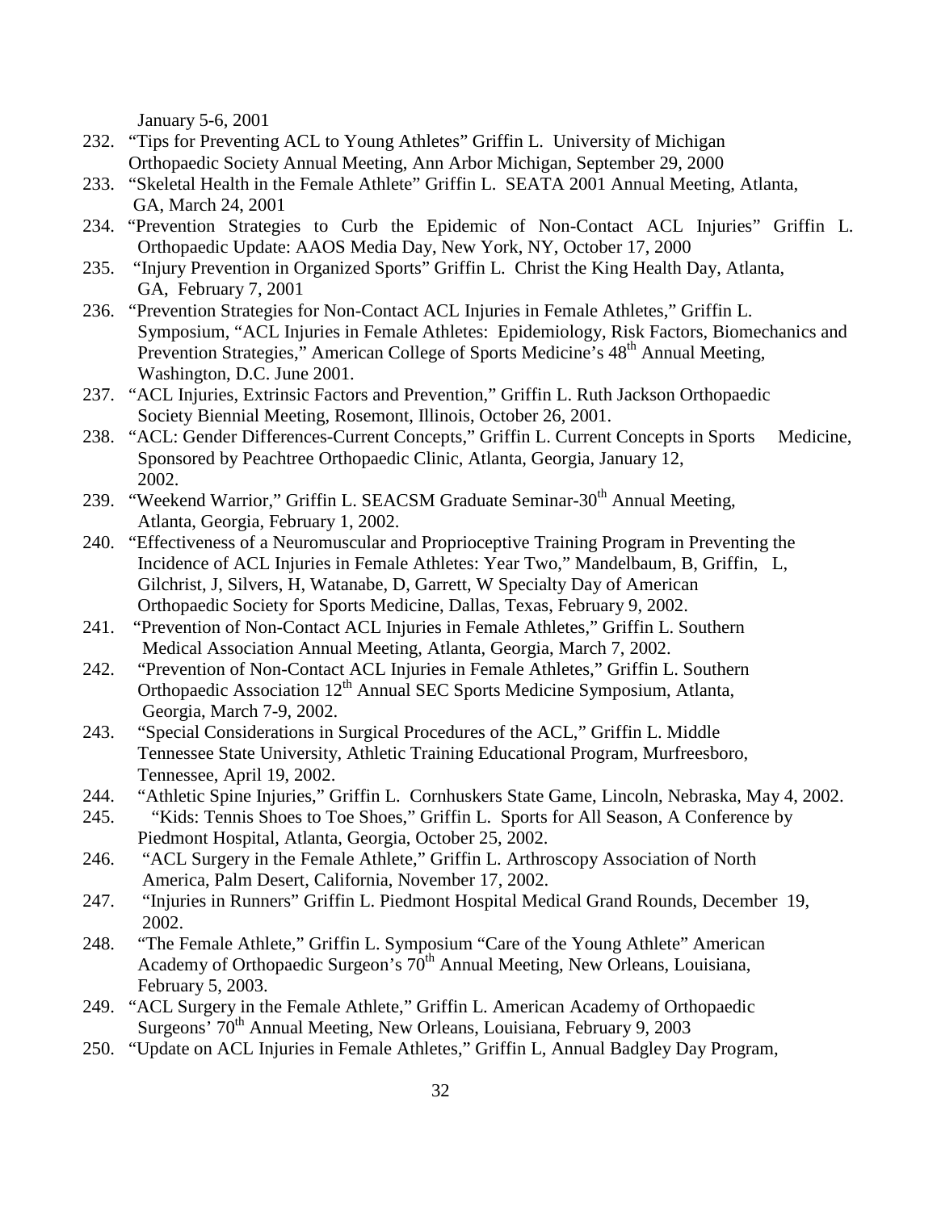January 5-6, 2001

232. "Tips for Preventing ACL to Young Athletes" Griffin L. University of Michigan Orthopaedic Society Annual Meeting, Ann Arbor Michigan, September 29, 2000
233. "Skeletal Health in the Female Athlete" Griffin L. SEATA 2001 Annual Meeting, Atlanta, GA, March 24, 2001
234. "Prevention Strategies to Curb the Epidemic of Non-Contact ACL Injuries" Griffin L. Orthopaedic Update: AAOS Media Day, New York, NY, October 17, 2000
235. "Injury Prevention in Organized Sports" Griffin L. Christ the King Health Day, Atlanta, GA, February 7, 2001
236. "Prevention Strategies for Non-Contact ACL Injuries in Female Athletes," Griffin L. Symposium, "ACL Injuries in Female Athletes: Epidemiology, Risk Factors, Biomechanics and Prevention Strategies," American College of Sports Medicine's 48th Annual Meeting, Washington, D.C. June 2001.
237. "ACL Injuries, Extrinsic Factors and Prevention," Griffin L. Ruth Jackson Orthopaedic Society Biennial Meeting, Rosemont, Illinois, October 26, 2001.
238. "ACL: Gender Differences-Current Concepts," Griffin L. Current Concepts in Sports Medicine, Sponsored by Peachtree Orthopaedic Clinic, Atlanta, Georgia, January 12, 2002.
239. "Weekend Warrior," Griffin L. SEACSM Graduate Seminar-30th Annual Meeting, Atlanta, Georgia, February 1, 2002.
240. "Effectiveness of a Neuromuscular and Proprioceptive Training Program in Preventing the Incidence of ACL Injuries in Female Athletes: Year Two," Mandelbaum, B, Griffin, L, Gilchrist, J, Silvers, H, Watanabe, D, Garrett, W Specialty Day of American Orthopaedic Society for Sports Medicine, Dallas, Texas, February 9, 2002.
241. "Prevention of Non-Contact ACL Injuries in Female Athletes," Griffin L. Southern Medical Association Annual Meeting, Atlanta, Georgia, March 7, 2002.
242. "Prevention of Non-Contact ACL Injuries in Female Athletes," Griffin L. Southern Orthopaedic Association 12th Annual SEC Sports Medicine Symposium, Atlanta, Georgia, March 7-9, 2002.
243. "Special Considerations in Surgical Procedures of the ACL," Griffin L. Middle Tennessee State University, Athletic Training Educational Program, Murfreesboro, Tennessee, April 19, 2002.
244. "Athletic Spine Injuries," Griffin L. Cornhuskers State Game, Lincoln, Nebraska, May 4, 2002.
245. "Kids: Tennis Shoes to Toe Shoes," Griffin L. Sports for All Season, A Conference by Piedmont Hospital, Atlanta, Georgia, October 25, 2002.
246. "ACL Surgery in the Female Athlete," Griffin L. Arthroscopy Association of North America, Palm Desert, California, November 17, 2002.
247. "Injuries in Runners" Griffin L. Piedmont Hospital Medical Grand Rounds, December 19, 2002.
248. "The Female Athlete," Griffin L. Symposium "Care of the Young Athlete" American Academy of Orthopaedic Surgeon's 70th Annual Meeting, New Orleans, Louisiana, February 5, 2003.
249. "ACL Surgery in the Female Athlete," Griffin L. American Academy of Orthopaedic Surgeons' 70th Annual Meeting, New Orleans, Louisiana, February 9, 2003
250. "Update on ACL Injuries in Female Athletes," Griffin L, Annual Badgley Day Program,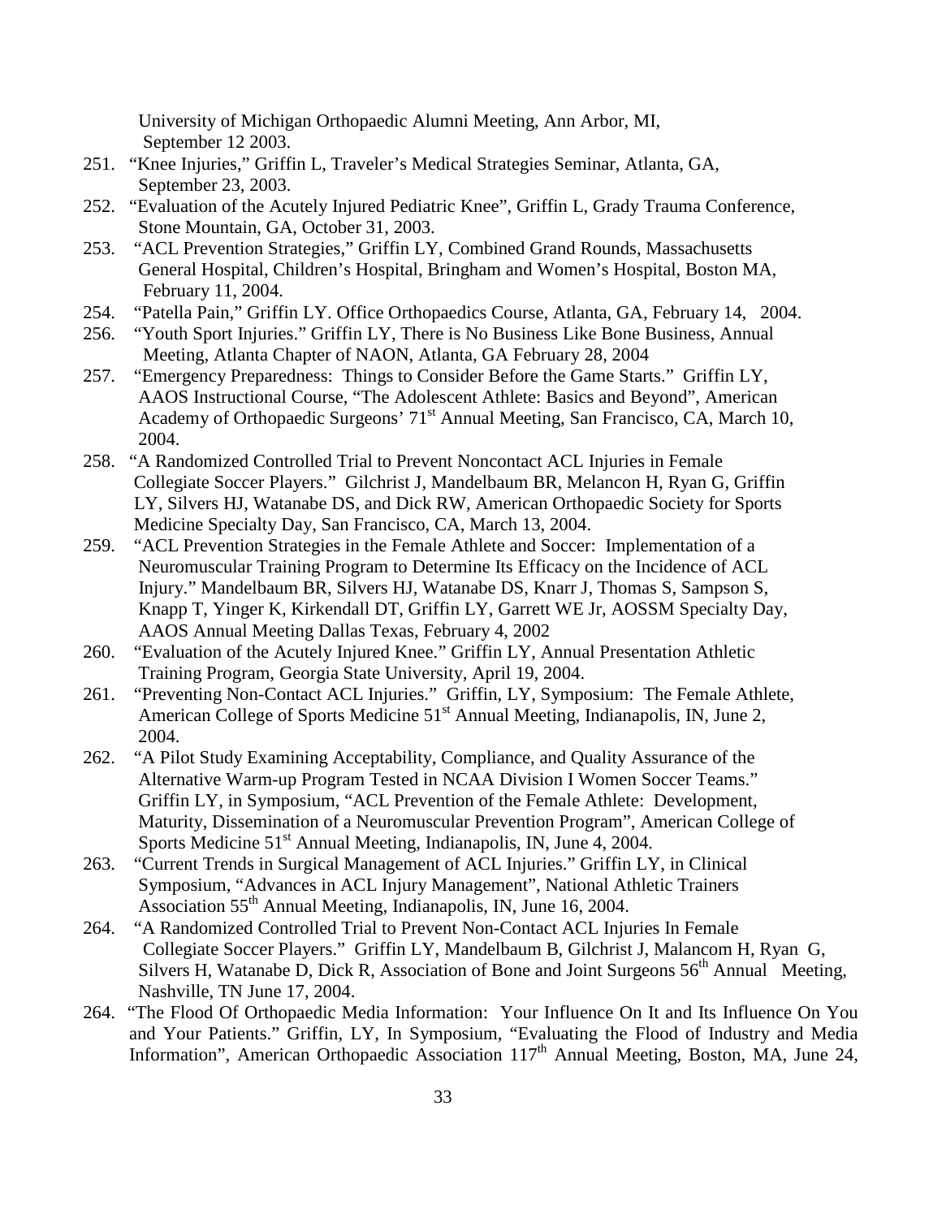University of Michigan Orthopaedic Alumni Meeting, Ann Arbor, MI, September 12 2003.

251. "Knee Injuries," Griffin L, Traveler's Medical Strategies Seminar, Atlanta, GA, September 23, 2003.
252. "Evaluation of the Acutely Injured Pediatric Knee", Griffin L, Grady Trauma Conference, Stone Mountain, GA, October 31, 2003.
253. "ACL Prevention Strategies," Griffin LY, Combined Grand Rounds, Massachusetts General Hospital, Children's Hospital, Bringham and Women's Hospital, Boston MA, February 11, 2004.
254. "Patella Pain," Griffin LY. Office Orthopaedics Course, Atlanta, GA, February 14, 2004.
256. "Youth Sport Injuries." Griffin LY, There is No Business Like Bone Business, Annual Meeting, Atlanta Chapter of NAON, Atlanta, GA February 28, 2004
257. "Emergency Preparedness: Things to Consider Before the Game Starts." Griffin LY, AAOS Instructional Course, "The Adolescent Athlete: Basics and Beyond", American Academy of Orthopaedic Surgeons' 71st Annual Meeting, San Francisco, CA, March 10, 2004.
258. "A Randomized Controlled Trial to Prevent Noncontact ACL Injuries in Female Collegiate Soccer Players." Gilchrist J, Mandelbaum BR, Melancon H, Ryan G, Griffin LY, Silvers HJ, Watanabe DS, and Dick RW, American Orthopaedic Society for Sports Medicine Specialty Day, San Francisco, CA, March 13, 2004.
259. "ACL Prevention Strategies in the Female Athlete and Soccer: Implementation of a Neuromuscular Training Program to Determine Its Efficacy on the Incidence of ACL Injury." Mandelbaum BR, Silvers HJ, Watanabe DS, Knarr J, Thomas S, Sampson S, Knapp T, Yinger K, Kirkendall DT, Griffin LY, Garrett WE Jr, AOSSM Specialty Day, AAOS Annual Meeting Dallas Texas, February 4, 2002
260. "Evaluation of the Acutely Injured Knee." Griffin LY, Annual Presentation Athletic Training Program, Georgia State University, April 19, 2004.
261. "Preventing Non-Contact ACL Injuries." Griffin, LY, Symposium: The Female Athlete, American College of Sports Medicine 51st Annual Meeting, Indianapolis, IN, June 2, 2004.
262. "A Pilot Study Examining Acceptability, Compliance, and Quality Assurance of the Alternative Warm-up Program Tested in NCAA Division I Women Soccer Teams." Griffin LY, in Symposium, "ACL Prevention of the Female Athlete: Development, Maturity, Dissemination of a Neuromuscular Prevention Program", American College of Sports Medicine 51st Annual Meeting, Indianapolis, IN, June 4, 2004.
263. "Current Trends in Surgical Management of ACL Injuries." Griffin LY, in Clinical Symposium, "Advances in ACL Injury Management", National Athletic Trainers Association 55th Annual Meeting, Indianapolis, IN, June 16, 2004.
264. "A Randomized Controlled Trial to Prevent Non-Contact ACL Injuries In Female Collegiate Soccer Players." Griffin LY, Mandelbaum B, Gilchrist J, Malancom H, Ryan G, Silvers H, Watanabe D, Dick R, Association of Bone and Joint Surgeons 56th Annual Meeting, Nashville, TN June 17, 2004.
264. "The Flood Of Orthopaedic Media Information: Your Influence On It and Its Influence On You and Your Patients." Griffin, LY, In Symposium, "Evaluating the Flood of Industry and Media Information", American Orthopaedic Association 117th Annual Meeting, Boston, MA, June 24,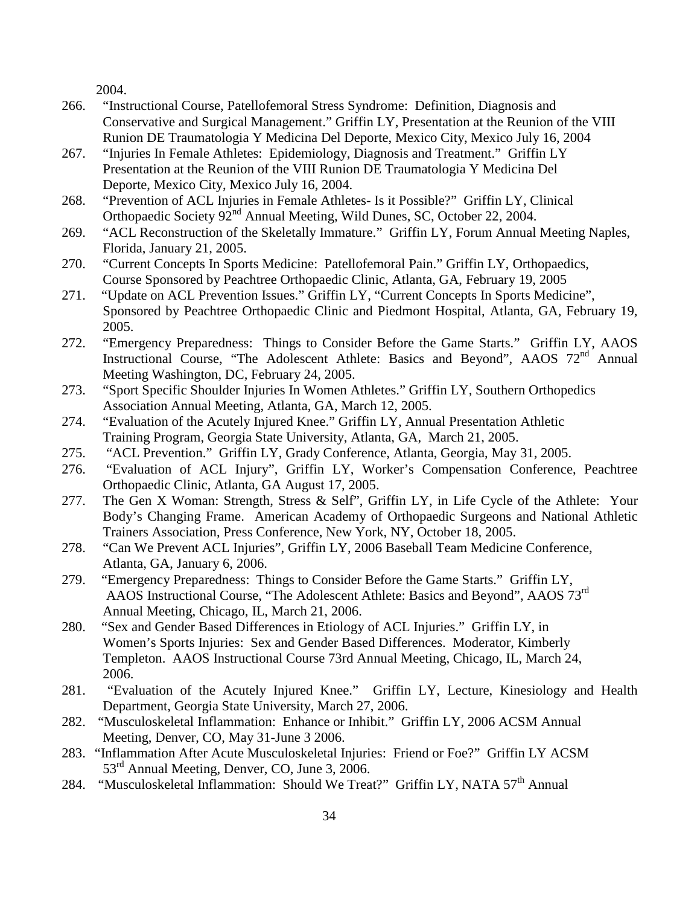2004.

266. "Instructional Course, Patellofemoral Stress Syndrome: Definition, Diagnosis and Conservative and Surgical Management." Griffin LY, Presentation at the Reunion of the VIII Runion DE Traumatologia Y Medicina Del Deporte, Mexico City, Mexico July 16, 2004
267. "Injuries In Female Athletes: Epidemiology, Diagnosis and Treatment." Griffin LY Presentation at the Reunion of the VIII Runion DE Traumatologia Y Medicina Del Deporte, Mexico City, Mexico July 16, 2004.
268. "Prevention of ACL Injuries in Female Athletes- Is it Possible?" Griffin LY, Clinical Orthopaedic Society 92nd Annual Meeting, Wild Dunes, SC, October 22, 2004.
269. "ACL Reconstruction of the Skeletally Immature." Griffin LY, Forum Annual Meeting Naples, Florida, January 21, 2005.
270. "Current Concepts In Sports Medicine: Patellofemoral Pain." Griffin LY, Orthopaedics, Course Sponsored by Peachtree Orthopaedic Clinic, Atlanta, GA, February 19, 2005
271. "Update on ACL Prevention Issues." Griffin LY, "Current Concepts In Sports Medicine", Sponsored by Peachtree Orthopaedic Clinic and Piedmont Hospital, Atlanta, GA, February 19, 2005.
272. "Emergency Preparedness: Things to Consider Before the Game Starts." Griffin LY, AAOS Instructional Course, "The Adolescent Athlete: Basics and Beyond", AAOS 72nd Annual Meeting Washington, DC, February 24, 2005.
273. "Sport Specific Shoulder Injuries In Women Athletes." Griffin LY, Southern Orthopedics Association Annual Meeting, Atlanta, GA, March 12, 2005.
274. "Evaluation of the Acutely Injured Knee." Griffin LY, Annual Presentation Athletic Training Program, Georgia State University, Atlanta, GA, March 21, 2005.
275. "ACL Prevention." Griffin LY, Grady Conference, Atlanta, Georgia, May 31, 2005.
276. "Evaluation of ACL Injury", Griffin LY, Worker's Compensation Conference, Peachtree Orthopaedic Clinic, Atlanta, GA August 17, 2005.
277. The Gen X Woman: Strength, Stress & Self", Griffin LY, in Life Cycle of the Athlete: Your Body's Changing Frame. American Academy of Orthopaedic Surgeons and National Athletic Trainers Association, Press Conference, New York, NY, October 18, 2005.
278. "Can We Prevent ACL Injuries", Griffin LY, 2006 Baseball Team Medicine Conference, Atlanta, GA, January 6, 2006.
279. "Emergency Preparedness: Things to Consider Before the Game Starts." Griffin LY, AAOS Instructional Course, "The Adolescent Athlete: Basics and Beyond", AAOS 73rd Annual Meeting, Chicago, IL, March 21, 2006.
280. "Sex and Gender Based Differences in Etiology of ACL Injuries." Griffin LY, in Women's Sports Injuries: Sex and Gender Based Differences. Moderator, Kimberly Templeton. AAOS Instructional Course 73rd Annual Meeting, Chicago, IL, March 24, 2006.
281. "Evaluation of the Acutely Injured Knee." Griffin LY, Lecture, Kinesiology and Health Department, Georgia State University, March 27, 2006.
282. "Musculoskeletal Inflammation: Enhance or Inhibit." Griffin LY, 2006 ACSM Annual Meeting, Denver, CO, May 31-June 3 2006.
283. "Inflammation After Acute Musculoskeletal Injuries: Friend or Foe?" Griffin LY ACSM 53rd Annual Meeting, Denver, CO, June 3, 2006.
284. "Musculoskeletal Inflammation: Should We Treat?" Griffin LY, NATA 57th Annual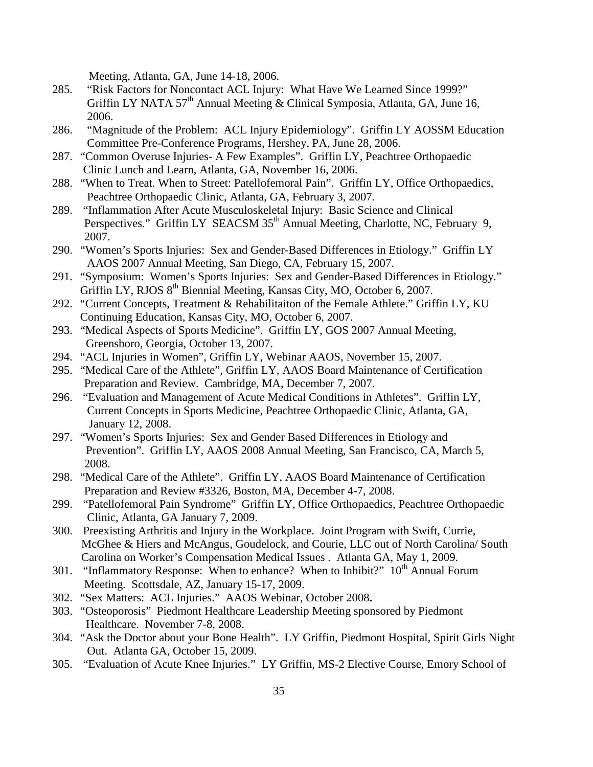Meeting, Atlanta, GA, June 14-18, 2006.

285. "Risk Factors for Noncontact ACL Injury: What Have We Learned Since 1999?" Griffin LY NATA 57th Annual Meeting & Clinical Symposia, Atlanta, GA, June 16, 2006.
286. "Magnitude of the Problem: ACL Injury Epidemiology". Griffin LY AOSSM Education Committee Pre-Conference Programs, Hershey, PA, June 28, 2006.
287. "Common Overuse Injuries- A Few Examples". Griffin LY, Peachtree Orthopaedic Clinic Lunch and Learn, Atlanta, GA, November 16, 2006.
288. "When to Treat. When to Street: Patellofemoral Pain". Griffin LY, Office Orthopaedics, Peachtree Orthopaedic Clinic, Atlanta, GA, February 3, 2007.
289. "Inflammation After Acute Musculoskeletal Injury: Basic Science and Clinical Perspectives." Griffin LY SEACSM 35th Annual Meeting, Charlotte, NC, February 9, 2007.
290. "Women's Sports Injuries: Sex and Gender-Based Differences in Etiology." Griffin LY AAOS 2007 Annual Meeting, San Diego, CA, February 15, 2007.
291. "Symposium: Women's Sports Injuries: Sex and Gender-Based Differences in Etiology." Griffin LY, RJOS 8th Biennial Meeting, Kansas City, MO, October 6, 2007.
292. "Current Concepts, Treatment & Rehabilitaiton of the Female Athlete." Griffin LY, KU Continuing Education, Kansas City, MO, October 6, 2007.
293. "Medical Aspects of Sports Medicine". Griffin LY, GOS 2007 Annual Meeting, Greensboro, Georgia, October 13, 2007.
294. "ACL Injuries in Women", Griffin LY, Webinar AAOS, November 15, 2007.
295. "Medical Care of the Athlete", Griffin LY, AAOS Board Maintenance of Certification Preparation and Review. Cambridge, MA, December 7, 2007.
296. "Evaluation and Management of Acute Medical Conditions in Athletes". Griffin LY, Current Concepts in Sports Medicine, Peachtree Orthopaedic Clinic, Atlanta, GA, January 12, 2008.
297. "Women's Sports Injuries: Sex and Gender Based Differences in Etiology and Prevention". Griffin LY, AAOS 2008 Annual Meeting, San Francisco, CA, March 5, 2008.
298. "Medical Care of the Athlete". Griffin LY, AAOS Board Maintenance of Certification Preparation and Review #3326, Boston, MA, December 4-7, 2008.
299. "Patellofemoral Pain Syndrome" Griffin LY, Office Orthopaedics, Peachtree Orthopaedic Clinic, Atlanta, GA January 7, 2009.
300. Preexisting Arthritis and Injury in the Workplace. Joint Program with Swift, Currie, McGhee & Hiers and McAngus, Goudelock, and Courie, LLC out of North Carolina/ South Carolina on Worker's Compensation Medical Issues . Atlanta GA, May 1, 2009.
301. "Inflammatory Response: When to enhance? When to Inhibit?" 10th Annual Forum Meeting. Scottsdale, AZ, January 15-17, 2009.
302. "Sex Matters: ACL Injuries." AAOS Webinar, October 2008**.**
303. "Osteoporosis" Piedmont Healthcare Leadership Meeting sponsored by Piedmont Healthcare. November 7-8, 2008.
304. "Ask the Doctor about your Bone Health". LY Griffin, Piedmont Hospital, Spirit Girls Night Out. Atlanta GA, October 15, 2009.
305. "Evaluation of Acute Knee Injuries." LY Griffin, MS-2 Elective Course, Emory School of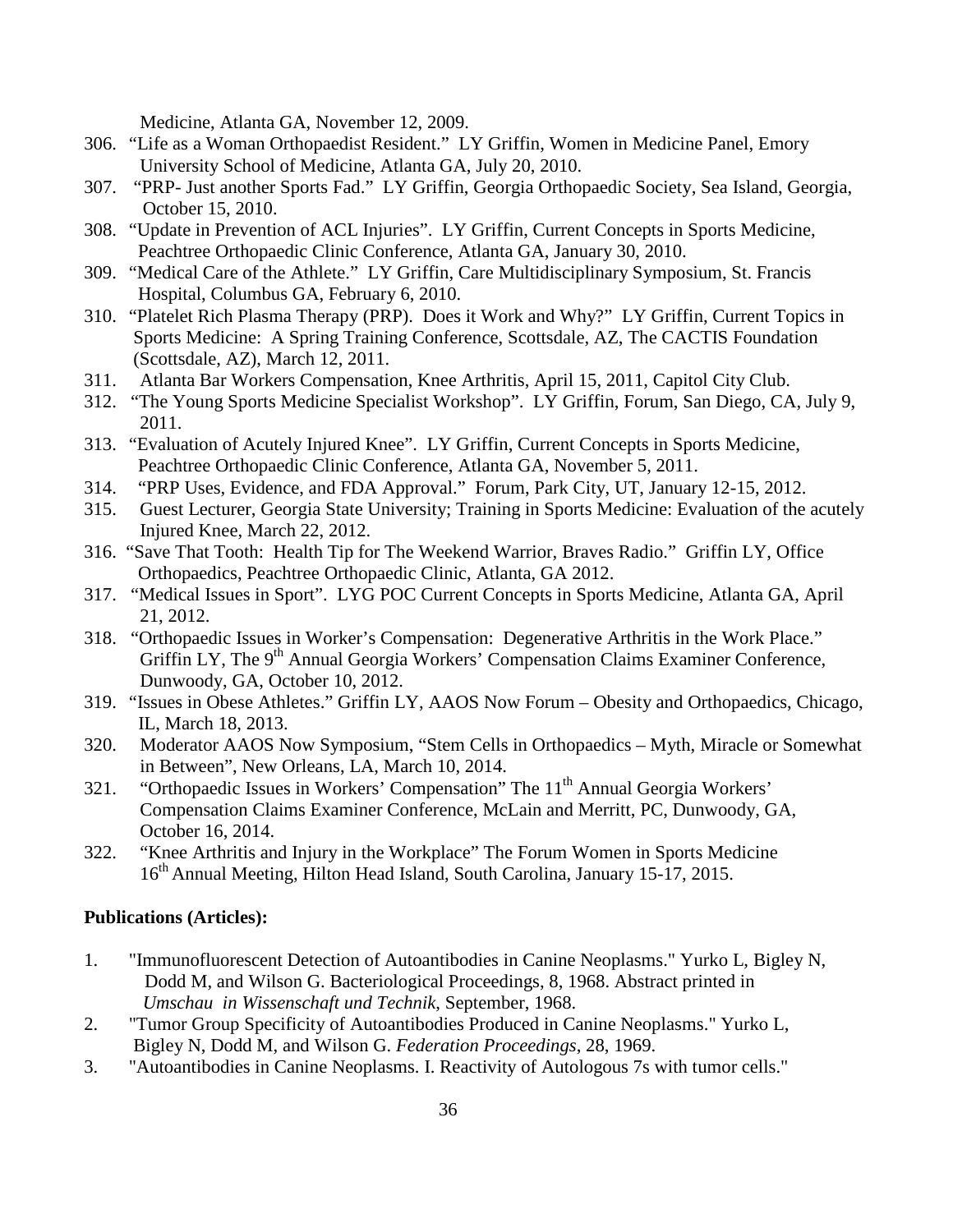Medicine, Atlanta GA, November 12, 2009.

306. "Life as a Woman Orthopaedist Resident." LY Griffin, Women in Medicine Panel, Emory University School of Medicine, Atlanta GA, July 20, 2010.
307. "PRP- Just another Sports Fad." LY Griffin, Georgia Orthopaedic Society, Sea Island, Georgia, October 15, 2010.
308. "Update in Prevention of ACL Injuries". LY Griffin, Current Concepts in Sports Medicine, Peachtree Orthopaedic Clinic Conference, Atlanta GA, January 30, 2010.
309. "Medical Care of the Athlete." LY Griffin, Care Multidisciplinary Symposium, St. Francis Hospital, Columbus GA, February 6, 2010.
310. "Platelet Rich Plasma Therapy (PRP). Does it Work and Why?" LY Griffin, Current Topics in Sports Medicine: A Spring Training Conference, Scottsdale, AZ, The CACTIS Foundation (Scottsdale, AZ), March 12, 2011.
311. Atlanta Bar Workers Compensation, Knee Arthritis, April 15, 2011, Capitol City Club.
312. "The Young Sports Medicine Specialist Workshop". LY Griffin, Forum, San Diego, CA, July 9, 2011.
313. "Evaluation of Acutely Injured Knee". LY Griffin, Current Concepts in Sports Medicine, Peachtree Orthopaedic Clinic Conference, Atlanta GA, November 5, 2011.
314. "PRP Uses, Evidence, and FDA Approval." Forum, Park City, UT, January 12-15, 2012.
315. Guest Lecturer, Georgia State University; Training in Sports Medicine: Evaluation of the acutely Injured Knee, March 22, 2012.
316. "Save That Tooth: Health Tip for The Weekend Warrior, Braves Radio." Griffin LY, Office Orthopaedics, Peachtree Orthopaedic Clinic, Atlanta, GA 2012.
317. "Medical Issues in Sport". LYG POC Current Concepts in Sports Medicine, Atlanta GA, April 21, 2012.
318. "Orthopaedic Issues in Worker's Compensation: Degenerative Arthritis in the Work Place." Griffin LY, The 9th Annual Georgia Workers' Compensation Claims Examiner Conference, Dunwoody, GA, October 10, 2012.
319. "Issues in Obese Athletes." Griffin LY, AAOS Now Forum – Obesity and Orthopaedics, Chicago, IL, March 18, 2013.
320. Moderator AAOS Now Symposium, "Stem Cells in Orthopaedics – Myth, Miracle or Somewhat in Between", New Orleans, LA, March 10, 2014.
321. "Orthopaedic Issues in Workers' Compensation" The 11th Annual Georgia Workers' Compensation Claims Examiner Conference, McLain and Merritt, PC, Dunwoody, GA, October 16, 2014.
322. "Knee Arthritis and Injury in the Workplace" The Forum Women in Sports Medicine 16th Annual Meeting, Hilton Head Island, South Carolina, January 15-17, 2015.

**Publications (Articles):**

1. "Immunofluorescent Detection of Autoantibodies in Canine Neoplasms." Yurko L, Bigley N, Dodd M, and Wilson G. Bacteriological Proceedings, 8, 1968. Abstract printed in *Umschau in Wissenschaft und Technik*, September, 1968.
2. "Tumor Group Specificity of Autoantibodies Produced in Canine Neoplasms." Yurko L, Bigley N, Dodd M, and Wilson G. *Federation Proceedings*, 28, 1969.
3. "Autoantibodies in Canine Neoplasms. I. Reactivity of Autologous 7s with tumor cells."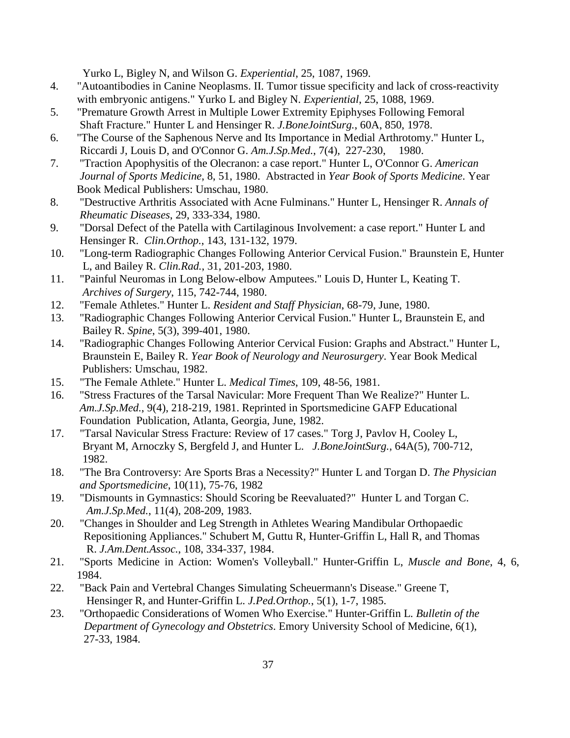Yurko L, Bigley N, and Wilson G. *Experiential*, 25, 1087, 1969.

4. "Autoantibodies in Canine Neoplasms. II. Tumor tissue specificity and lack of cross-reactivity with embryonic antigens." Yurko L and Bigley N. *Experiential*, 25, 1088, 1969.
5. "Premature Growth Arrest in Multiple Lower Extremity Epiphyses Following Femoral Shaft Fracture." Hunter L and Hensinger R. *J.BoneJointSurg.*, 60A, 850, 1978.
6. "The Course of the Saphenous Nerve and Its Importance in Medial Arthrotomy." Hunter L, Riccardi J, Louis D, and O'Connor G. *Am.J.Sp.Med.*, 7(4), 227-230, 1980.
7. "Traction Apophysitis of the Olecranon: a case report." Hunter L, O'Connor G. *American Journal of Sports Medicine*, 8, 51, 1980. Abstracted in *Year Book of Sports Medicine*. Year Book Medical Publishers: Umschau, 1980.
8. "Destructive Arthritis Associated with Acne Fulminans." Hunter L, Hensinger R. *Annals of Rheumatic Diseases*, 29, 333-334, 1980.
9. "Dorsal Defect of the Patella with Cartilaginous Involvement: a case report." Hunter L and Hensinger R. *Clin.Orthop.*, 143, 131-132, 1979.
10. "Long-term Radiographic Changes Following Anterior Cervical Fusion." Braunstein E, Hunter L, and Bailey R. *Clin.Rad.*, 31, 201-203, 1980.
11. "Painful Neuromas in Long Below-elbow Amputees." Louis D, Hunter L, Keating T. *Archives of Surgery*, 115, 742-744, 1980.
12. "Female Athletes." Hunter L. *Resident and Staff Physician*, 68-79, June, 1980.
13. "Radiographic Changes Following Anterior Cervical Fusion." Hunter L, Braunstein E, and Bailey R. *Spine*, 5(3), 399-401, 1980.
14. "Radiographic Changes Following Anterior Cervical Fusion: Graphs and Abstract." Hunter L, Braunstein E, Bailey R. *Year Book of Neurology and Neurosurgery*. Year Book Medical Publishers: Umschau, 1982.
15. "The Female Athlete." Hunter L. *Medical Times*, 109, 48-56, 1981.
16. "Stress Fractures of the Tarsal Navicular: More Frequent Than We Realize?" Hunter L. *Am.J.Sp.Med.*, 9(4), 218-219, 1981. Reprinted in Sportsmedicine GAFP Educational Foundation Publication, Atlanta, Georgia, June, 1982.
17. "Tarsal Navicular Stress Fracture: Review of 17 cases." Torg J, Pavlov H, Cooley L, Bryant M, Arnoczky S, Bergfeld J, and Hunter L. *J.BoneJointSurg.*, 64A(5), 700-712, 1982.
18. "The Bra Controversy: Are Sports Bras a Necessity?" Hunter L and Torgan D. *The Physician and Sportsmedicine*, 10(11), 75-76, 1982
19. "Dismounts in Gymnastics: Should Scoring be Reevaluated?" Hunter L and Torgan C. *Am.J.Sp.Med.*, 11(4), 208-209, 1983.
20. "Changes in Shoulder and Leg Strength in Athletes Wearing Mandibular Orthopaedic Repositioning Appliances." Schubert M, Guttu R, Hunter-Griffin L, Hall R, and Thomas R. *J.Am.Dent.Assoc.*, 108, 334-337, 1984.
21. "Sports Medicine in Action: Women's Volleyball." Hunter-Griffin L, *Muscle and Bone*, 4, 6, 1984.
22. "Back Pain and Vertebral Changes Simulating Scheuermann's Disease." Greene T, Hensinger R, and Hunter-Griffin L. *J.Ped.Orthop.*, 5(1), 1-7, 1985.
23. "Orthopaedic Considerations of Women Who Exercise." Hunter-Griffin L. *Bulletin of the Department of Gynecology and Obstetrics*. Emory University School of Medicine, 6(1), 27-33, 1984.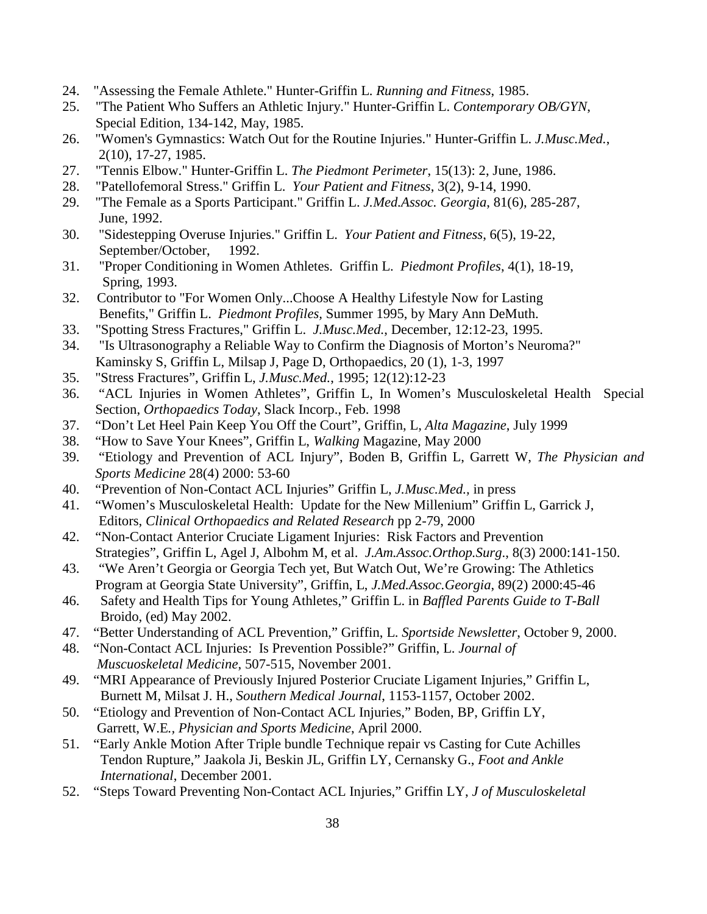24. "Assessing the Female Athlete." Hunter-Griffin L. *Running and Fitness*, 1985.
25. "The Patient Who Suffers an Athletic Injury." Hunter-Griffin L. *Contemporary OB/GYN*, Special Edition, 134-142, May, 1985.
26. "Women's Gymnastics: Watch Out for the Routine Injuries." Hunter-Griffin L. *J.Musc.Med.*, 2(10), 17-27, 1985.
27. "Tennis Elbow." Hunter-Griffin L. *The Piedmont Perimeter*, 15(13): 2, June, 1986.
28. "Patellofemoral Stress." Griffin L. *Your Patient and Fitness*, 3(2), 9-14, 1990.
29. "The Female as a Sports Participant." Griffin L. *J.Med.Assoc. Georgia*, 81(6), 285-287, June, 1992.
30. "Sidestepping Overuse Injuries." Griffin L. *Your Patient and Fitness*, 6(5), 19-22, September/October, 1992.
31. "Proper Conditioning in Women Athletes. Griffin L. *Piedmont Profiles*, 4(1), 18-19, Spring, 1993.
32. Contributor to "For Women Only...Choose A Healthy Lifestyle Now for Lasting Benefits," Griffin L. *Piedmont Profiles*, Summer 1995, by Mary Ann DeMuth.
33. "Spotting Stress Fractures," Griffin L. *J.Musc.Med.*, December, 12:12-23, 1995.
34. "Is Ultrasonography a Reliable Way to Confirm the Diagnosis of Morton's Neuroma?" Kaminsky S, Griffin L, Milsap J, Page D, Orthopaedics, 20 (1), 1-3, 1997
35. "Stress Fractures", Griffin L, *J.Musc.Med.*, 1995; 12(12):12-23
36. "ACL Injuries in Women Athletes", Griffin L, In Women's Musculoskeletal Health Special Section, *Orthopaedics Today*, Slack Incorp., Feb. 1998
37. "Don't Let Heel Pain Keep You Off the Court", Griffin, L, *Alta Magazine*, July 1999
38. "How to Save Your Knees", Griffin L, *Walking* Magazine, May 2000
39. "Etiology and Prevention of ACL Injury", Boden B, Griffin L, Garrett W, *The Physician and Sports Medicine* 28(4) 2000: 53-60
40. "Prevention of Non-Contact ACL Injuries" Griffin L, *J.Musc.Med.*, in press
41. "Women's Musculoskeletal Health: Update for the New Millenium" Griffin L, Garrick J, Editors, *Clinical Orthopaedics and Related Research* pp 2-79, 2000
42. "Non-Contact Anterior Cruciate Ligament Injuries: Risk Factors and Prevention Strategies", Griffin L, Agel J, Albohm M, et al. *J.Am.Assoc.Orthop.Surg*., 8(3) 2000:141-150.
43. "We Aren't Georgia or Georgia Tech yet, But Watch Out, We're Growing: The Athletics Program at Georgia State University", Griffin, L, *J.Med.Assoc.Georgia*, 89(2) 2000:45-46
46. Safety and Health Tips for Young Athletes," Griffin L. in *Baffled Parents Guide to T-Ball* Broido, (ed) May 2002.
47. "Better Understanding of ACL Prevention," Griffin, L. *Sportside Newsletter*, October 9, 2000.
48. "Non-Contact ACL Injuries: Is Prevention Possible?" Griffin, L. *Journal of Muscuoskeletal Medicine*, 507-515, November 2001.
49. "MRI Appearance of Previously Injured Posterior Cruciate Ligament Injuries," Griffin L, Burnett M, Milsat J. H., *Southern Medical Journal*, 1153-1157, October 2002.
50. "Etiology and Prevention of Non-Contact ACL Injuries," Boden, BP, Griffin LY, Garrett, W.E., *Physician and Sports Medicine*, April 2000.
51. "Early Ankle Motion After Triple bundle Technique repair vs Casting for Cute Achilles Tendon Rupture," Jaakola Ji, Beskin JL, Griffin LY, Cernansky G., *Foot and Ankle International*, December 2001.
52. "Steps Toward Preventing Non-Contact ACL Injuries," Griffin LY, *J of Musculoskeletal*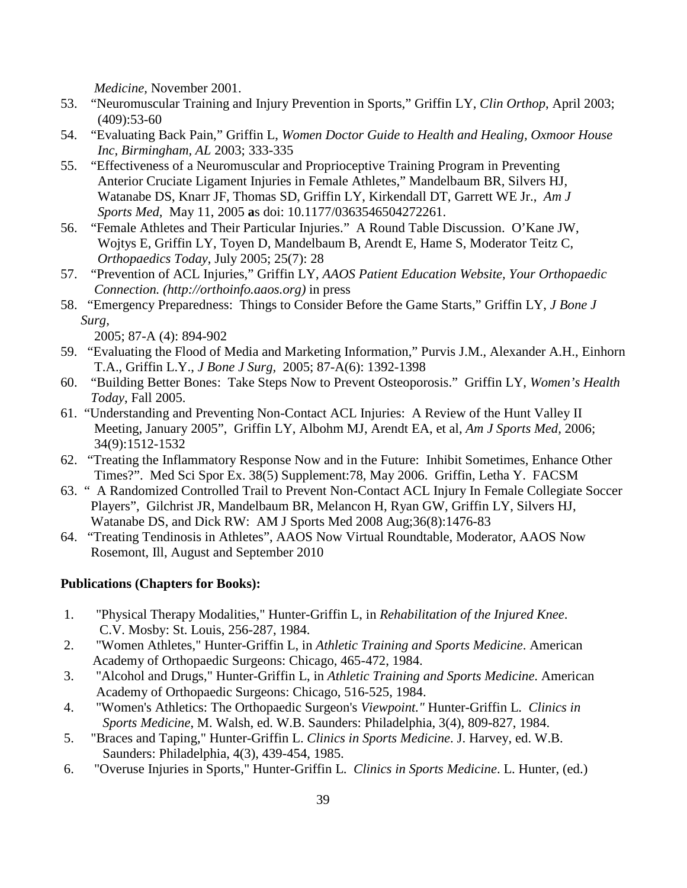*Medicine,* November 2001.

53. "Neuromuscular Training and Injury Prevention in Sports," Griffin LY, *Clin Orthop*, April 2003; (409):53-60
54. "Evaluating Back Pain," Griffin L, *Women Doctor Guide to Health and Healing, Oxmoor House Inc, Birmingham, AL* 2003; 333-335
55. "Effectiveness of a Neuromuscular and Proprioceptive Training Program in Preventing Anterior Cruciate Ligament Injuries in Female Athletes," Mandelbaum BR, Silvers HJ, Watanabe DS, Knarr JF, Thomas SD, Griffin LY, Kirkendall DT, Garrett WE Jr., *Am J Sports Med*, May 11, 2005 **a**s doi: 10.1177/0363546504272261.
56. "Female Athletes and Their Particular Injuries." A Round Table Discussion. O'Kane JW, Wojtys E, Griffin LY, Toyen D, Mandelbaum B, Arendt E, Hame S, Moderator Teitz C, *Orthopaedics Today*, July 2005; 25(7): 28
57. "Prevention of ACL Injuries," Griffin LY, *AAOS Patient Education Website, Your Orthopaedic Connection. (http://orthoinfo.aaos.org)* in press
58. "Emergency Preparedness: Things to Consider Before the Game Starts," Griffin LY, *J Bone J Surg*, 2005; 87-A (4): 894-902
59. "Evaluating the Flood of Media and Marketing Information," Purvis J.M., Alexander A.H., Einhorn T.A., Griffin L.Y., *J Bone J Surg*, 2005; 87-A(6): 1392-1398
60. "Building Better Bones: Take Steps Now to Prevent Osteoporosis." Griffin LY, *Women's Health Today*, Fall 2005.
61. "Understanding and Preventing Non-Contact ACL Injuries: A Review of the Hunt Valley II Meeting, January 2005", Griffin LY, Albohm MJ, Arendt EA, et al, *Am J Sports Med,* 2006; 34(9):1512-1532
62. "Treating the Inflammatory Response Now and in the Future: Inhibit Sometimes, Enhance Other Times?". Med Sci Spor Ex. 38(5) Supplement:78, May 2006. Griffin, Letha Y. FACSM
63. " A Randomized Controlled Trail to Prevent Non-Contact ACL Injury In Female Collegiate Soccer Players", Gilchrist JR, Mandelbaum BR, Melancon H, Ryan GW, Griffin LY, Silvers HJ, Watanabe DS, and Dick RW: AM J Sports Med 2008 Aug;36(8):1476-83
64. "Treating Tendinosis in Athletes", AAOS Now Virtual Roundtable, Moderator, AAOS Now Rosemont, Ill, August and September 2010

**Publications (Chapters for Books):**

1. "Physical Therapy Modalities," Hunter-Griffin L, in *Rehabilitation of the Injured Knee*. C.V. Mosby: St. Louis, 256-287, 1984.
2. "Women Athletes," Hunter-Griffin L, in *Athletic Training and Sports Medicine*. American Academy of Orthopaedic Surgeons: Chicago, 465-472, 1984.
3. "Alcohol and Drugs," Hunter-Griffin L, in *Athletic Training and Sports Medicine.* American Academy of Orthopaedic Surgeons: Chicago, 516-525, 1984.
4. "Women's Athletics: The Orthopaedic Surgeon's *Viewpoint."* Hunter-Griffin L. *Clinics in Sports Medicine*, M. Walsh, ed. W.B. Saunders: Philadelphia, 3(4), 809-827, 1984.
5. "Braces and Taping," Hunter-Griffin L. *Clinics in Sports Medicine*. J. Harvey, ed. W.B. Saunders: Philadelphia, 4(3), 439-454, 1985.
6. "Overuse Injuries in Sports," Hunter-Griffin L. *Clinics in Sports Medicine*. L. Hunter, (ed.)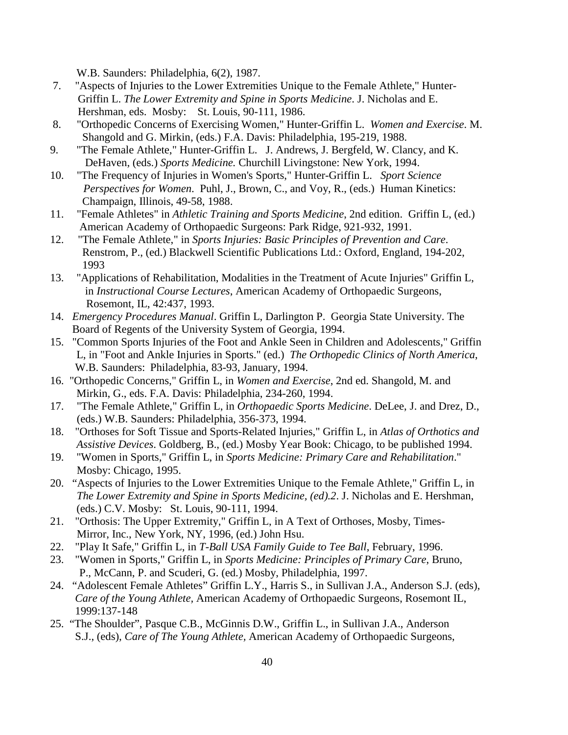W.B. Saunders: Philadelphia, 6(2), 1987.

7. "Aspects of Injuries to the Lower Extremities Unique to the Female Athlete," Hunter-Griffin L. *The Lower Extremity and Spine in Sports Medicine*. J. Nicholas and E. Hershman, eds. Mosby: St. Louis, 90-111, 1986.
8. "Orthopedic Concerns of Exercising Women," Hunter-Griffin L. *Women and Exercise*. M. Shangold and G. Mirkin, (eds.) F.A. Davis: Philadelphia, 195-219, 1988.
9. "The Female Athlete," Hunter-Griffin L. J. Andrews, J. Bergfeld, W. Clancy, and K. DeHaven, (eds.) *Sports Medicine.* Churchill Livingstone: New York, 1994.
10. "The Frequency of Injuries in Women's Sports," Hunter-Griffin L. *Sport Science Perspectives for Women*. Puhl, J., Brown, C., and Voy, R., (eds.) Human Kinetics: Champaign, Illinois, 49-58, 1988.
11. "Female Athletes" in *Athletic Training and Sports Medicine*, 2nd edition. Griffin L, (ed.) American Academy of Orthopaedic Surgeons: Park Ridge, 921-932, 1991.
12. "The Female Athlete," in *Sports Injuries: Basic Principles of Prevention and Care*. Renstrom, P., (ed.) Blackwell Scientific Publications Ltd.: Oxford, England, 194-202, 1993
13. "Applications of Rehabilitation, Modalities in the Treatment of Acute Injuries" Griffin L, in *Instructional Course Lectures*, American Academy of Orthopaedic Surgeons, Rosemont, IL, 42:437, 1993.
14. *Emergency Procedures Manual*. Griffin L, Darlington P. Georgia State University. The Board of Regents of the University System of Georgia, 1994.
15. "Common Sports Injuries of the Foot and Ankle Seen in Children and Adolescents," Griffin L, in "Foot and Ankle Injuries in Sports." (ed.) *The Orthopedic Clinics of North America*, W.B. Saunders: Philadelphia, 83-93, January, 1994.
16. "Orthopedic Concerns," Griffin L, in *Women and Exercise*, 2nd ed. Shangold, M. and Mirkin, G., eds. F.A. Davis: Philadelphia, 234-260, 1994.
17. "The Female Athlete," Griffin L, in *Orthopaedic Sports Medicine*. DeLee, J. and Drez, D., (eds.) W.B. Saunders: Philadelphia, 356-373, 1994.
18. "Orthoses for Soft Tissue and Sports-Related Injuries," Griffin L, in *Atlas of Orthotics and Assistive Devices*. Goldberg, B., (ed.) Mosby Year Book: Chicago, to be published 1994.
19. "Women in Sports," Griffin L, in *Sports Medicine: Primary Care and Rehabilitation*." Mosby: Chicago, 1995.
20. "Aspects of Injuries to the Lower Extremities Unique to the Female Athlete," Griffin L, in *The Lower Extremity and Spine in Sports Medicine, (ed).2*. J. Nicholas and E. Hershman, (eds.) C.V. Mosby: St. Louis, 90-111, 1994.
21. "Orthosis: The Upper Extremity," Griffin L, in A Text of Orthoses, Mosby, Times-Mirror, Inc., New York, NY, 1996, (ed.) John Hsu.
22. "Play It Safe," Griffin L, in *T-Ball USA Family Guide to Tee Ball*, February, 1996.
23. "Women in Sports," Griffin L, in *Sports Medicine: Principles of Primary Care*, Bruno, P., McCann, P. and Scuderi, G. (ed.) Mosby, Philadelphia, 1997.
24. "Adolescent Female Athletes" Griffin L.Y., Harris S., in Sullivan J.A., Anderson S.J. (eds), *Care of the Young Athlete*, American Academy of Orthopaedic Surgeons, Rosemont IL, 1999:137-148
25. "The Shoulder", Pasque C.B., McGinnis D.W., Griffin L., in Sullivan J.A., Anderson S.J., (eds), *Care of The Young Athlete,* American Academy of Orthopaedic Surgeons,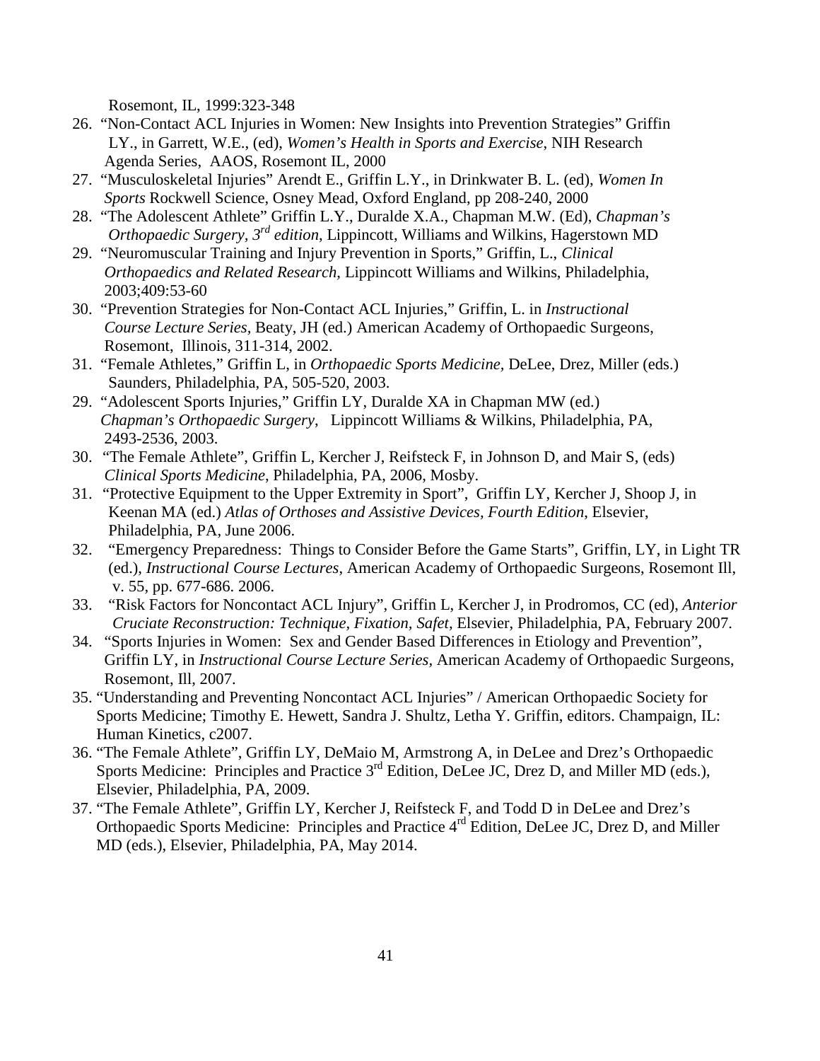Rosemont, IL, 1999:323-348

26. "Non-Contact ACL Injuries in Women: New Insights into Prevention Strategies" Griffin LY., in Garrett, W.E., (ed), *Women's Health in Sports and Exercise*, NIH Research Agenda Series, AAOS, Rosemont IL, 2000
27. "Musculoskeletal Injuries" Arendt E., Griffin L.Y., in Drinkwater B. L. (ed), *Women In Sports* Rockwell Science, Osney Mead, Oxford England, pp 208-240, 2000
28. "The Adolescent Athlete" Griffin L.Y., Duralde X.A., Chapman M.W. (Ed), *Chapman's Orthopaedic Surgery, 3rd edition*, Lippincott, Williams and Wilkins, Hagerstown MD
29. "Neuromuscular Training and Injury Prevention in Sports," Griffin, L., *Clinical Orthopaedics and Related Research*, Lippincott Williams and Wilkins, Philadelphia, 2003;409:53-60
30. "Prevention Strategies for Non-Contact ACL Injuries," Griffin, L. in *Instructional Course Lecture Series*, Beaty, JH (ed.) American Academy of Orthopaedic Surgeons, Rosemont, Illinois, 311-314, 2002.
31. "Female Athletes," Griffin L, in *Orthopaedic Sports Medicine,* DeLee, Drez, Miller (eds.) Saunders, Philadelphia, PA, 505-520, 2003.

29. "Adolescent Sports Injuries," Griffin LY, Duralde XA in Chapman MW (ed.) *Chapman's Orthopaedic Surgery*, Lippincott Williams & Wilkins, Philadelphia, PA, 2493-2536, 2003.
30. "The Female Athlete", Griffin L, Kercher J, Reifsteck F, in Johnson D, and Mair S, (eds) *Clinical Sports Medicine*, Philadelphia, PA, 2006, Mosby.
31. "Protective Equipment to the Upper Extremity in Sport", Griffin LY, Kercher J, Shoop J, in Keenan MA (ed.) *Atlas of Orthoses and Assistive Devices, Fourth Edition*, Elsevier, Philadelphia, PA, June 2006.
32. "Emergency Preparedness: Things to Consider Before the Game Starts", Griffin, LY, in Light TR (ed.), *Instructional Course Lectures*, American Academy of Orthopaedic Surgeons, Rosemont Ill, v. 55, pp. 677-686. 2006.
33. "Risk Factors for Noncontact ACL Injury", Griffin L, Kercher J, in Prodromos, CC (ed), *Anterior Cruciate Reconstruction: Technique, Fixation, Safet,* Elsevier, Philadelphia, PA, February 2007.
34. "Sports Injuries in Women: Sex and Gender Based Differences in Etiology and Prevention", Griffin LY, in *Instructional Course Lecture Series,* American Academy of Orthopaedic Surgeons, Rosemont, Ill, 2007.
35. "Understanding and Preventing Noncontact ACL Injuries" / American Orthopaedic Society for Sports Medicine; Timothy E. Hewett, Sandra J. Shultz, Letha Y. Griffin, editors. Champaign, IL: Human Kinetics, c2007.
36. "The Female Athlete", Griffin LY, DeMaio M, Armstrong A, in DeLee and Drez's Orthopaedic Sports Medicine: Principles and Practice 3rd Edition, DeLee JC, Drez D, and Miller MD (eds.), Elsevier, Philadelphia, PA, 2009.
37. "The Female Athlete", Griffin LY, Kercher J, Reifsteck F, and Todd D in DeLee and Drez's Orthopaedic Sports Medicine: Principles and Practice 4rd Edition, DeLee JC, Drez D, and Miller MD (eds.), Elsevier, Philadelphia, PA, May 2014.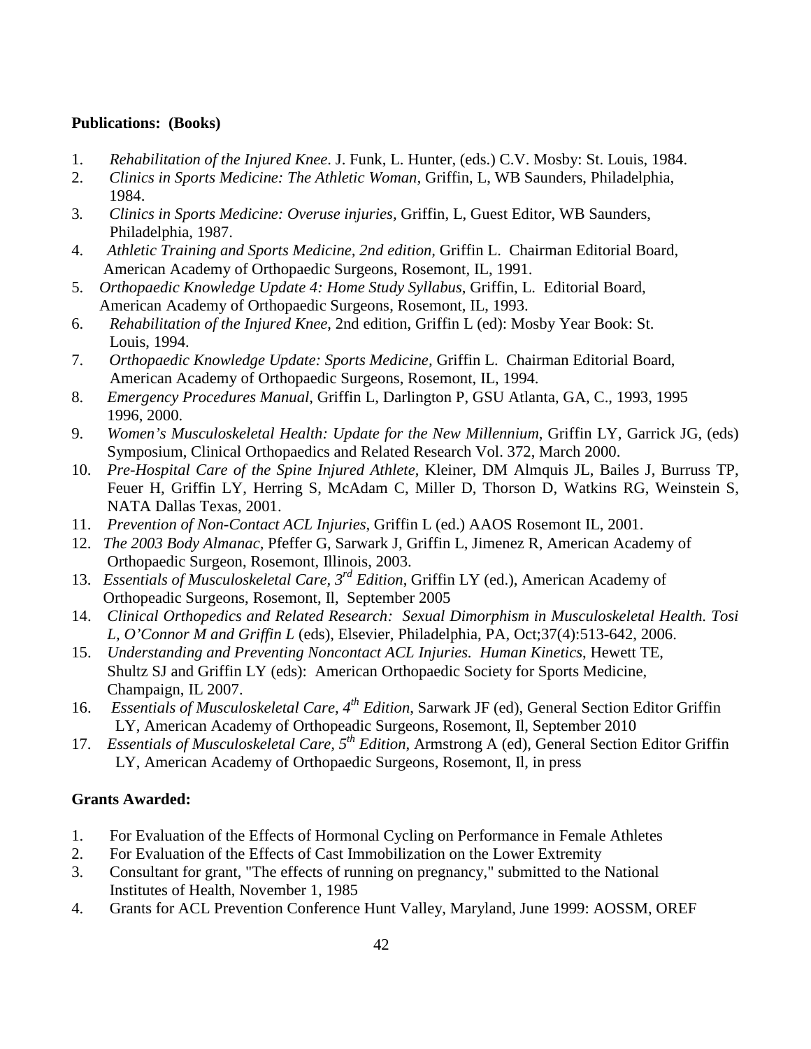**Publications: (Books)**

1. *Rehabilitation of the Injured Knee*. J. Funk, L. Hunter, (eds.) C.V. Mosby: St. Louis, 1984.
2. *Clinics in Sports Medicine: The Athletic Woman*, Griffin, L, WB Saunders, Philadelphia, 1984.
3. *Clinics in Sports Medicine: Overuse injuries*, Griffin, L, Guest Editor, WB Saunders, Philadelphia, 1987.
4. *Athletic Training and Sports Medicine, 2nd edition,* Griffin L. Chairman Editorial Board, American Academy of Orthopaedic Surgeons, Rosemont, IL, 1991.
5. *Orthopaedic Knowledge Update 4: Home Study Syllabus*, Griffin, L. Editorial Board, American Academy of Orthopaedic Surgeons, Rosemont, IL, 1993.
6. *Rehabilitation of the Injured Knee*, 2nd edition, Griffin L (ed): Mosby Year Book: St. Louis, 1994.
7. *Orthopaedic Knowledge Update: Sports Medicine,* Griffin L. Chairman Editorial Board, American Academy of Orthopaedic Surgeons, Rosemont, IL, 1994.
8. *Emergency Procedures Manual*, Griffin L, Darlington P, GSU Atlanta, GA, C., 1993, 1995 1996, 2000.
9. *Women's Musculoskeletal Health: Update for the New Millennium*, Griffin LY, Garrick JG, (eds) Symposium, Clinical Orthopaedics and Related Research Vol. 372, March 2000.
10. *Pre-Hospital Care of the Spine Injured Athlete*, Kleiner, DM Almquis JL, Bailes J, Burruss TP, Feuer H, Griffin LY, Herring S, McAdam C, Miller D, Thorson D, Watkins RG, Weinstein S, NATA Dallas Texas, 2001.
11. *Prevention of Non-Contact ACL Injuries*, Griffin L (ed.) AAOS Rosemont IL, 2001.
12. *The 2003 Body Almanac*, Pfeffer G, Sarwark J, Griffin L, Jimenez R, American Academy of Orthopaedic Surgeon, Rosemont, Illinois, 2003.
13. *Essentials of Musculoskeletal Care, 3rd Edition*, Griffin LY (ed.), American Academy of Orthopeadic Surgeons, Rosemont, Il, September 2005
14. *Clinical Orthopedics and Related Research: Sexual Dimorphism in Musculoskeletal Health. Tosi L, O'Connor M and Griffin L* (eds), Elsevier, Philadelphia, PA, Oct;37(4):513-642, 2006.
15. *Understanding and Preventing Noncontact ACL Injuries. Human Kinetics*, Hewett TE, Shultz SJ and Griffin LY (eds): American Orthopaedic Society for Sports Medicine, Champaign, IL 2007.
16. *Essentials of Musculoskeletal Care, 4th Edition*, Sarwark JF (ed), General Section Editor Griffin LY, American Academy of Orthopeadic Surgeons, Rosemont, Il, September 2010
17. *Essentials of Musculoskeletal Care, 5th Edition*, Armstrong A (ed), General Section Editor Griffin LY, American Academy of Orthopaedic Surgeons, Rosemont, Il, in press

**Grants Awarded:**

1. For Evaluation of the Effects of Hormonal Cycling on Performance in Female Athletes
2. For Evaluation of the Effects of Cast Immobilization on the Lower Extremity
3. Consultant for grant, "The effects of running on pregnancy," submitted to the National Institutes of Health, November 1, 1985
4. Grants for ACL Prevention Conference Hunt Valley, Maryland, June 1999: AOSSM, OREF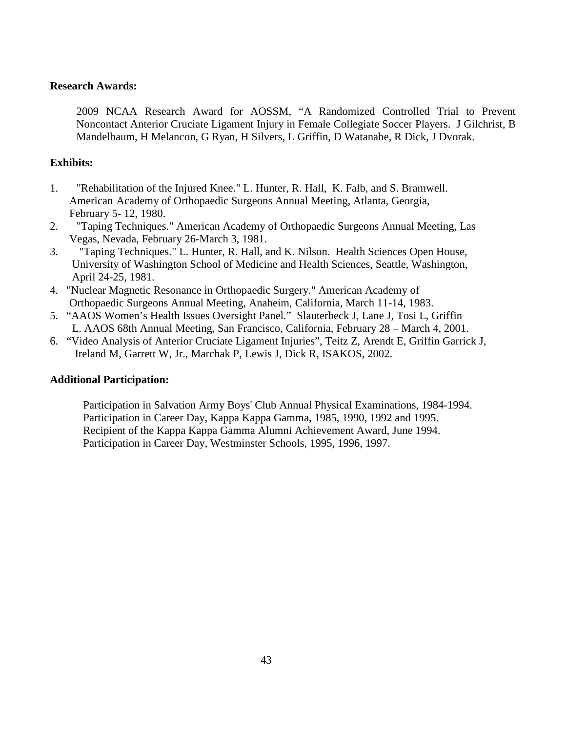**Research Awards:**

2009 NCAA Research Award for AOSSM, “A Randomized Controlled Trial to Prevent Noncontact Anterior Cruciate Ligament Injury in Female Collegiate Soccer Players. J Gilchrist, B Mandelbaum, H Melancon, G Ryan, H Silvers, L Griffin, D Watanabe, R Dick, J Dvorak.

**Exhibits:**

1. "Rehabilitation of the Injured Knee." L. Hunter, R. Hall, K. Falb, and S. Bramwell. American Academy of Orthopaedic Surgeons Annual Meeting, Atlanta, Georgia, February 5- 12, 1980.
2. "Taping Techniques." American Academy of Orthopaedic Surgeons Annual Meeting, Las Vegas, Nevada, February 26-March 3, 1981.
3. "Taping Techniques." L. Hunter, R. Hall, and K. Nilson. Health Sciences Open House, University of Washington School of Medicine and Health Sciences, Seattle, Washington, April 24-25, 1981.
4. "Nuclear Magnetic Resonance in Orthopaedic Surgery." American Academy of Orthopaedic Surgeons Annual Meeting, Anaheim, California, March 11-14, 1983.
5. “AAOS Women’s Health Issues Oversight Panel.” Slauterbeck J, Lane J, Tosi L, Griffin L. AAOS 68th Annual Meeting, San Francisco, California, February 28 – March 4, 2001.
6. “Video Analysis of Anterior Cruciate Ligament Injuries”, Teitz Z, Arendt E, Griffin Garrick J, Ireland M, Garrett W, Jr., Marchak P, Lewis J, Dick R, ISAKOS, 2002.

**Additional Participation:**

Participation in Salvation Army Boys' Club Annual Physical Examinations, 1984-1994.
Participation in Career Day, Kappa Kappa Gamma, 1985, 1990, 1992 and 1995.
Recipient of the Kappa Kappa Gamma Alumni Achievement Award, June 1994.
Participation in Career Day, Westminster Schools, 1995, 1996, 1997.